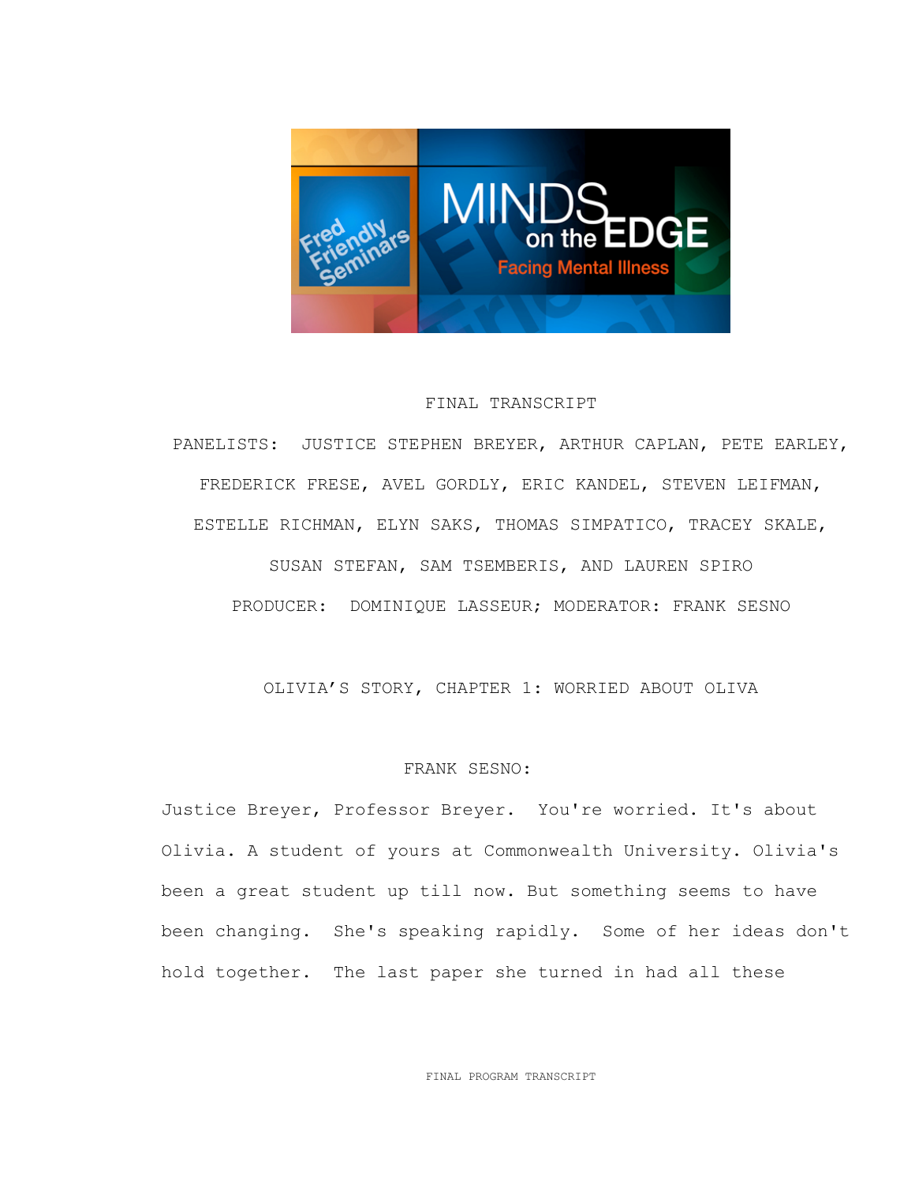FINAL TRANSCRIPT

PANELISTS: JUSTICE STEPHEN BREYER, ARTHUR CAPLAN, PETE EARLEY, FREDERICK FRESE, AVEL GORDLY, ERIC KANDEL, STEVEN LEIFMAN, ESTELLE RICHMAN, ELYN SAKS, THOMAS SIMPATICO, TRACEY SKALE, SUSAN STEFAN, SAM TSEMBERIS, AND LAUREN SPIRO

PRODUCER: DOMINIQUE LASSEUR; MODERATOR: FRANK SESNO

## OLIVIA'S STORY, CHAPTER 1: WORRIED ABOUT OLIVA

FRANK SESNO:

Justice Breyer, Professor Breyer. You're worried. It's about Olivia. A student of yours at Commonwealth University. Olivia's been a great student up till now. But something seems to have been changing. She's speaking rapidly. Some of her ideas don't hold together. The last paper she turned in had all these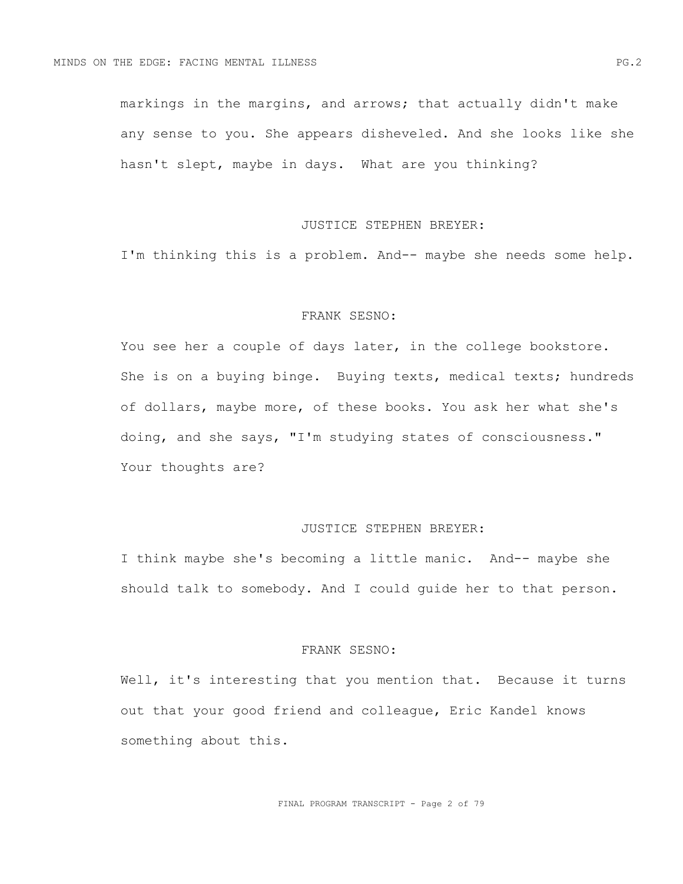markings in the margins, and arrows; that actually didn't make any sense to you. She appears disheveled. And she looks like she hasn't slept, maybe in days.  What are you thinking?

JUSTICE STEPHEN BREYER:

I'm thinking this is a problem. And-- maybe she needs some help.

FRANK SESNO:

You see her a couple of days later, in the college bookstore. She is on a buying binge.  Buying texts, medical texts; hundreds of dollars, maybe more, of these books. You ask her what she's doing, and she says, "I'm studying states of consciousness." Your thoughts are?

JUSTICE STEPHEN BREYER:

I think maybe she's becoming a little manic.  And-- maybe she should talk to somebody. And I could guide her to that person.

FRANK SESNO:

Well, it's interesting that you mention that.  Because it turns out that your good friend and colleague, Eric Kandel knows something about this.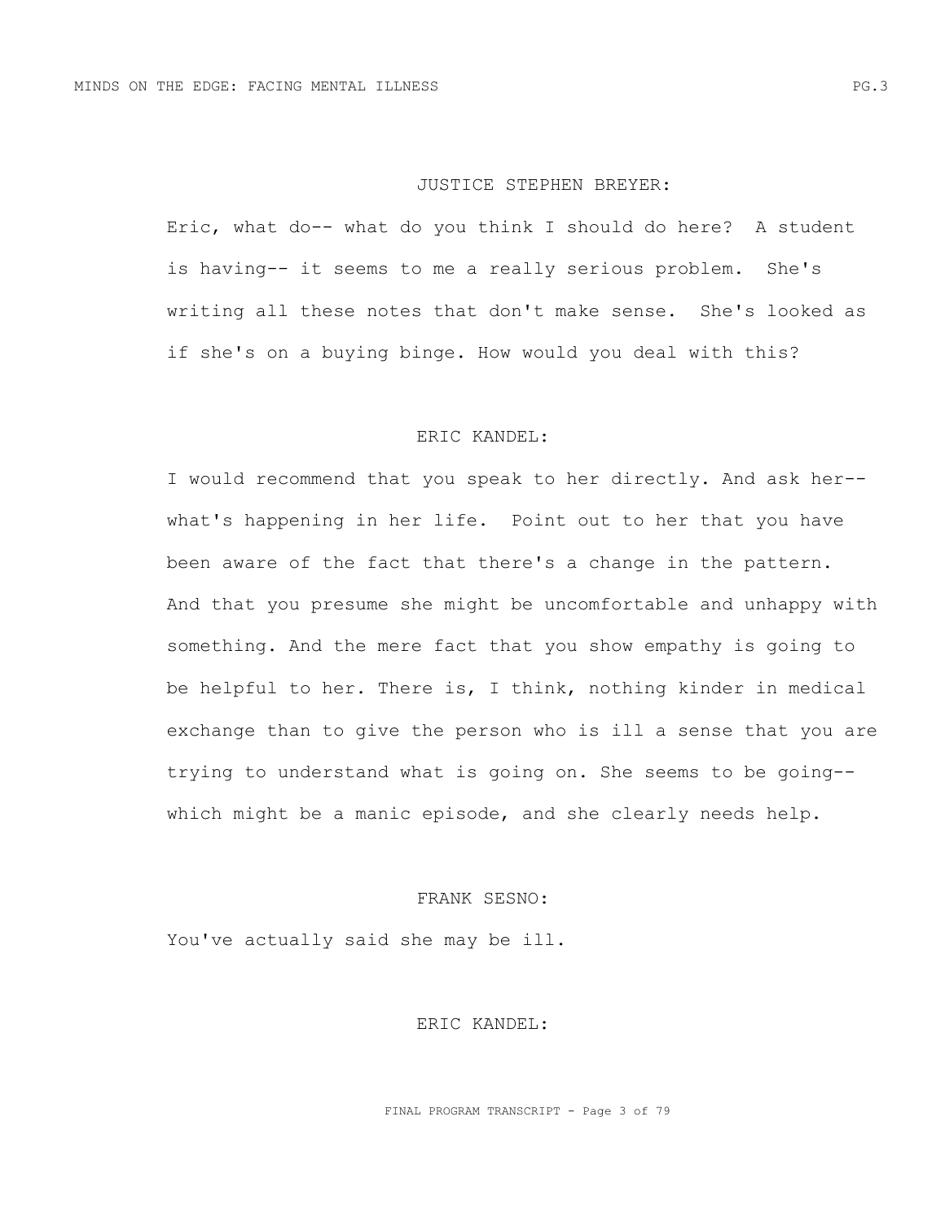JUSTICE STEPHEN BREYER:

Eric, what do-- what do you think I should do here? A student is having-- it seems to me a really serious problem. She's writing all these notes that don't make sense. She's looked as if she's on a buying binge. How would you deal with this?

ERIC KANDEL:

I would recommend that you speak to her directly. And ask her-- what's happening in her life. Point out to her that you have been aware of the fact that there's a change in the pattern. And that you presume she might be uncomfortable and unhappy with something. And the mere fact that you show empathy is going to be helpful to her. There is, I think, nothing kinder in medical exchange than to give the person who is ill a sense that you are trying to understand what is going on. She seems to be going-- which might be a manic episode, and she clearly needs help.

FRANK SESNO:

You've actually said she may be ill.

ERIC KANDEL: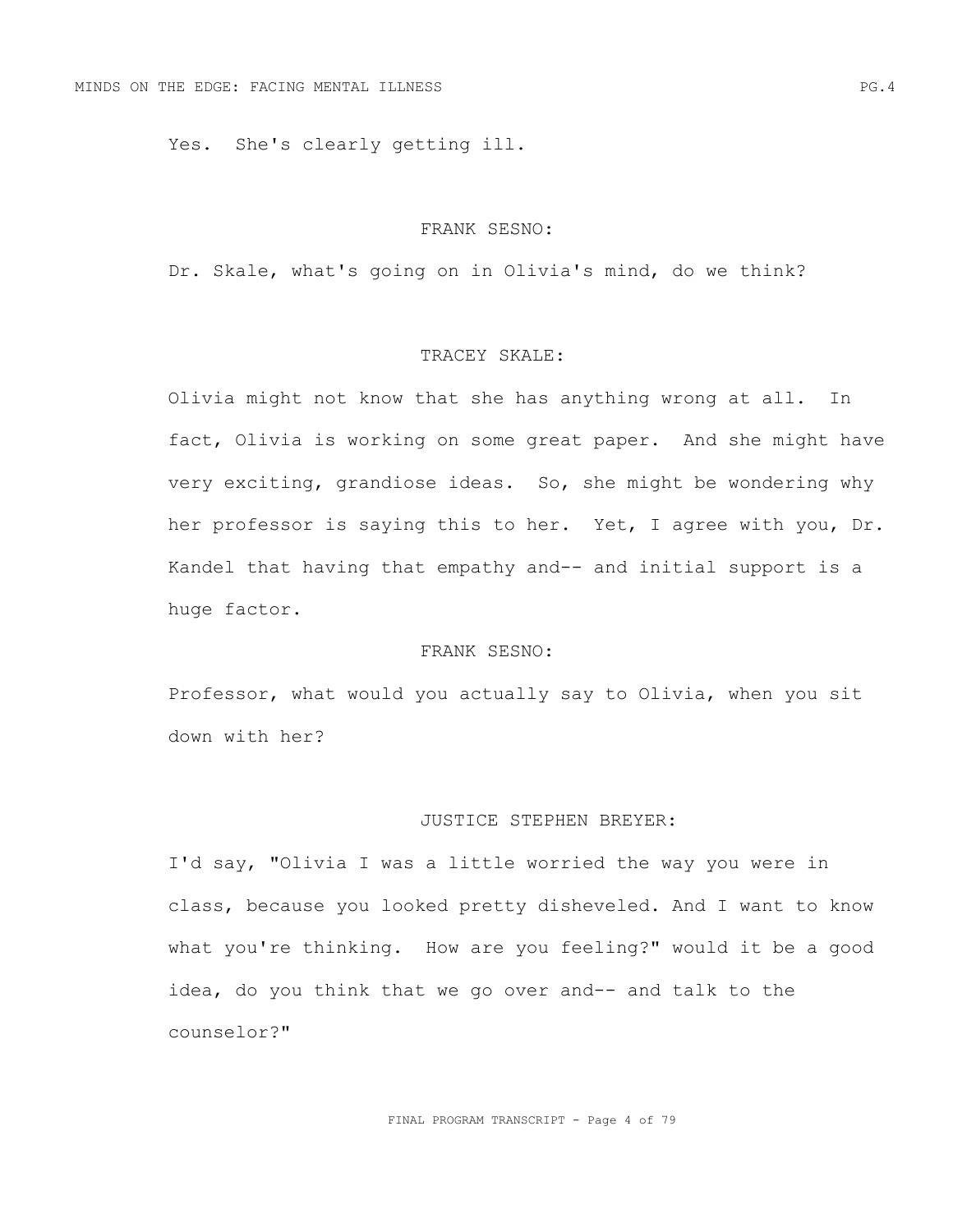Yes. She's clearly getting ill.

FRANK SESNO:

Dr. Skale, what's going on in Olivia's mind, do we think?

TRACEY SKALE:

Olivia might not know that she has anything wrong at all. In fact, Olivia is working on some great paper. And she might have very exciting, grandiose ideas. So, she might be wondering why her professor is saying this to her. Yet, I agree with you, Dr. Kandel that having that empathy and-- and initial support is a huge factor.

FRANK SESNO:

Professor, what would you actually say to Olivia, when you sit down with her?

JUSTICE STEPHEN BREYER:

I'd say, "Olivia I was a little worried the way you were in class, because you looked pretty disheveled. And I want to know what you're thinking. How are you feeling?" would it be a good idea, do you think that we go over and-- and talk to the counselor?"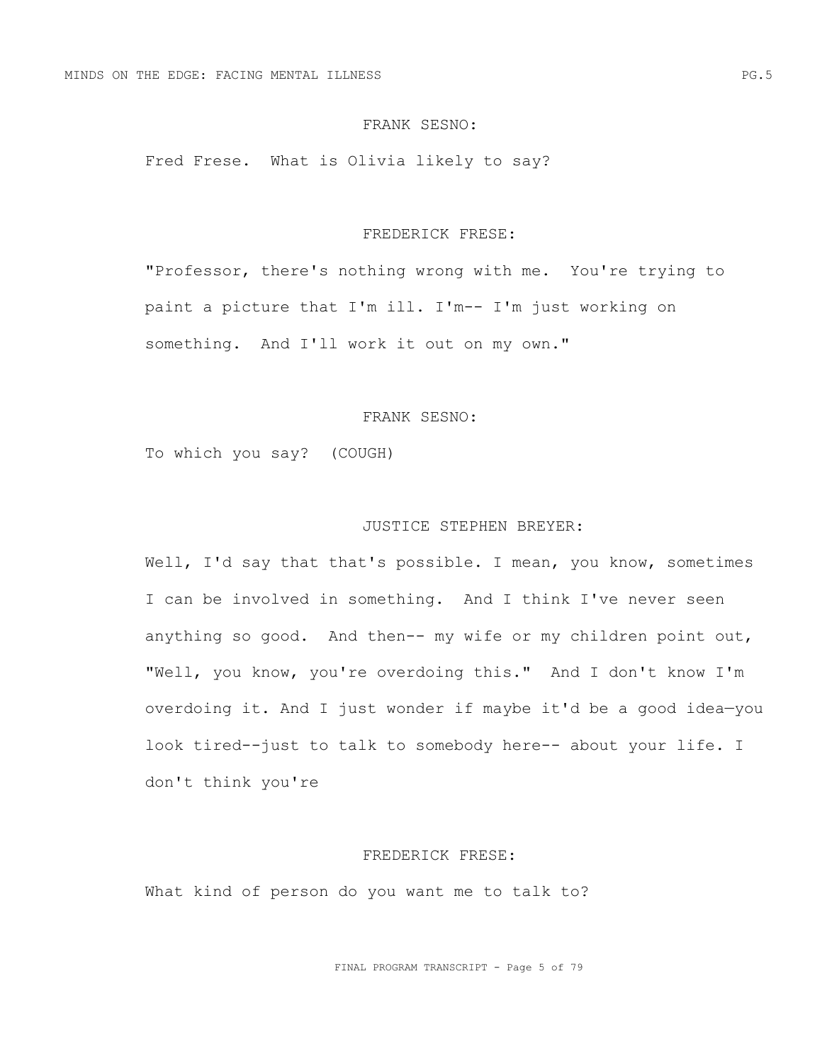FRANK SESNO:

Fred Frese. What is Olivia likely to say?

FREDERICK FRESE:

"Professor, there's nothing wrong with me. You're trying to paint a picture that I'm ill. I'm-- I'm just working on something. And I'll work it out on my own."

FRANK SESNO:

To which you say? (COUGH)

JUSTICE STEPHEN BREYER:

Well, I'd say that that's possible. I mean, you know, sometimes I can be involved in something. And I think I've never seen anything so good. And then-- my wife or my children point out, "Well, you know, you're overdoing this." And I don't know I'm overdoing it. And I just wonder if maybe it'd be a good idea—you look tired--just to talk to somebody here-- about your life. I don't think you're

FREDERICK FRESE:

What kind of person do you want me to talk to?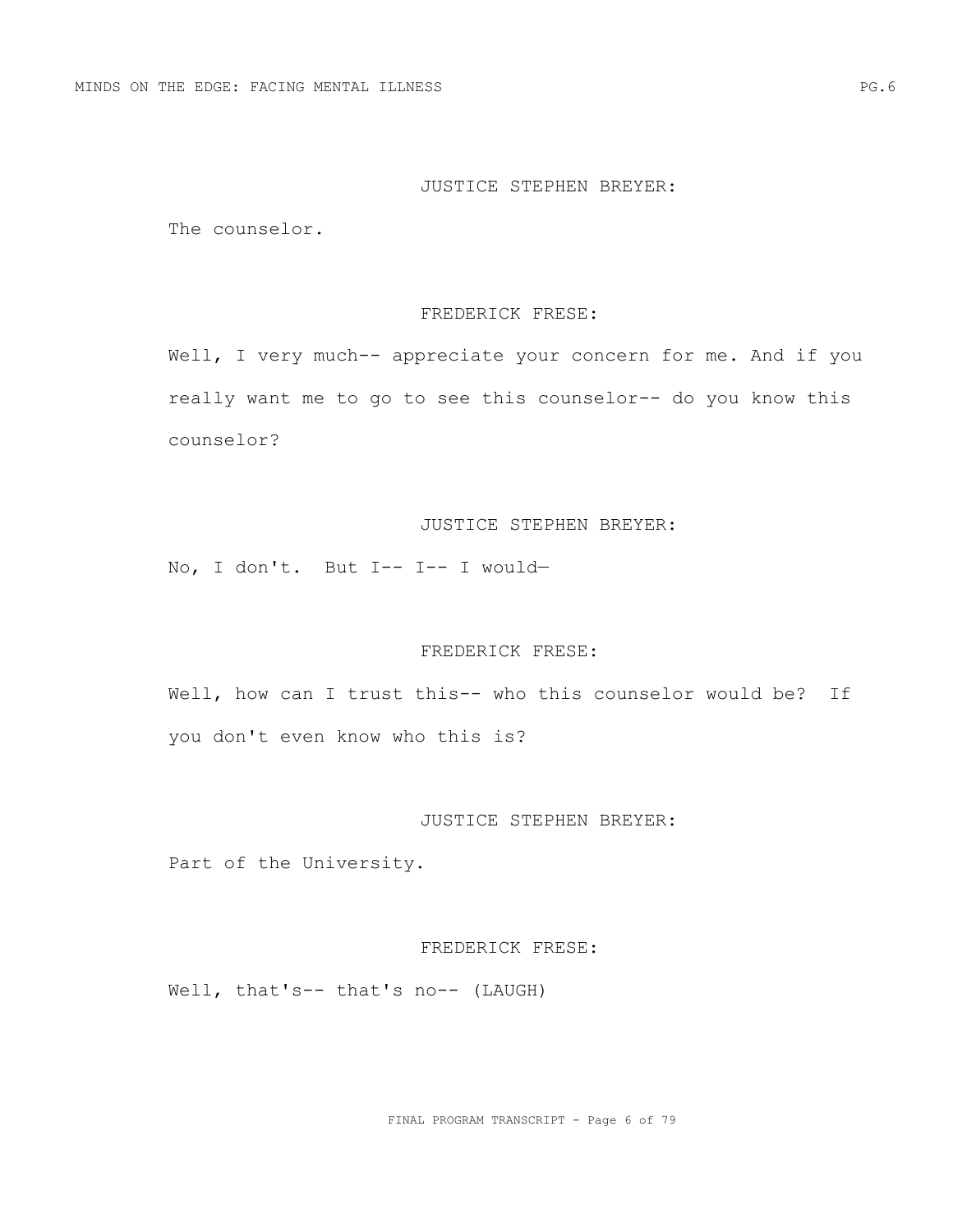JUSTICE STEPHEN BREYER:

The counselor.

FREDERICK FRESE:

Well, I very much-- appreciate your concern for me. And if you really want me to go to see this counselor-- do you know this counselor?

JUSTICE STEPHEN BREYER:

No, I don't. But I-- I-- I would—

FREDERICK FRESE:

Well, how can I trust this-- who this counselor would be? If you don't even know who this is?

JUSTICE STEPHEN BREYER:

Part of the University.

FREDERICK FRESE:

Well, that's-- that's no-- (LAUGH)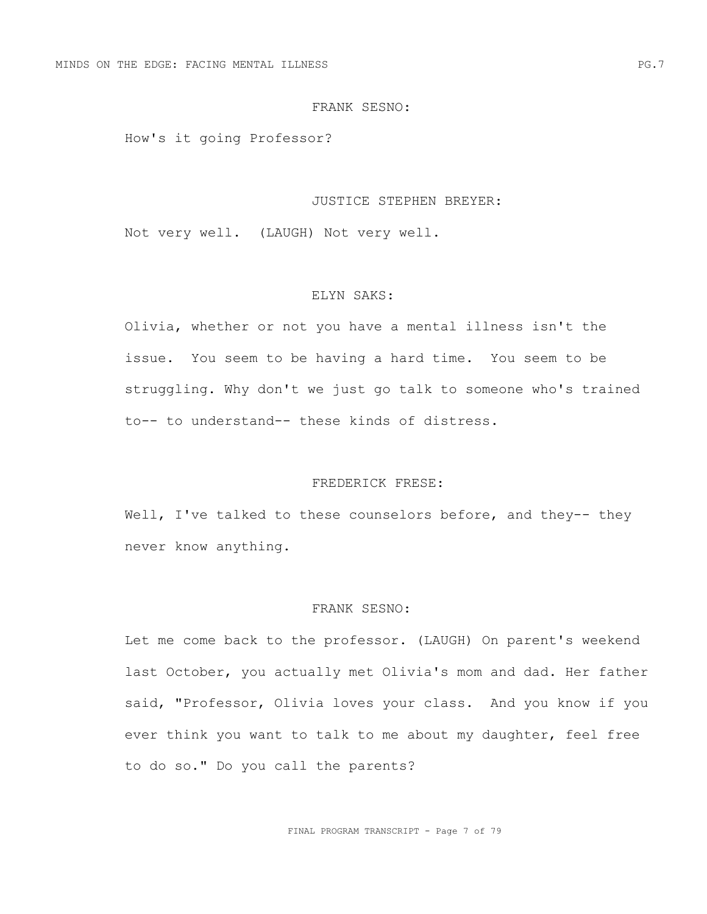FRANK SESNO:

How's it going Professor?

JUSTICE STEPHEN BREYER:

Not very well. (LAUGH) Not very well.

ELYN SAKS:

Olivia, whether or not you have a mental illness isn't the issue. You seem to be having a hard time. You seem to be struggling. Why don't we just go talk to someone who's trained to-- to understand-- these kinds of distress.

FREDERICK FRESE:

Well, I've talked to these counselors before, and they-- they never know anything.

FRANK SESNO:

Let me come back to the professor. (LAUGH) On parent's weekend last October, you actually met Olivia's mom and dad. Her father said, "Professor, Olivia loves your class. And you know if you ever think you want to talk to me about my daughter, feel free to do so." Do you call the parents?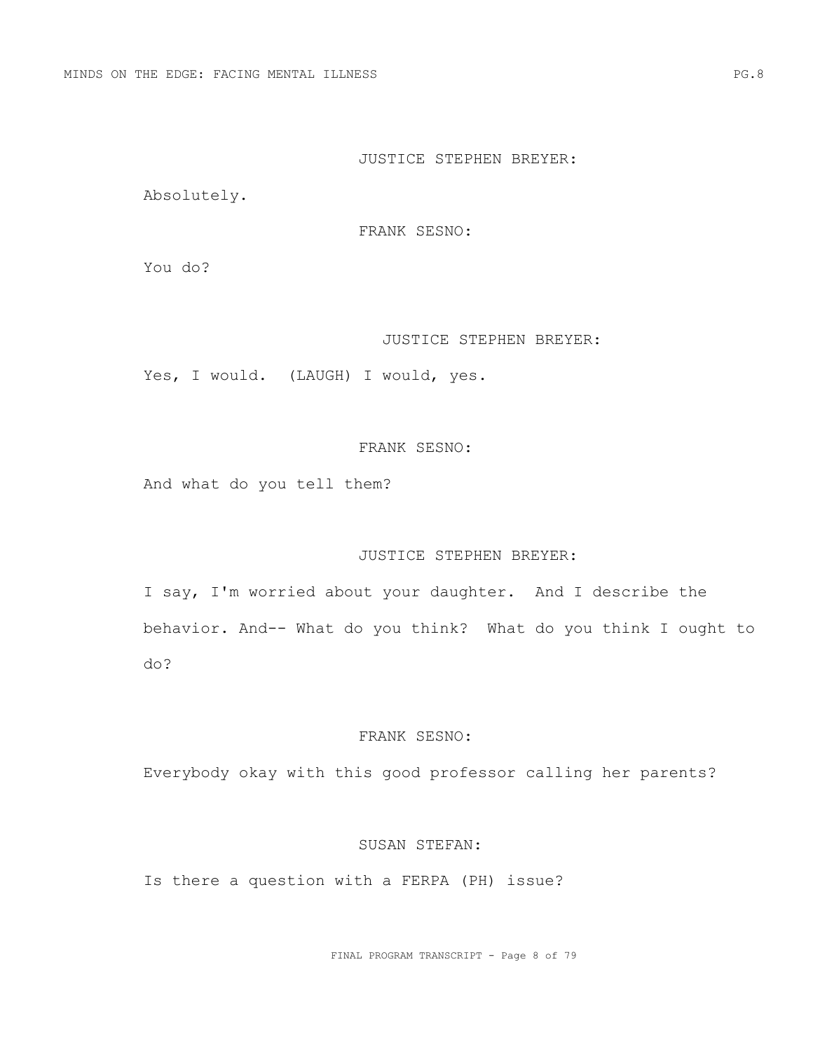JUSTICE STEPHEN BREYER:

Absolutely.

FRANK SESNO:

You do?

JUSTICE STEPHEN BREYER:

Yes, I would. (LAUGH) I would, yes.

FRANK SESNO:

And what do you tell them?

JUSTICE STEPHEN BREYER:

I say, I'm worried about your daughter. And I describe the behavior. And-- What do you think? What do you think I ought to do?

FRANK SESNO:

Everybody okay with this good professor calling her parents?

SUSAN STEFAN:

Is there a question with a FERPA (PH) issue?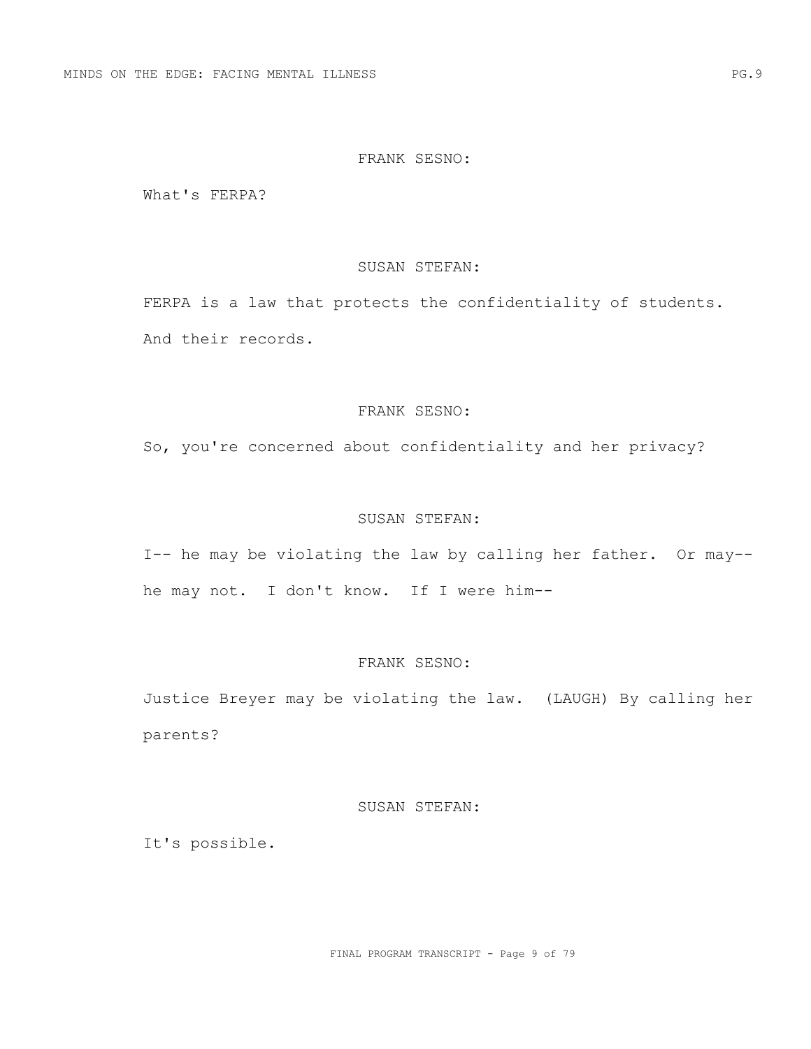FRANK SESNO:

What's FERPA?

SUSAN STEFAN:

FERPA is a law that protects the confidentiality of students. And their records.

FRANK SESNO:

So, you're concerned about confidentiality and her privacy?

SUSAN STEFAN:

I-- he may be violating the law by calling her father. Or may-- he may not. I don't know. If I were him--

FRANK SESNO:

Justice Breyer may be violating the law. (LAUGH) By calling her parents?

SUSAN STEFAN:

It's possible.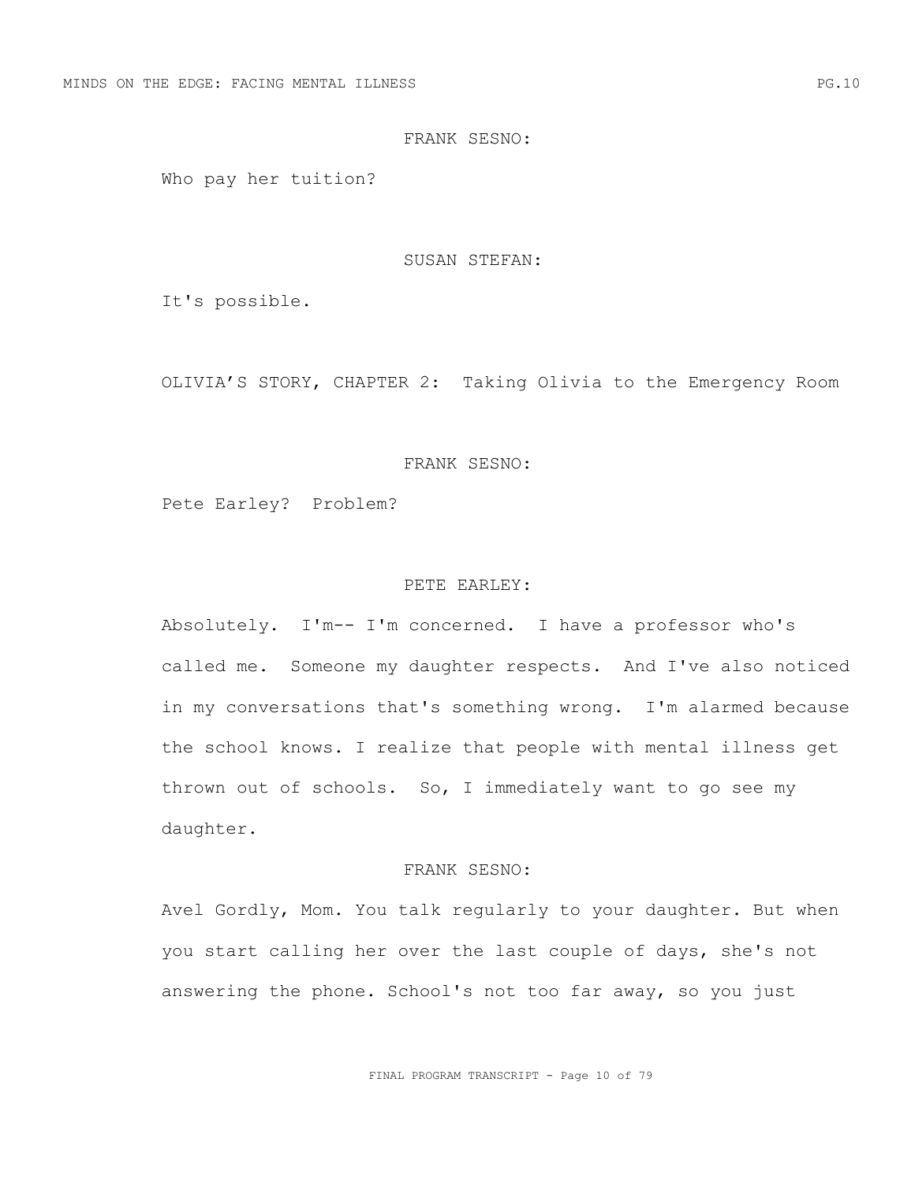FRANK SESNO:

Who pay her tuition?

SUSAN STEFAN:

It's possible.

OLIVIA'S STORY, CHAPTER 2: Taking Olivia to the Emergency Room

FRANK SESNO:

Pete Earley? Problem?

PETE EARLEY:

Absolutely. I'm-- I'm concerned. I have a professor who's called me. Someone my daughter respects. And I've also noticed in my conversations that's something wrong. I'm alarmed because the school knows. I realize that people with mental illness get thrown out of schools. So, I immediately want to go see my daughter.

FRANK SESNO:

Avel Gordly, Mom. You talk regularly to your daughter. But when you start calling her over the last couple of days, she's not answering the phone. School's not too far away, so you just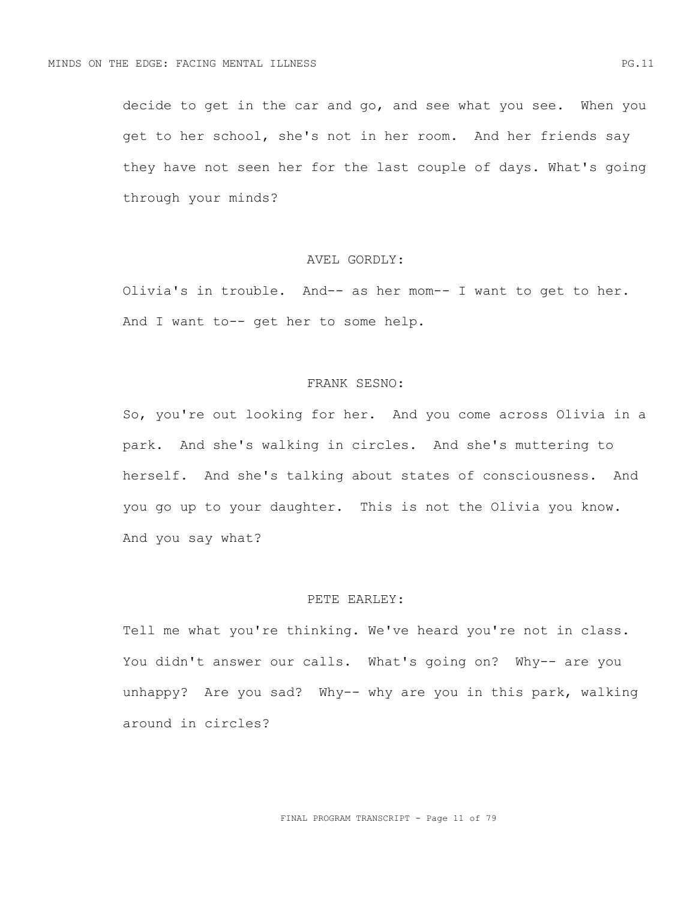decide to get in the car and go, and see what you see. When you get to her school, she's not in her room. And her friends say they have not seen her for the last couple of days. What's going through your minds?

AVEL GORDLY:

Olivia's in trouble. And-- as her mom-- I want to get to her. And I want to-- get her to some help.

FRANK SESNO:

So, you're out looking for her. And you come across Olivia in a park. And she's walking in circles. And she's muttering to herself. And she's talking about states of consciousness. And you go up to your daughter. This is not the Olivia you know. And you say what?

PETE EARLEY:

Tell me what you're thinking. We've heard you're not in class. You didn't answer our calls. What's going on? Why-- are you unhappy? Are you sad? Why-- why are you in this park, walking around in circles?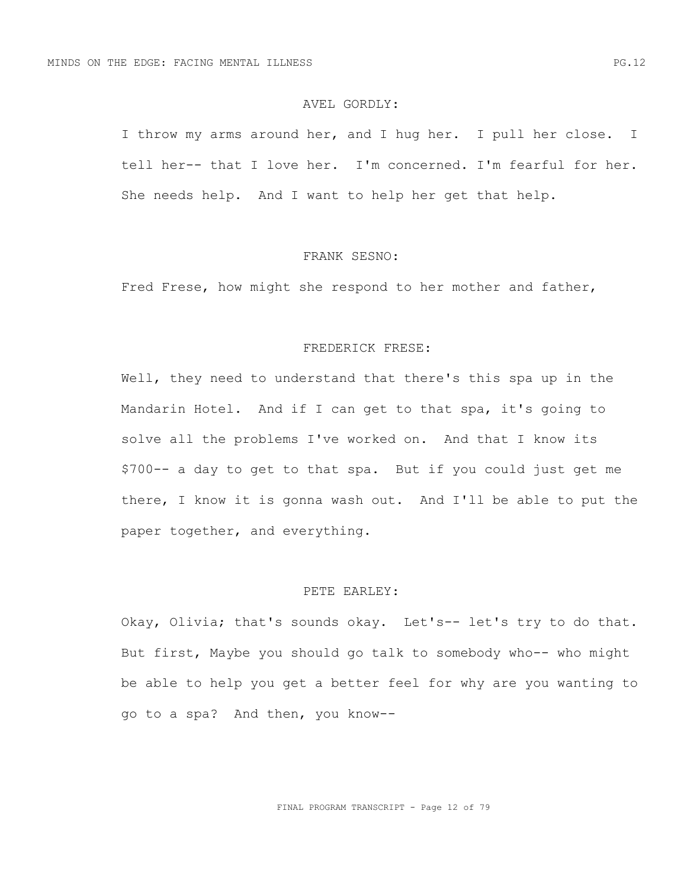AVEL GORDLY:

I throw my arms around her, and I hug her. I pull her close. I tell her-- that I love her. I'm concerned. I'm fearful for her. She needs help. And I want to help her get that help.

FRANK SESNO:

Fred Frese, how might she respond to her mother and father,

FREDERICK FRESE:

Well, they need to understand that there's this spa up in the Mandarin Hotel. And if I can get to that spa, it's going to solve all the problems I've worked on. And that I know its $700-- a day to get to that spa. But if you could just get me there, I know it is gonna wash out. And I'll be able to put the paper together, and everything.

PETE EARLEY:

Okay, Olivia; that's sounds okay. Let's-- let's try to do that. But first, Maybe you should go talk to somebody who-- who might be able to help you get a better feel for why are you wanting to go to a spa? And then, you know--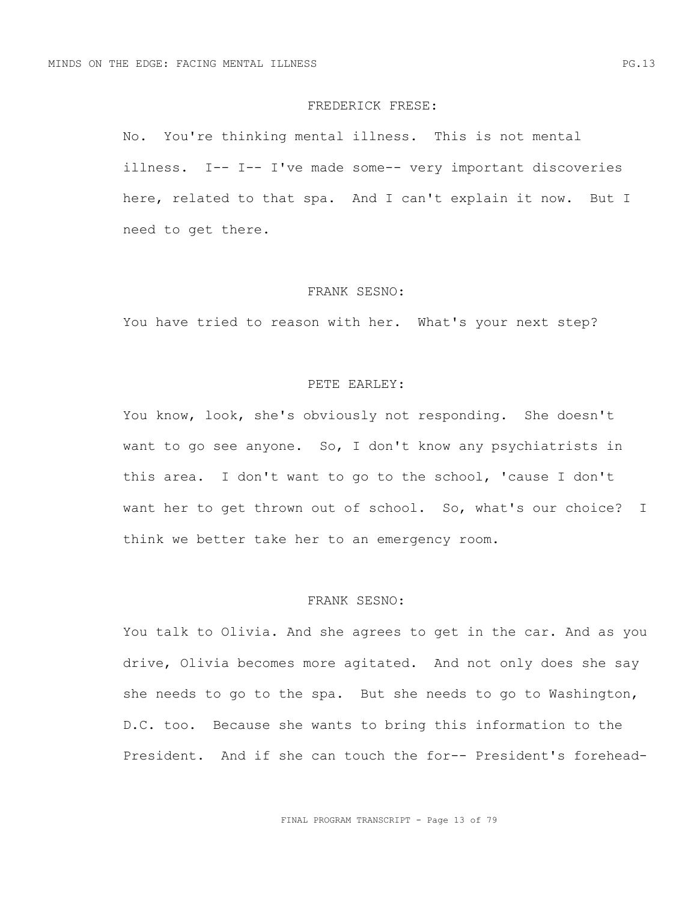FREDERICK FRESE:

No. You're thinking mental illness. This is not mental illness. I-- I-- I've made some-- very important discoveries here, related to that spa. And I can't explain it now. But I need to get there.

FRANK SESNO:

You have tried to reason with her. What's your next step?

PETE EARLEY:

You know, look, she's obviously not responding. She doesn't want to go see anyone. So, I don't know any psychiatrists in this area. I don't want to go to the school, 'cause I don't want her to get thrown out of school. So, what's our choice? I think we better take her to an emergency room.

FRANK SESNO:

You talk to Olivia. And she agrees to get in the car. And as you drive, Olivia becomes more agitated. And not only does she say she needs to go to the spa. But she needs to go to Washington, D.C. too. Because she wants to bring this information to the President. And if she can touch the for-- President's forehead-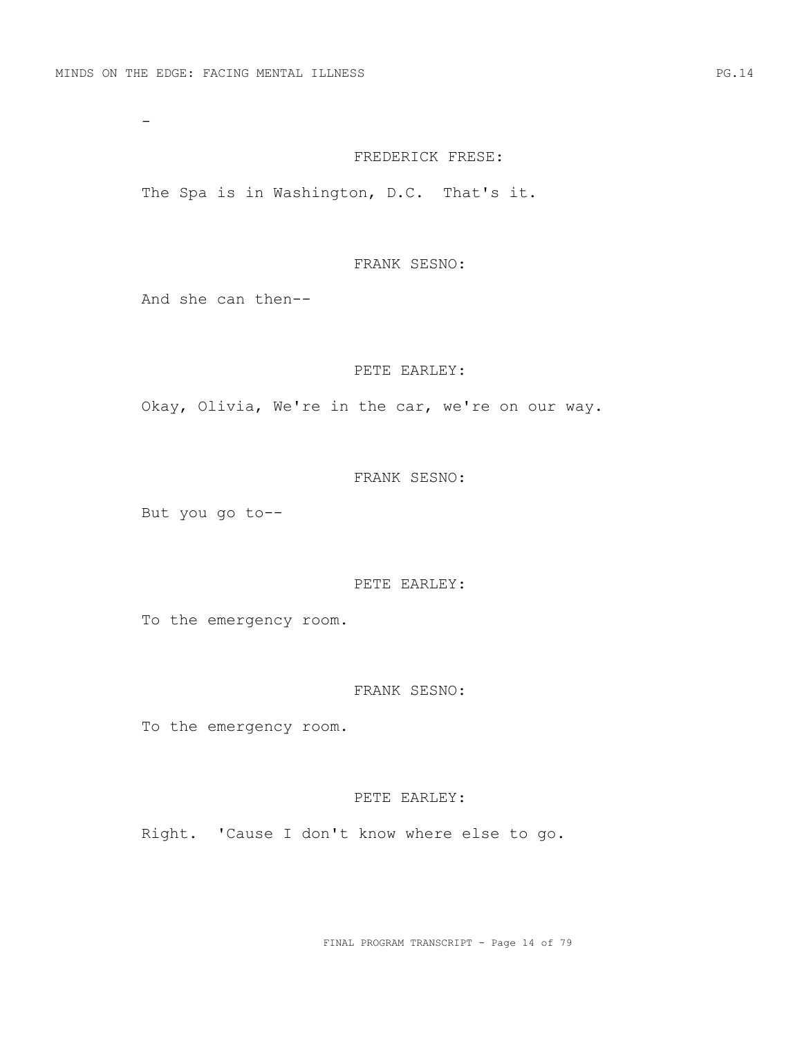-

FREDERICK FRESE:

The Spa is in Washington, D.C.  That's it.

FRANK SESNO:

And she can then--

PETE EARLEY:

Okay, Olivia, We're in the car, we're on our way.

FRANK SESNO:

But you go to--

PETE EARLEY:

To the emergency room.

FRANK SESNO:

To the emergency room.

PETE EARLEY:

Right.  'Cause I don't know where else to go.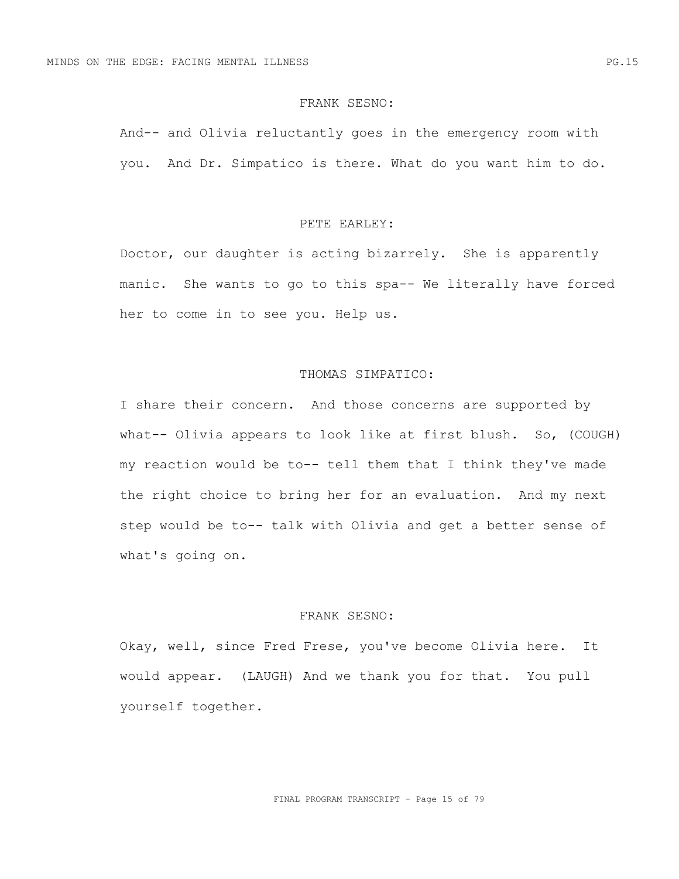FRANK SESNO:

And-- and Olivia reluctantly goes in the emergency room with you. And Dr. Simpatico is there. What do you want him to do.

PETE EARLEY:

Doctor, our daughter is acting bizarrely. She is apparently manic. She wants to go to this spa-- We literally have forced her to come in to see you. Help us.

THOMAS SIMPATICO:

I share their concern. And those concerns are supported by what-- Olivia appears to look like at first blush. So, (COUGH) my reaction would be to-- tell them that I think they've made the right choice to bring her for an evaluation. And my next step would be to-- talk with Olivia and get a better sense of what's going on.

FRANK SESNO:

Okay, well, since Fred Frese, you've become Olivia here. It would appear. (LAUGH) And we thank you for that. You pull yourself together.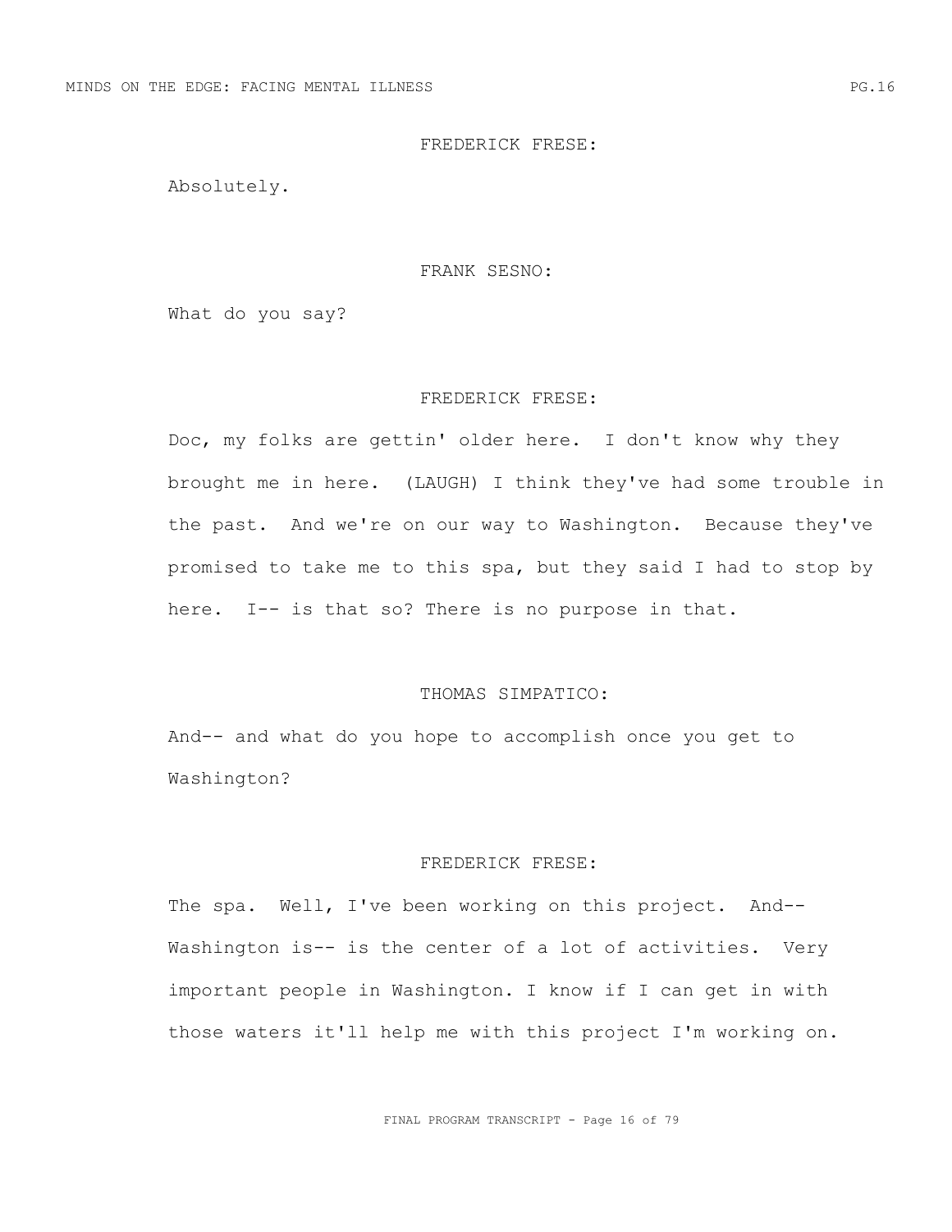FREDERICK FRESE:

Absolutely.

FRANK SESNO:

What do you say?

FREDERICK FRESE:

Doc, my folks are gettin' older here. I don't know why they brought me in here. (LAUGH) I think they've had some trouble in the past. And we're on our way to Washington. Because they've promised to take me to this spa, but they said I had to stop by here. I-- is that so? There is no purpose in that.

THOMAS SIMPATICO:

And-- and what do you hope to accomplish once you get to Washington?

FREDERICK FRESE:

The spa. Well, I've been working on this project. And-- Washington is-- is the center of a lot of activities. Very important people in Washington. I know if I can get in with those waters it'll help me with this project I'm working on.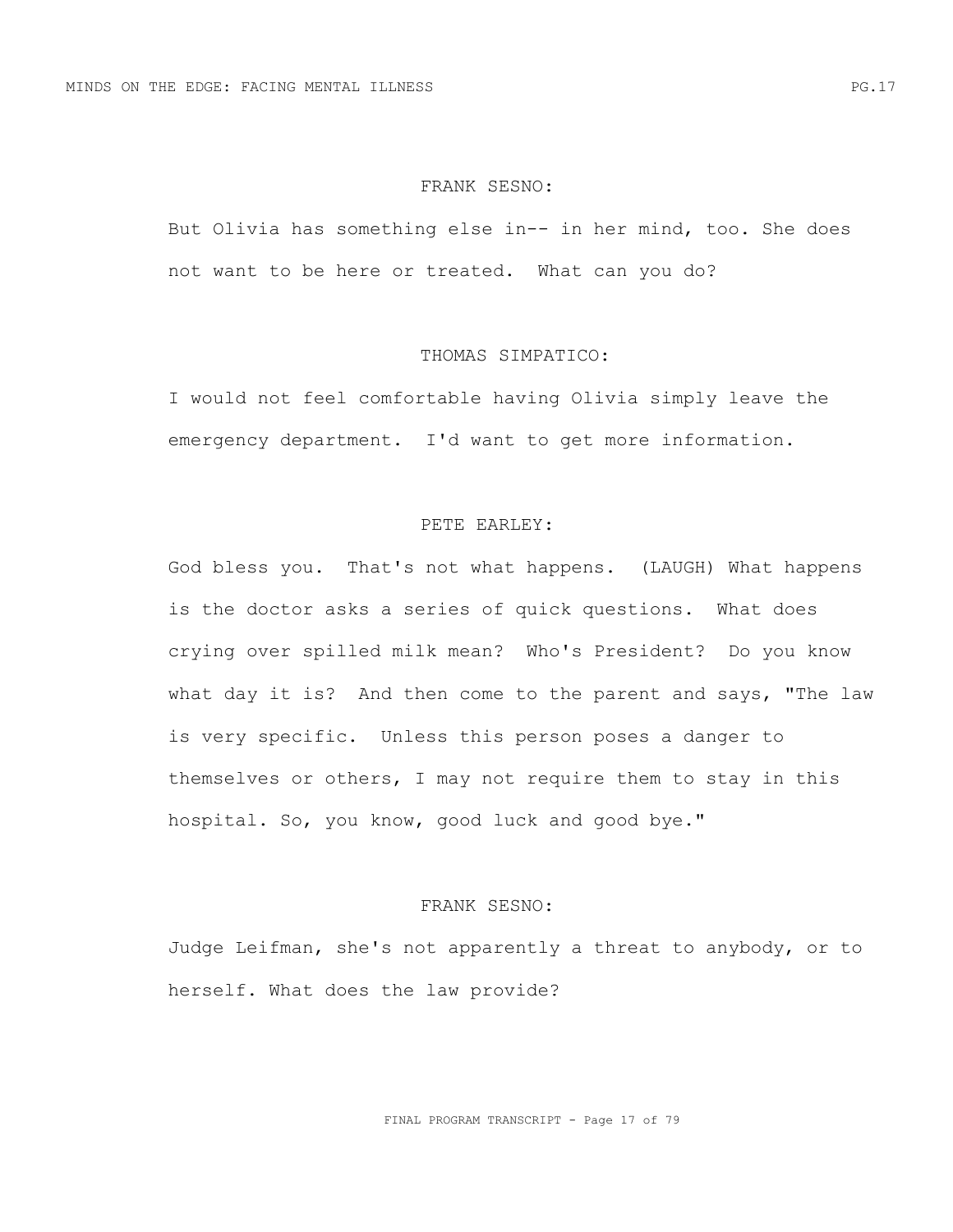FRANK SESNO:

But Olivia has something else in-- in her mind, too. She does not want to be here or treated.  What can you do?

THOMAS SIMPATICO:

I would not feel comfortable having Olivia simply leave the emergency department.  I'd want to get more information.

PETE EARLEY:

God bless you.  That's not what happens.  (LAUGH) What happens is the doctor asks a series of quick questions.  What does crying over spilled milk mean?  Who's President?  Do you know what day it is?  And then come to the parent and says, "The law is very specific.  Unless this person poses a danger to themselves or others, I may not require them to stay in this hospital. So, you know, good luck and good bye."

FRANK SESNO:

Judge Leifman, she's not apparently a threat to anybody, or to herself. What does the law provide?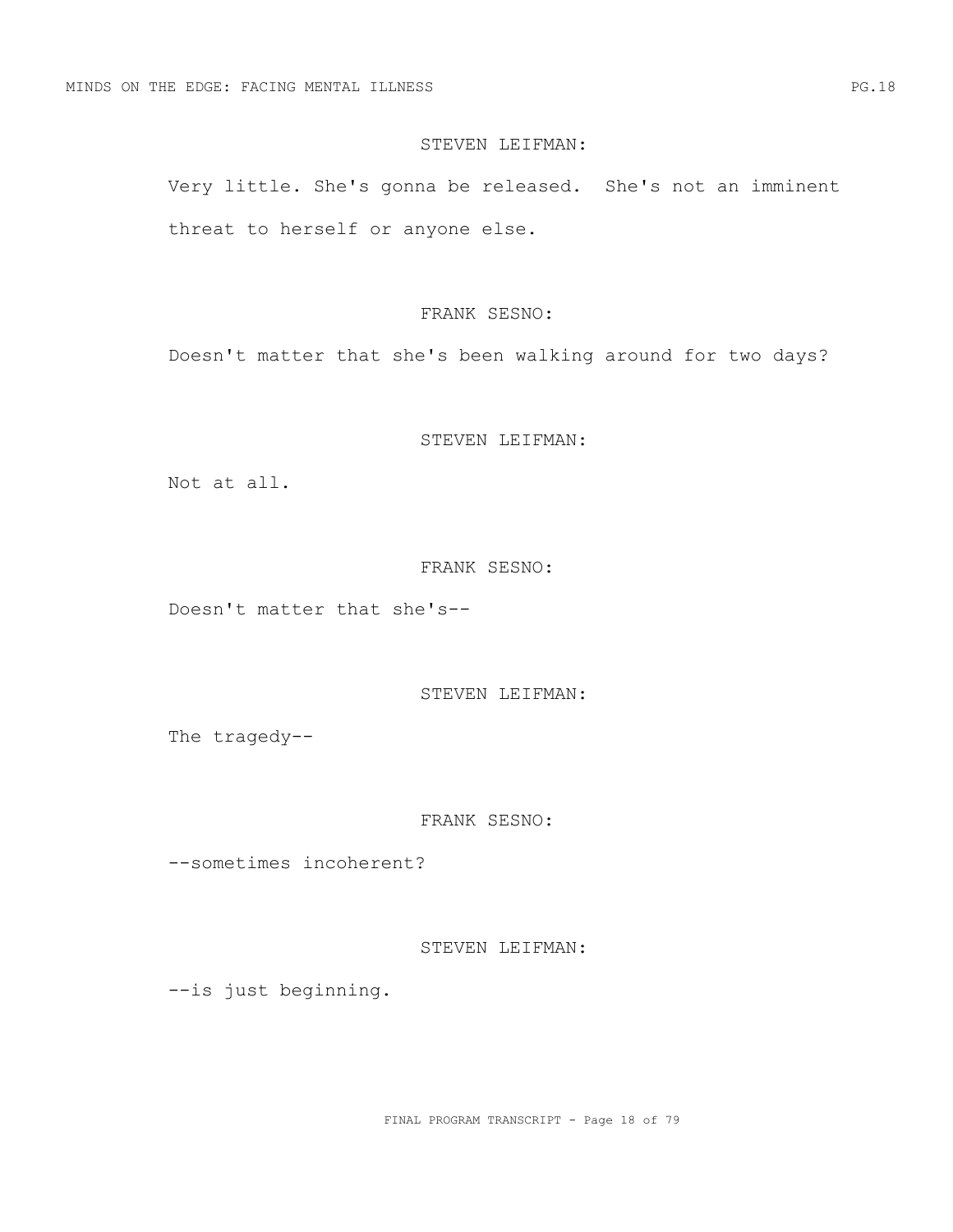STEVEN LEIFMAN:

Very little. She's gonna be released.  She's not an imminent threat to herself or anyone else.

FRANK SESNO:

Doesn't matter that she's been walking around for two days?

STEVEN LEIFMAN:

Not at all.

FRANK SESNO:

Doesn't matter that she's--

STEVEN LEIFMAN:

The tragedy--

FRANK SESNO:

--sometimes incoherent?

STEVEN LEIFMAN:

--is just beginning.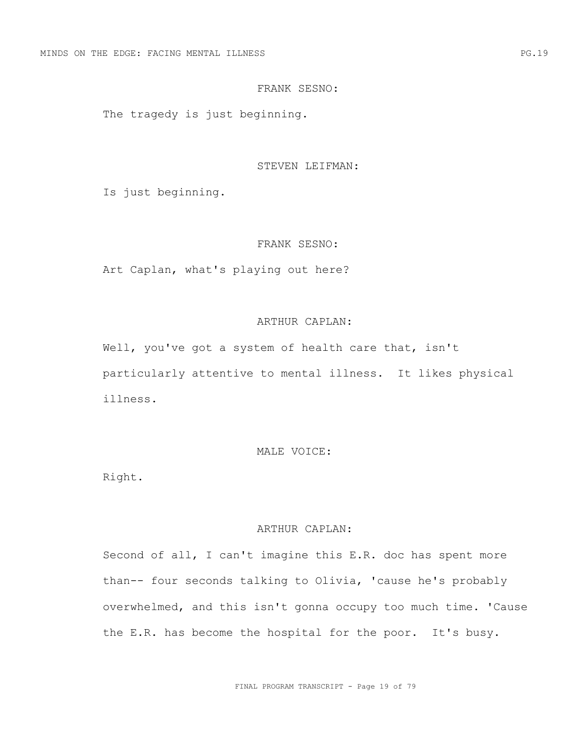FRANK SESNO:

The tragedy is just beginning.

STEVEN LEIFMAN:

Is just beginning.

FRANK SESNO:

Art Caplan, what's playing out here?

ARTHUR CAPLAN:

Well, you've got a system of health care that, isn't particularly attentive to mental illness. It likes physical illness.

MALE VOICE:

Right.

ARTHUR CAPLAN:

Second of all, I can't imagine this E.R. doc has spent more than-- four seconds talking to Olivia, 'cause he's probably overwhelmed, and this isn't gonna occupy too much time. 'Cause the E.R. has become the hospital for the poor. It's busy.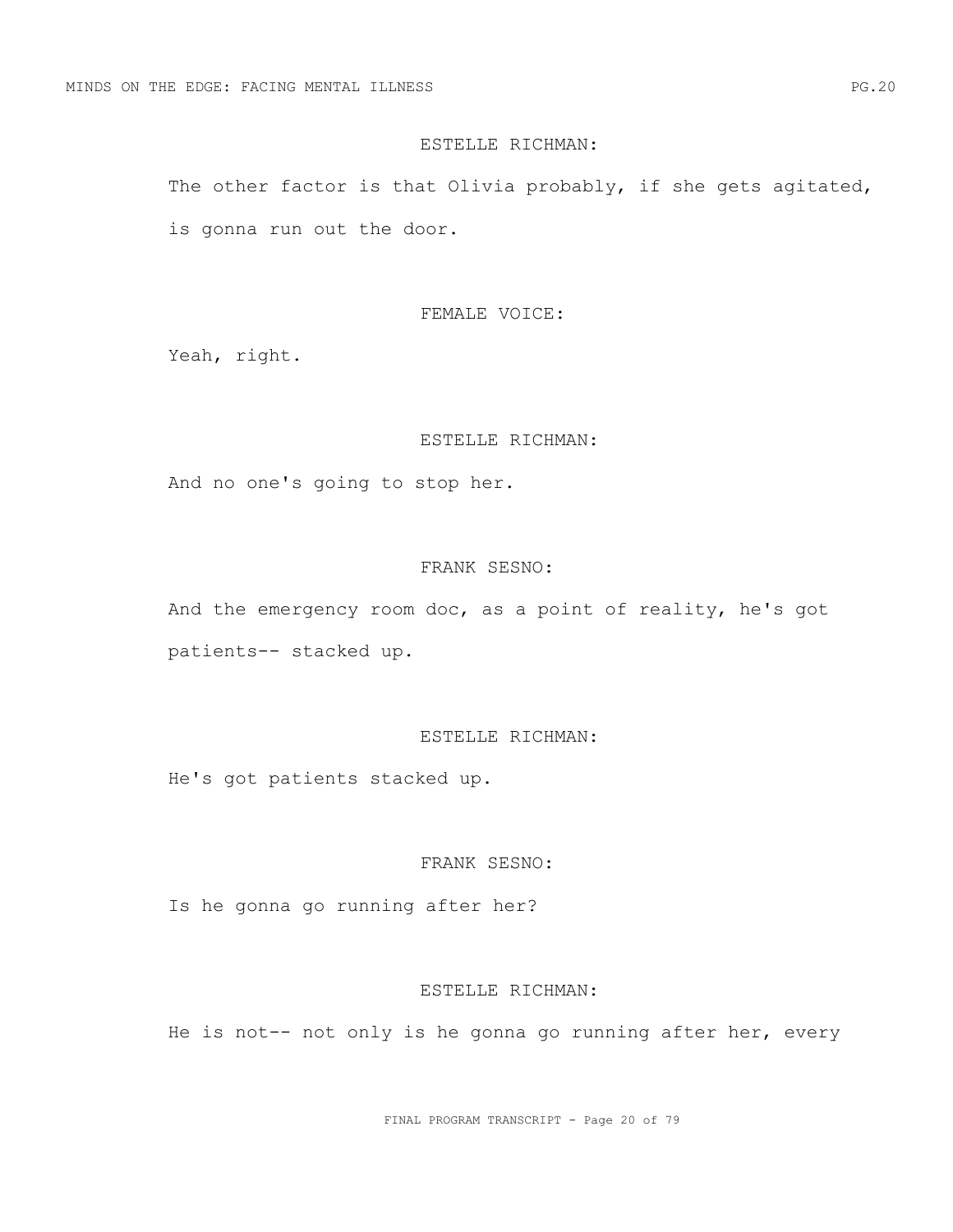ESTELLE RICHMAN:

The other factor is that Olivia probably, if she gets agitated, is gonna run out the door.

FEMALE VOICE:

Yeah, right.

ESTELLE RICHMAN:

And no one's going to stop her.

FRANK SESNO:

And the emergency room doc, as a point of reality, he's got patients-- stacked up.

ESTELLE RICHMAN:

He's got patients stacked up.

FRANK SESNO:

Is he gonna go running after her?

ESTELLE RICHMAN:

He is not-- not only is he gonna go running after her, every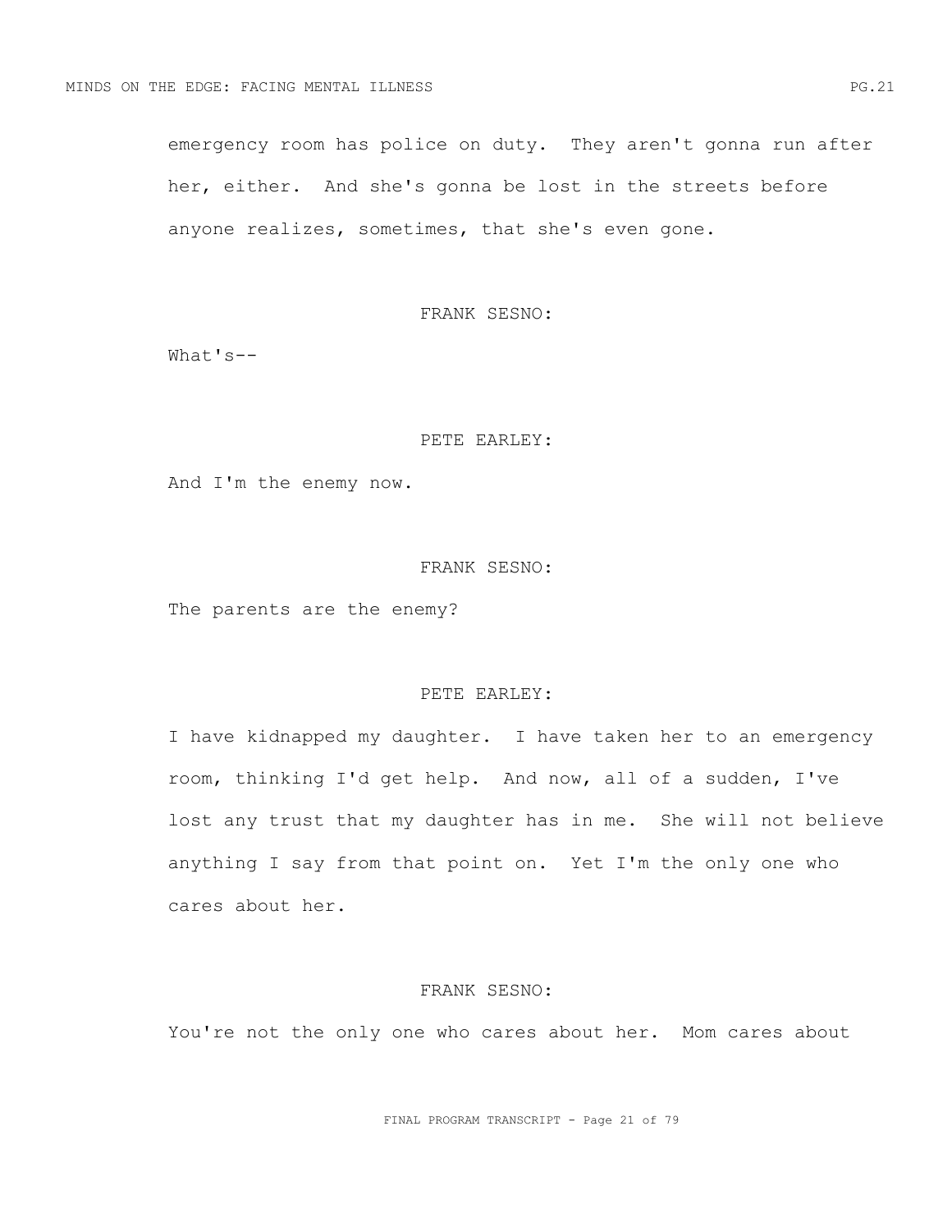emergency room has police on duty. They aren't gonna run after her, either. And she's gonna be lost in the streets before anyone realizes, sometimes, that she's even gone.

FRANK SESNO:

What's--

PETE EARLEY:

And I'm the enemy now.

FRANK SESNO:

The parents are the enemy?

PETE EARLEY:

I have kidnapped my daughter. I have taken her to an emergency room, thinking I'd get help. And now, all of a sudden, I've lost any trust that my daughter has in me. She will not believe anything I say from that point on. Yet I'm the only one who cares about her.

FRANK SESNO:

You're not the only one who cares about her. Mom cares about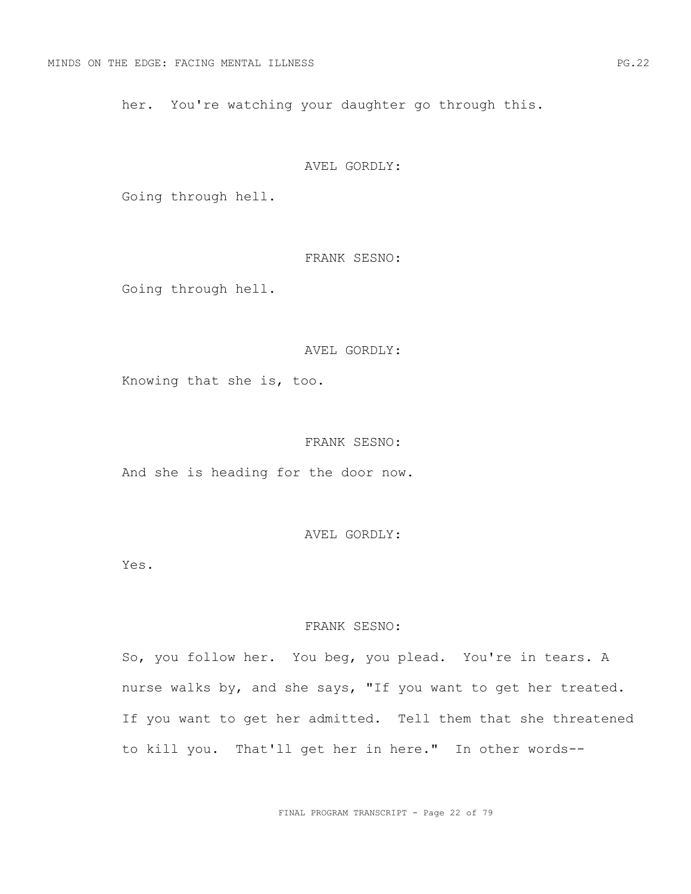her. You're watching your daughter go through this.

AVEL GORDLY:

Going through hell.

FRANK SESNO:

Going through hell.

AVEL GORDLY:

Knowing that she is, too.

FRANK SESNO:

And she is heading for the door now.

AVEL GORDLY:

Yes.

FRANK SESNO:

So, you follow her. You beg, you plead. You're in tears. A nurse walks by, and she says, "If you want to get her treated. If you want to get her admitted. Tell them that she threatened to kill you. That'll get her in here." In other words--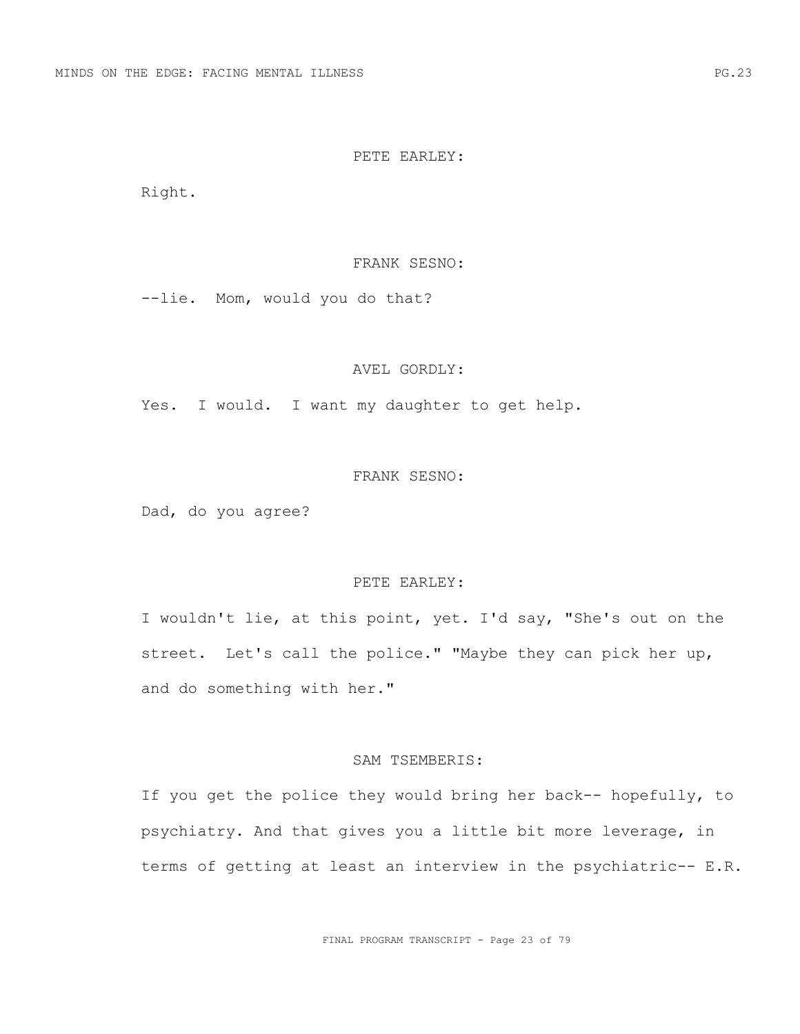PETE EARLEY:

Right.

FRANK SESNO:

--lie. Mom, would you do that?

AVEL GORDLY:

Yes. I would. I want my daughter to get help.

FRANK SESNO:

Dad, do you agree?

PETE EARLEY:

I wouldn't lie, at this point, yet. I'd say, "She's out on the street. Let's call the police." "Maybe they can pick her up, and do something with her."

SAM TSEMBERIS:

If you get the police they would bring her back-- hopefully, to psychiatry. And that gives you a little bit more leverage, in terms of getting at least an interview in the psychiatric-- E.R.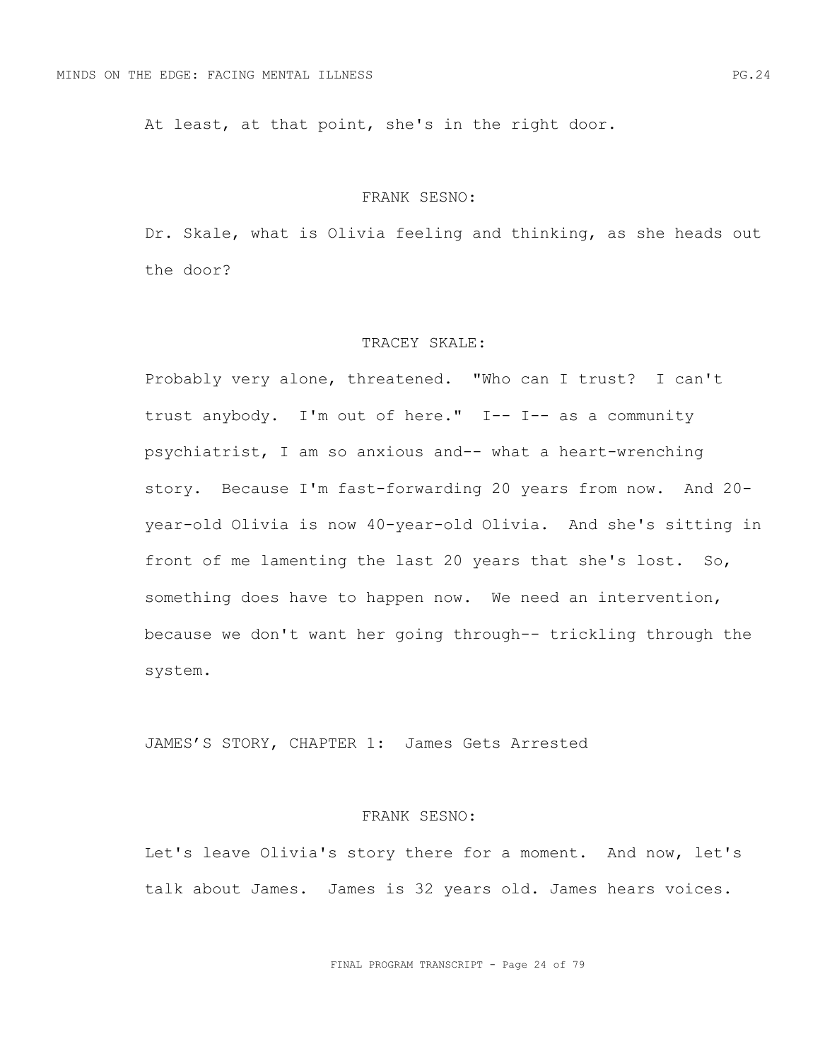At least, at that point, she's in the right door.

FRANK SESNO:

Dr. Skale, what is Olivia feeling and thinking, as she heads out the door?

TRACEY SKALE:

Probably very alone, threatened. "Who can I trust? I can't trust anybody. I'm out of here." I-- I-- as a community psychiatrist, I am so anxious and-- what a heart-wrenching story. Because I'm fast-forwarding 20 years from now. And 20-year-old Olivia is now 40-year-old Olivia. And she's sitting in front of me lamenting the last 20 years that she's lost. So, something does have to happen now. We need an intervention, because we don't want her going through-- trickling through the system.

JAMES'S STORY, CHAPTER 1: James Gets Arrested

FRANK SESNO:

Let's leave Olivia's story there for a moment. And now, let's talk about James. James is 32 years old. James hears voices.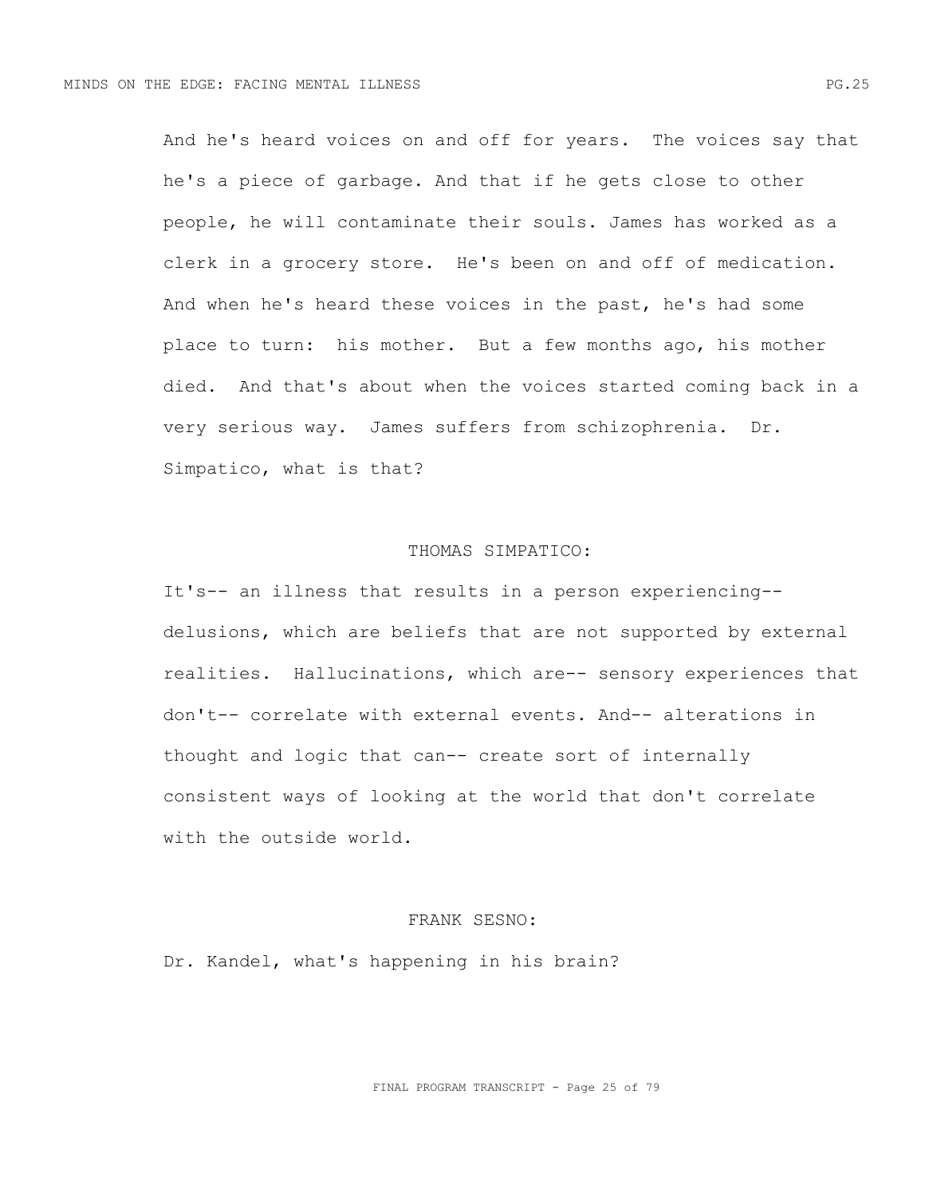And he's heard voices on and off for years. The voices say that he's a piece of garbage. And that if he gets close to other people, he will contaminate their souls. James has worked as a clerk in a grocery store. He's been on and off of medication. And when he's heard these voices in the past, he's had some place to turn: his mother. But a few months ago, his mother died. And that's about when the voices started coming back in a very serious way. James suffers from schizophrenia. Dr. Simpatico, what is that?

THOMAS SIMPATICO:

It's-- an illness that results in a person experiencing-- delusions, which are beliefs that are not supported by external realities. Hallucinations, which are-- sensory experiences that don't-- correlate with external events. And-- alterations in thought and logic that can-- create sort of internally consistent ways of looking at the world that don't correlate with the outside world.

FRANK SESNO:

Dr. Kandel, what's happening in his brain?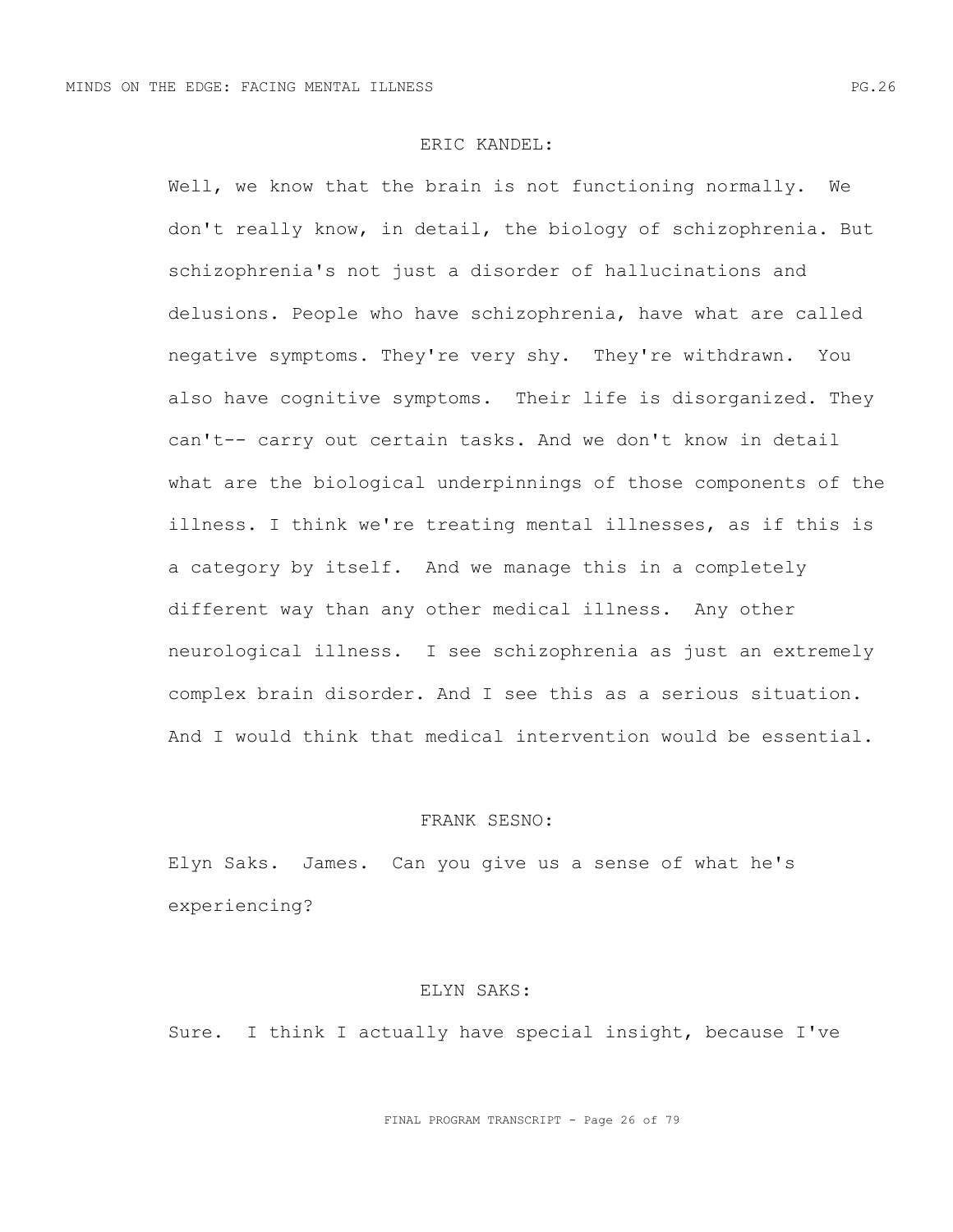ERIC KANDEL:

Well, we know that the brain is not functioning normally. We don't really know, in detail, the biology of schizophrenia. But schizophrenia's not just a disorder of hallucinations and delusions. People who have schizophrenia, have what are called negative symptoms. They're very shy. They're withdrawn. You also have cognitive symptoms. Their life is disorganized. They can't-- carry out certain tasks. And we don't know in detail what are the biological underpinnings of those components of the illness. I think we're treating mental illnesses, as if this is a category by itself. And we manage this in a completely different way than any other medical illness. Any other neurological illness. I see schizophrenia as just an extremely complex brain disorder. And I see this as a serious situation. And I would think that medical intervention would be essential.

FRANK SESNO:

Elyn Saks. James. Can you give us a sense of what he's experiencing?

ELYN SAKS:

Sure. I think I actually have special insight, because I've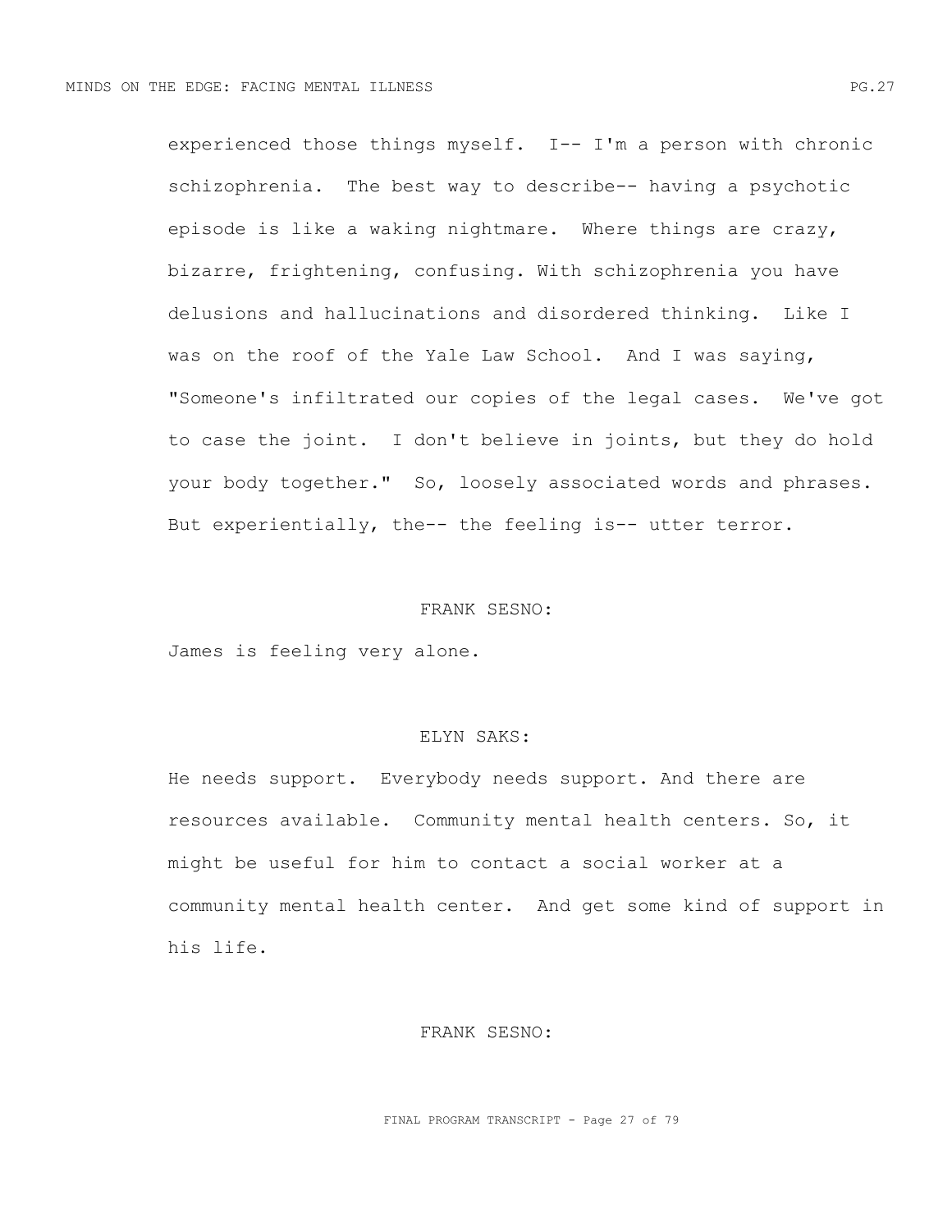experienced those things myself. I-- I'm a person with chronic schizophrenia. The best way to describe-- having a psychotic episode is like a waking nightmare. Where things are crazy, bizarre, frightening, confusing. With schizophrenia you have delusions and hallucinations and disordered thinking. Like I was on the roof of the Yale Law School. And I was saying, "Someone's infiltrated our copies of the legal cases. We've got to case the joint. I don't believe in joints, but they do hold your body together." So, loosely associated words and phrases. But experientially, the-- the feeling is-- utter terror.

FRANK SESNO:

James is feeling very alone.

ELYN SAKS:

He needs support. Everybody needs support. And there are resources available. Community mental health centers. So, it might be useful for him to contact a social worker at a community mental health center. And get some kind of support in his life.

FRANK SESNO: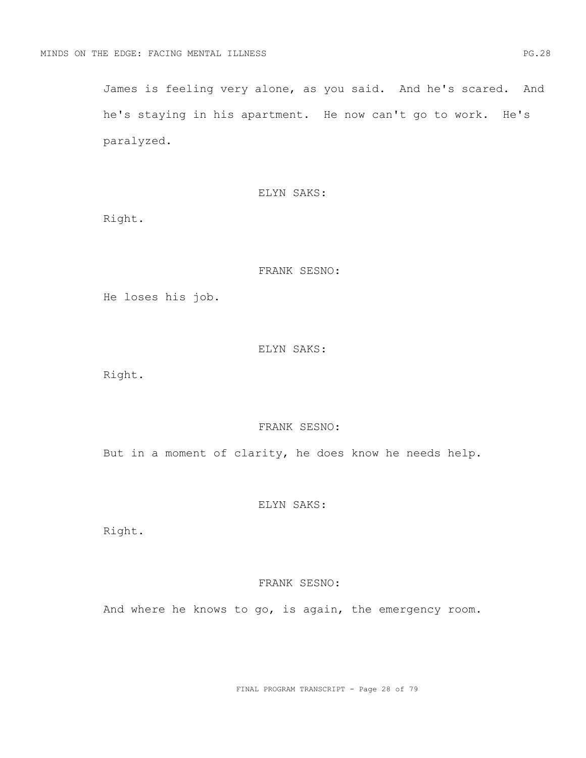James is feeling very alone, as you said. And he's scared. And he's staying in his apartment. He now can't go to work. He's paralyzed.

ELYN SAKS:

Right.

FRANK SESNO:

He loses his job.

ELYN SAKS:

Right.

FRANK SESNO:

But in a moment of clarity, he does know he needs help.

ELYN SAKS:

Right.

FRANK SESNO:

And where he knows to go, is again, the emergency room.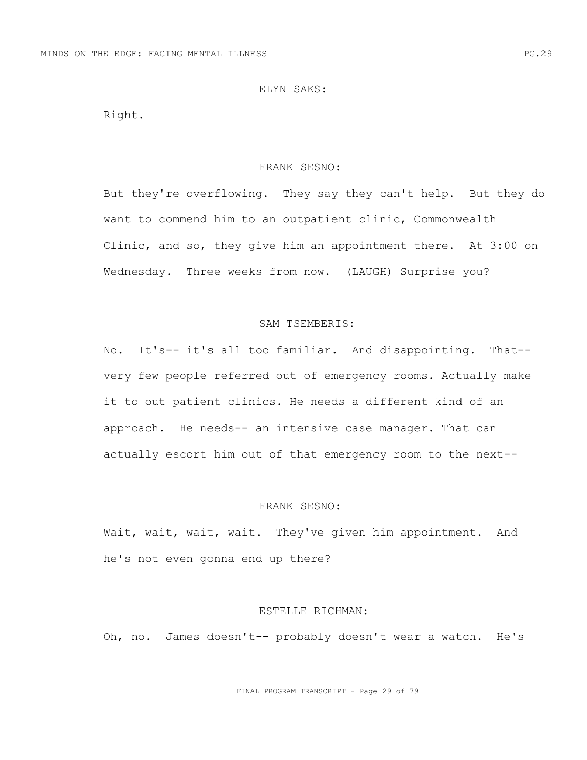ELYN SAKS:

Right.

FRANK SESNO:

<u>But</u> they're overflowing. They say they can't help. But they do want to commend him to an outpatient clinic, Commonwealth Clinic, and so, they give him an appointment there. At 3:00 on Wednesday. Three weeks from now. (LAUGH) Surprise you?

SAM TSEMBERIS:

No. It's-- it's all too familiar. And disappointing. That-- very few people referred out of emergency rooms. Actually make it to out patient clinics. He needs a different kind of an approach. He needs-- an intensive case manager. That can actually escort him out of that emergency room to the next--

FRANK SESNO:

Wait, wait, wait, wait. They've given him appointment. And he's not even gonna end up there?

ESTELLE RICHMAN:

Oh, no. James doesn't-- probably doesn't wear a watch. He's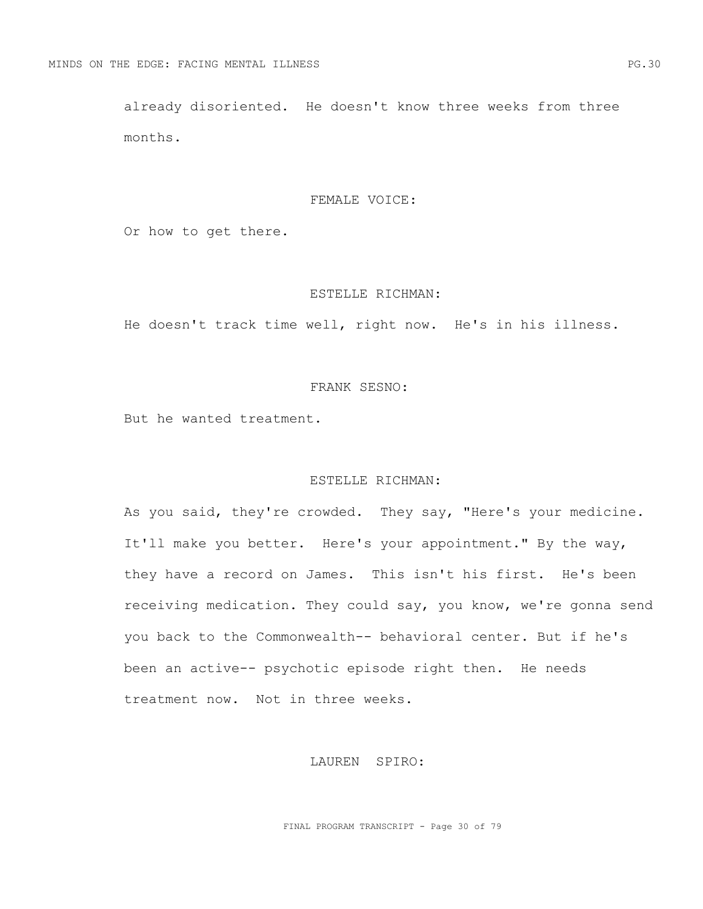already disoriented. He doesn't know three weeks from three months.

FEMALE VOICE:

Or how to get there.

ESTELLE RICHMAN:

He doesn't track time well, right now. He's in his illness.

FRANK SESNO:

But he wanted treatment.

ESTELLE RICHMAN:

As you said, they're crowded. They say, "Here's your medicine. It'll make you better. Here's your appointment." By the way, they have a record on James. This isn't his first. He's been receiving medication. They could say, you know, we're gonna send you back to the Commonwealth-- behavioral center. But if he's been an active-- psychotic episode right then. He needs treatment now. Not in three weeks.

LAUREN SPIRO: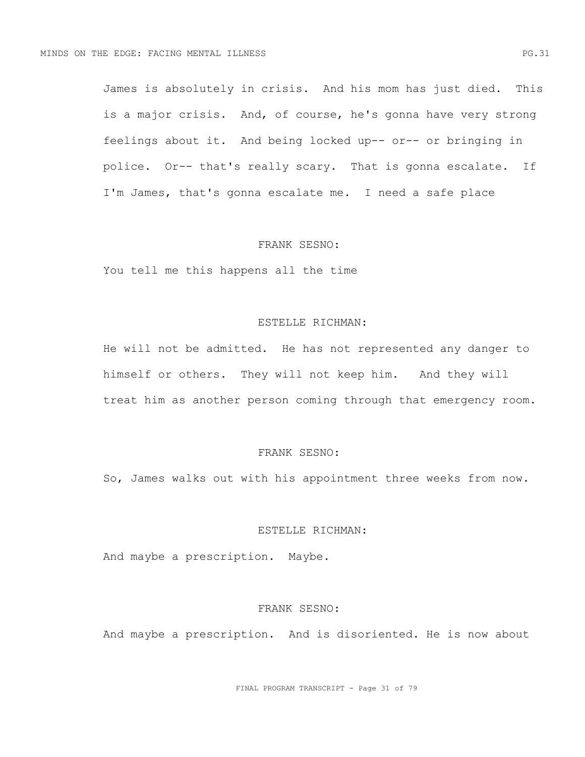James is absolutely in crisis. And his mom has just died. This is a major crisis. And, of course, he's gonna have very strong feelings about it. And being locked up-- or-- or bringing in police. Or-- that's really scary. That is gonna escalate. If I'm James, that's gonna escalate me. I need a safe place

FRANK SESNO:

You tell me this happens all the time

ESTELLE RICHMAN:

He will not be admitted. He has not represented any danger to himself or others. They will not keep him. And they will treat him as another person coming through that emergency room.

FRANK SESNO:

So, James walks out with his appointment three weeks from now.

ESTELLE RICHMAN:

And maybe a prescription. Maybe.

FRANK SESNO:

And maybe a prescription. And is disoriented. He is now about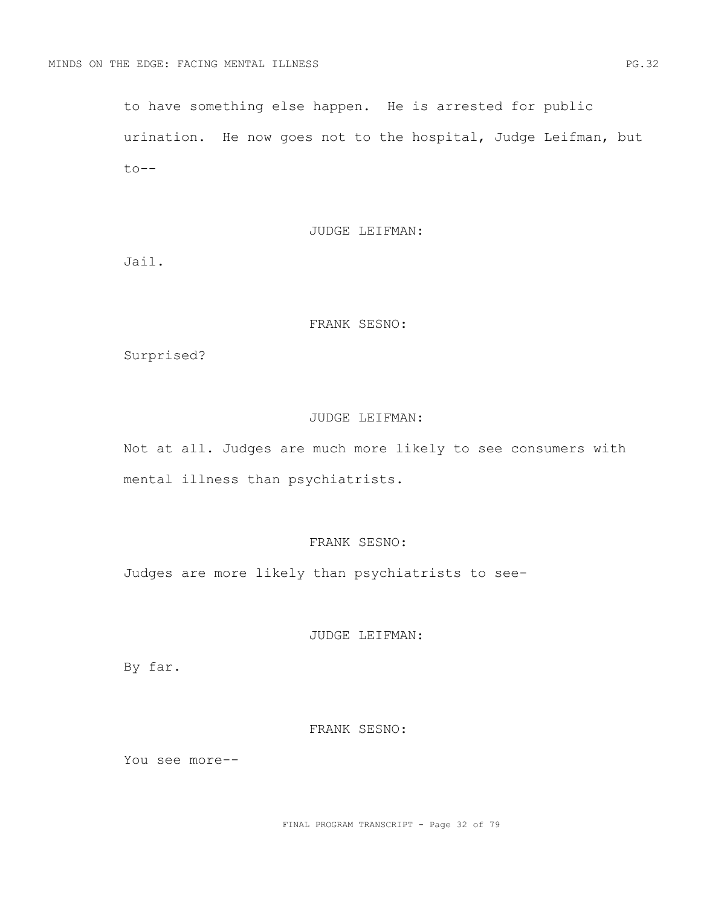to have something else happen. He is arrested for public urination. He now goes not to the hospital, Judge Leifman, but to--

JUDGE LEIFMAN:

Jail.

FRANK SESNO:

Surprised?

JUDGE LEIFMAN:

Not at all. Judges are much more likely to see consumers with mental illness than psychiatrists.

FRANK SESNO:

Judges are more likely than psychiatrists to see-

JUDGE LEIFMAN:

By far.

FRANK SESNO:

You see more--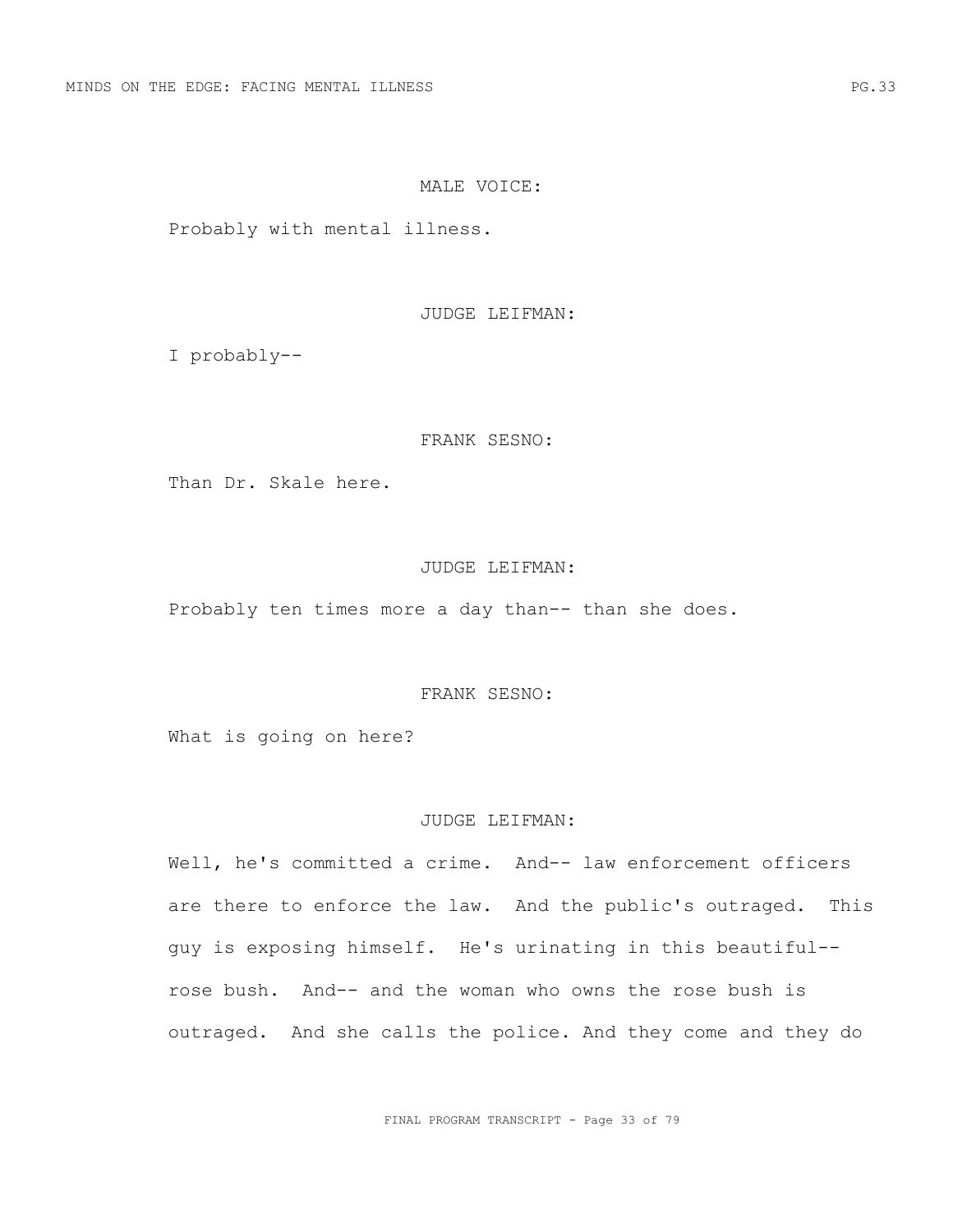MALE VOICE:

Probably with mental illness.

JUDGE LEIFMAN:

I probably--

FRANK SESNO:

Than Dr. Skale here.

JUDGE LEIFMAN:

Probably ten times more a day than-- than she does.

FRANK SESNO:

What is going on here?

JUDGE LEIFMAN:

Well, he's committed a crime. And-- law enforcement officers are there to enforce the law. And the public's outraged. This guy is exposing himself. He's urinating in this beautiful-- rose bush. And-- and the woman who owns the rose bush is outraged. And she calls the police. And they come and they do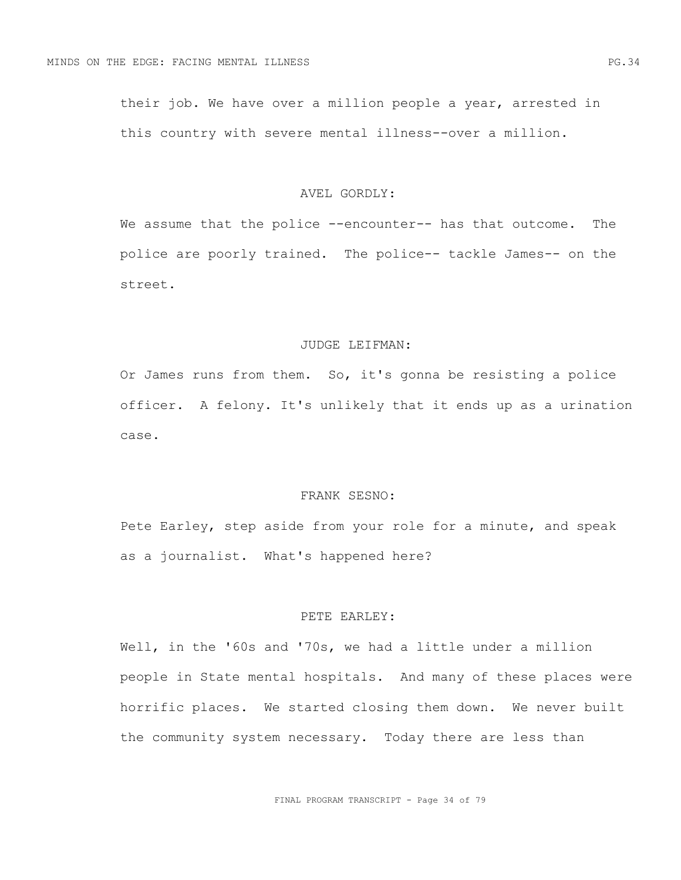their job. We have over a million people a year, arrested in this country with severe mental illness--over a million.

AVEL GORDLY:

We assume that the police --encounter-- has that outcome. The police are poorly trained. The police-- tackle James-- on the street.

JUDGE LEIFMAN:

Or James runs from them. So, it's gonna be resisting a police officer. A felony. It's unlikely that it ends up as a urination case.

FRANK SESNO:

Pete Earley, step aside from your role for a minute, and speak as a journalist. What's happened here?

PETE EARLEY:

Well, in the '60s and '70s, we had a little under a million people in State mental hospitals. And many of these places were horrific places. We started closing them down. We never built the community system necessary. Today there are less than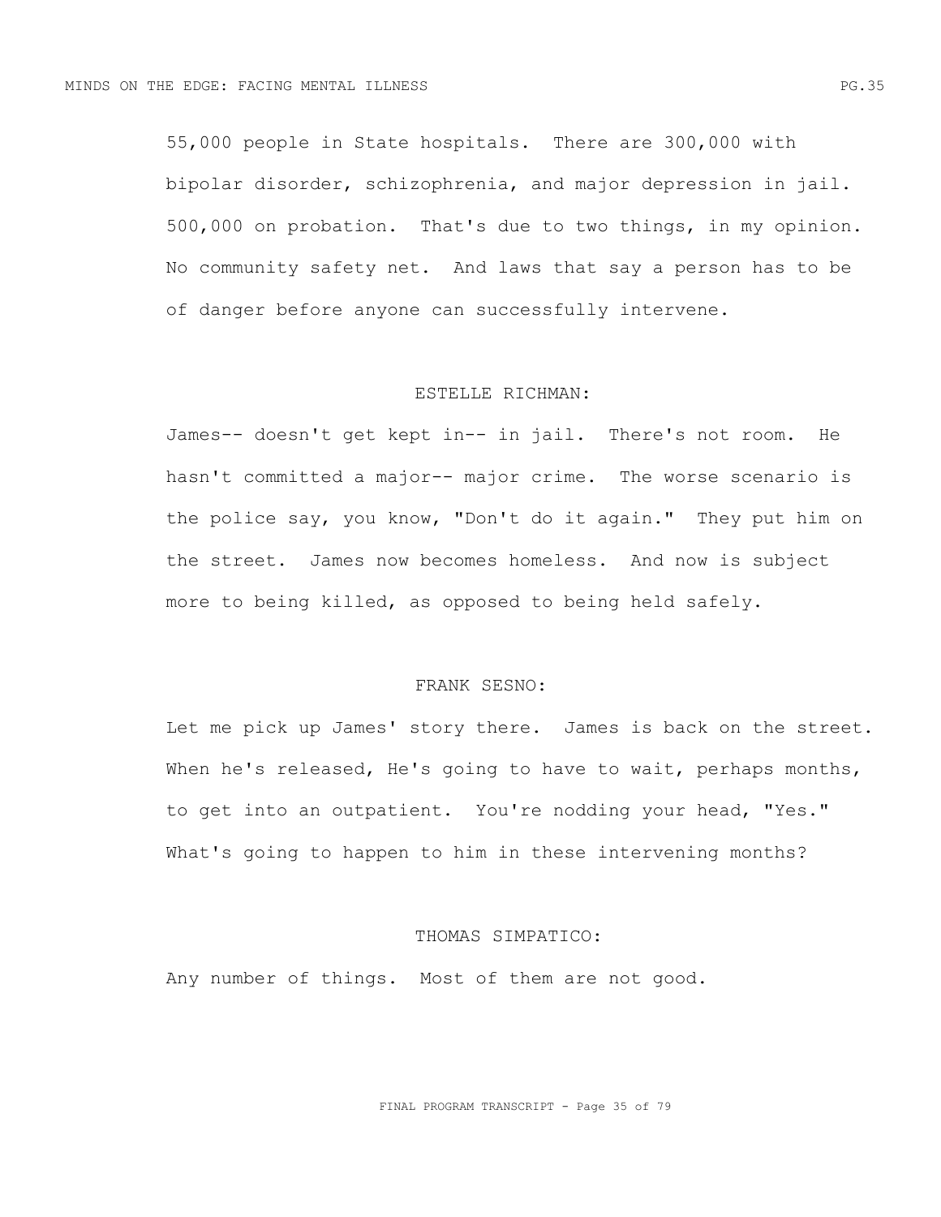55,000 people in State hospitals. There are 300,000 with bipolar disorder, schizophrenia, and major depression in jail. 500,000 on probation. That's due to two things, in my opinion. No community safety net. And laws that say a person has to be of danger before anyone can successfully intervene.

ESTELLE RICHMAN:

James-- doesn't get kept in-- in jail. There's not room. He hasn't committed a major-- major crime. The worse scenario is the police say, you know, "Don't do it again." They put him on the street. James now becomes homeless. And now is subject more to being killed, as opposed to being held safely.

FRANK SESNO:

Let me pick up James' story there. James is back on the street. When he's released, He's going to have to wait, perhaps months, to get into an outpatient. You're nodding your head, "Yes." What's going to happen to him in these intervening months?

THOMAS SIMPATICO:

Any number of things. Most of them are not good.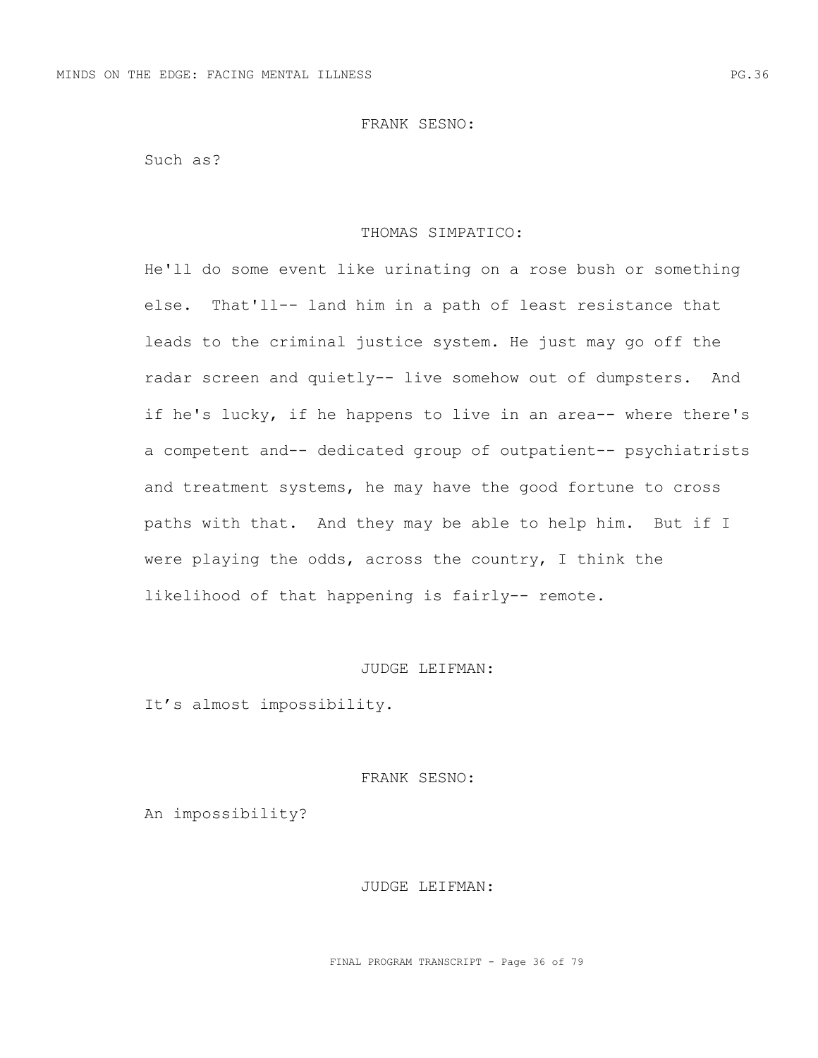FRANK SESNO:

Such as?

THOMAS SIMPATICO:

He'll do some event like urinating on a rose bush or something else. That'll-- land him in a path of least resistance that leads to the criminal justice system. He just may go off the radar screen and quietly-- live somehow out of dumpsters. And if he's lucky, if he happens to live in an area-- where there's a competent and-- dedicated group of outpatient-- psychiatrists and treatment systems, he may have the good fortune to cross paths with that. And they may be able to help him. But if I were playing the odds, across the country, I think the likelihood of that happening is fairly-- remote.

JUDGE LEIFMAN:

It's almost impossibility.

FRANK SESNO:

An impossibility?

JUDGE LEIFMAN: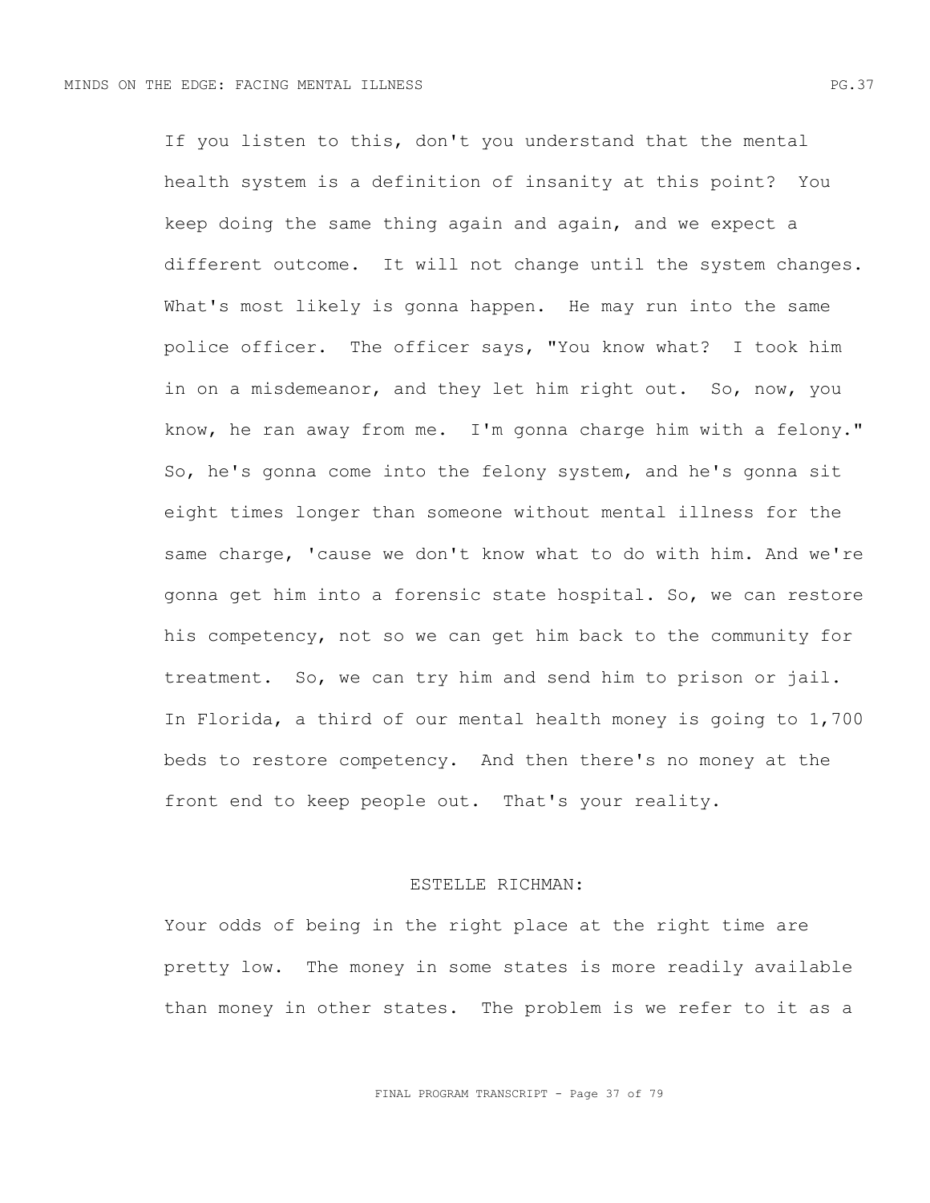If you listen to this, don't you understand that the mental health system is a definition of insanity at this point? You keep doing the same thing again and again, and we expect a different outcome. It will not change until the system changes. What's most likely is gonna happen. He may run into the same police officer. The officer says, "You know what? I took him in on a misdemeanor, and they let him right out. So, now, you know, he ran away from me. I'm gonna charge him with a felony." So, he's gonna come into the felony system, and he's gonna sit eight times longer than someone without mental illness for the same charge, 'cause we don't know what to do with him. And we're gonna get him into a forensic state hospital. So, we can restore his competency, not so we can get him back to the community for treatment. So, we can try him and send him to prison or jail. In Florida, a third of our mental health money is going to 1,700 beds to restore competency. And then there's no money at the front end to keep people out. That's your reality.

ESTELLE RICHMAN:

Your odds of being in the right place at the right time are pretty low. The money in some states is more readily available than money in other states. The problem is we refer to it as a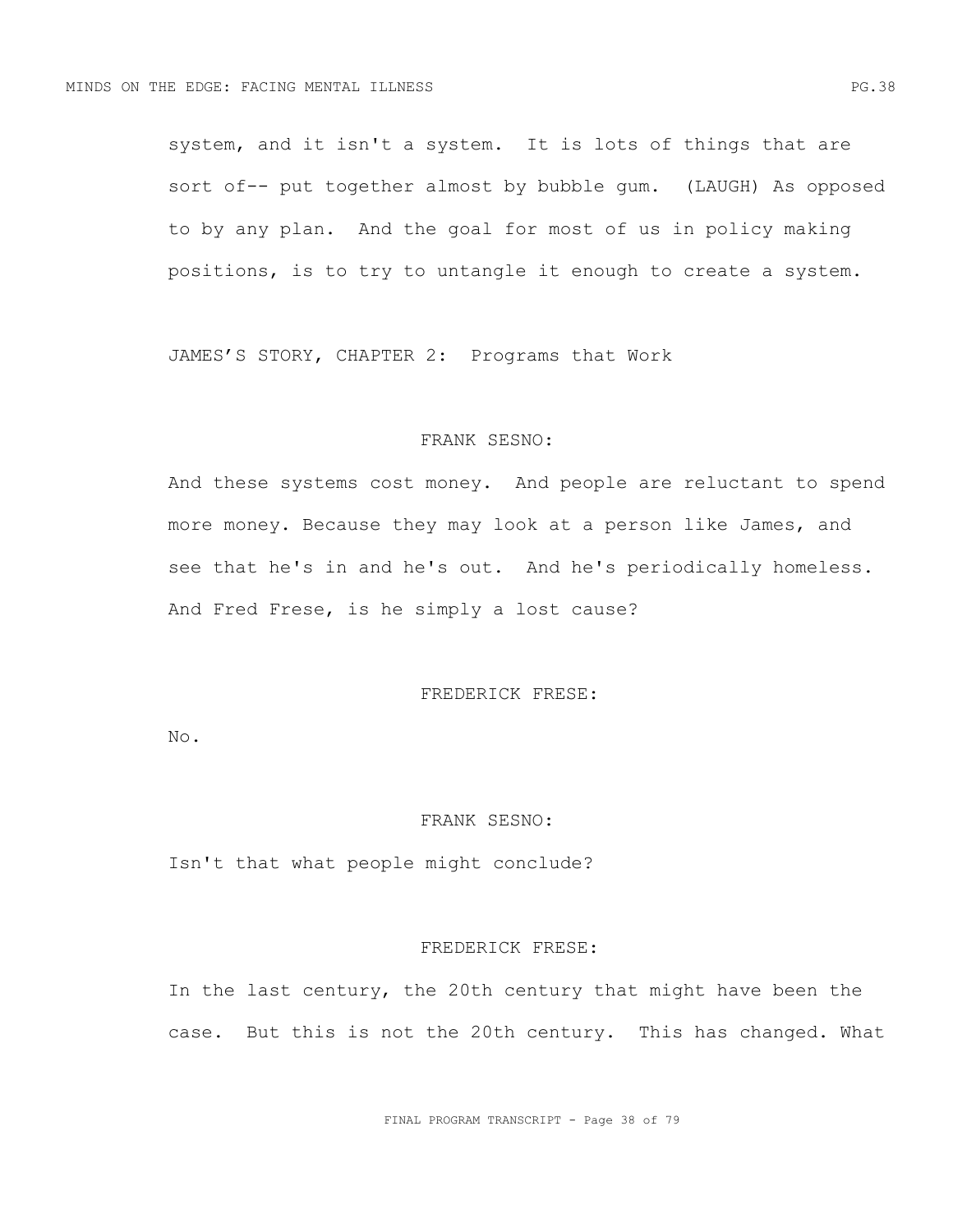system, and it isn't a system. It is lots of things that are sort of-- put together almost by bubble gum. (LAUGH) As opposed to by any plan. And the goal for most of us in policy making positions, is to try to untangle it enough to create a system.

JAMES'S STORY, CHAPTER 2: Programs that Work

FRANK SESNO:

And these systems cost money. And people are reluctant to spend more money. Because they may look at a person like James, and see that he's in and he's out. And he's periodically homeless. And Fred Frese, is he simply a lost cause?

FREDERICK FRESE:

No.

FRANK SESNO:

Isn't that what people might conclude?

FREDERICK FRESE:

In the last century, the 20th century that might have been the case. But this is not the 20th century. This has changed. What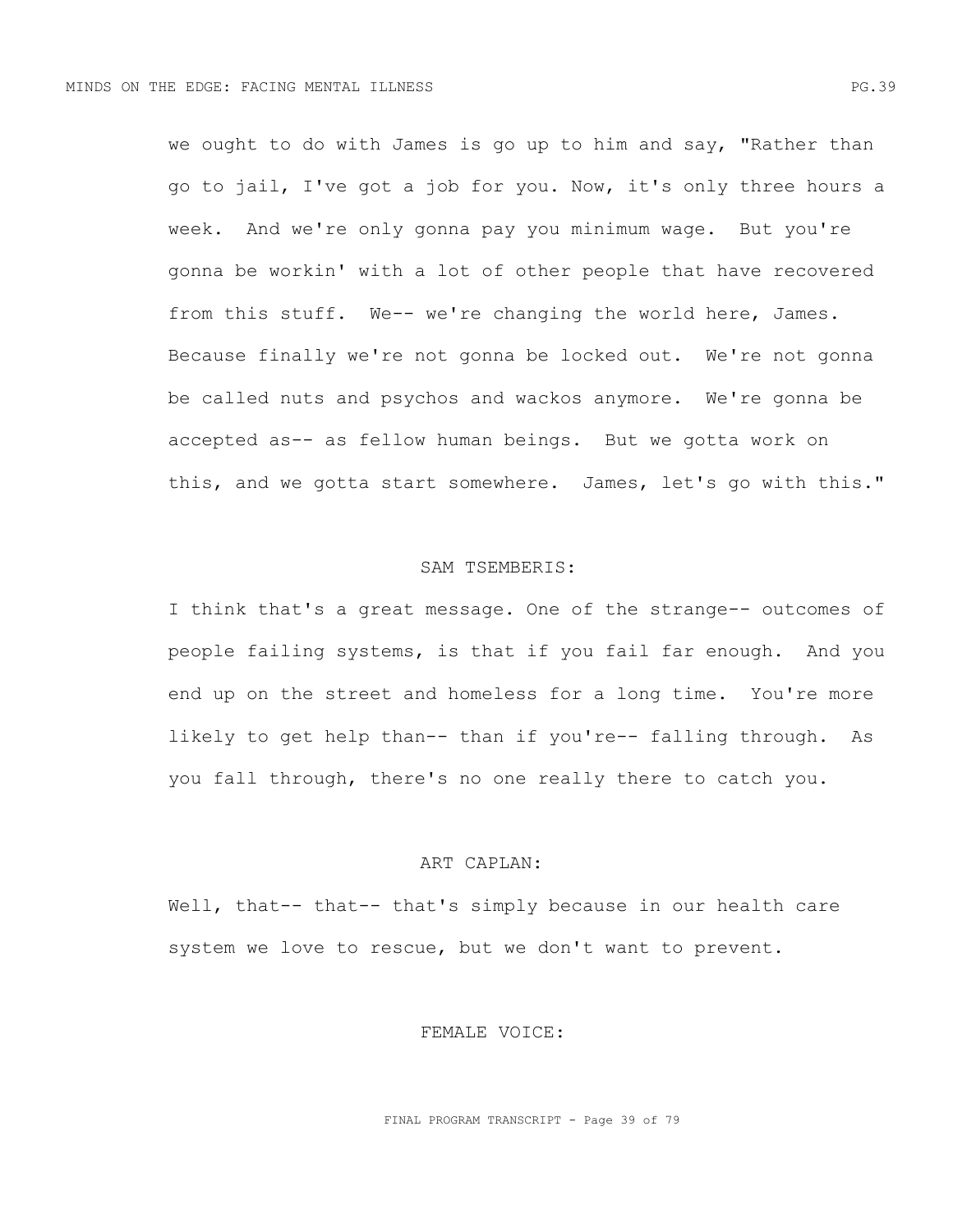we ought to do with James is go up to him and say, "Rather than go to jail, I've got a job for you. Now, it's only three hours a week. And we're only gonna pay you minimum wage. But you're gonna be workin' with a lot of other people that have recovered from this stuff. We-- we're changing the world here, James. Because finally we're not gonna be locked out. We're not gonna be called nuts and psychos and wackos anymore. We're gonna be accepted as-- as fellow human beings. But we gotta work on this, and we gotta start somewhere. James, let's go with this."

SAM TSEMBERIS:

I think that's a great message. One of the strange-- outcomes of people failing systems, is that if you fail far enough. And you end up on the street and homeless for a long time. You're more likely to get help than-- than if you're-- falling through. As you fall through, there's no one really there to catch you.

ART CAPLAN:

Well, that-- that-- that's simply because in our health care system we love to rescue, but we don't want to prevent.

FEMALE VOICE: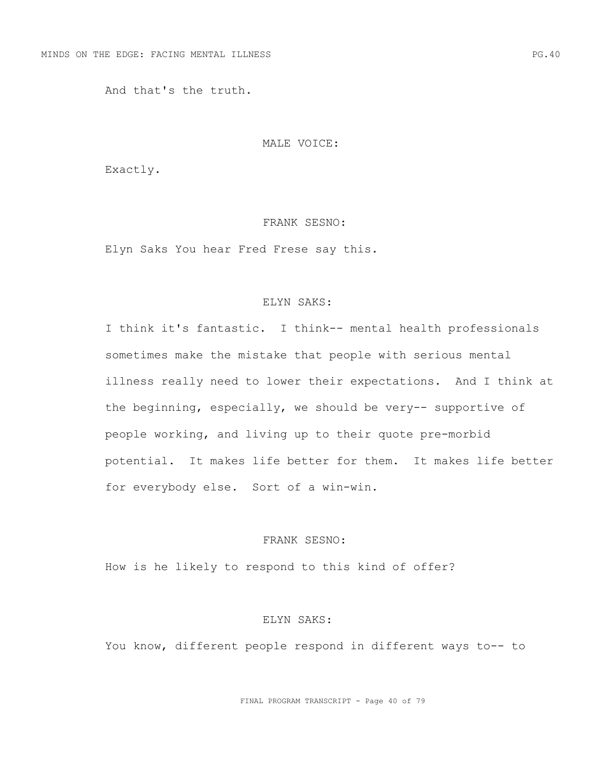And that's the truth.

MALE VOICE:

Exactly.

FRANK SESNO:

Elyn Saks You hear Fred Frese say this.

ELYN SAKS:

I think it's fantastic. I think-- mental health professionals sometimes make the mistake that people with serious mental illness really need to lower their expectations. And I think at the beginning, especially, we should be very-- supportive of people working, and living up to their quote pre-morbid potential. It makes life better for them. It makes life better for everybody else. Sort of a win-win.

FRANK SESNO:

How is he likely to respond to this kind of offer?

ELYN SAKS:

You know, different people respond in different ways to-- to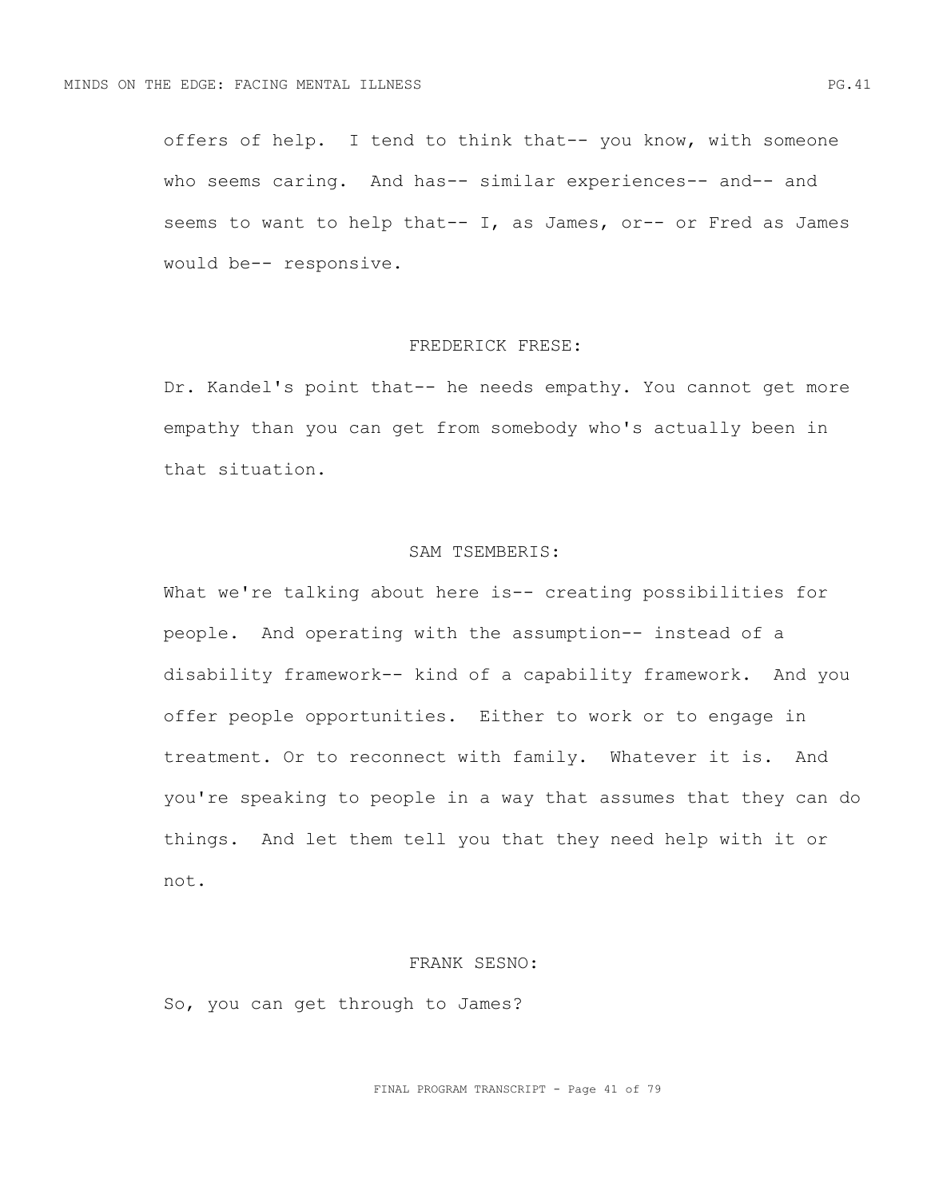offers of help. I tend to think that-- you know, with someone who seems caring. And has-- similar experiences-- and-- and seems to want to help that-- I, as James, or-- or Fred as James would be-- responsive.

FREDERICK FRESE:

Dr. Kandel's point that-- he needs empathy. You cannot get more empathy than you can get from somebody who's actually been in that situation.

SAM TSEMBERIS:

What we're talking about here is-- creating possibilities for people. And operating with the assumption-- instead of a disability framework-- kind of a capability framework. And you offer people opportunities. Either to work or to engage in treatment. Or to reconnect with family. Whatever it is. And you're speaking to people in a way that assumes that they can do things. And let them tell you that they need help with it or not.

FRANK SESNO:

So, you can get through to James?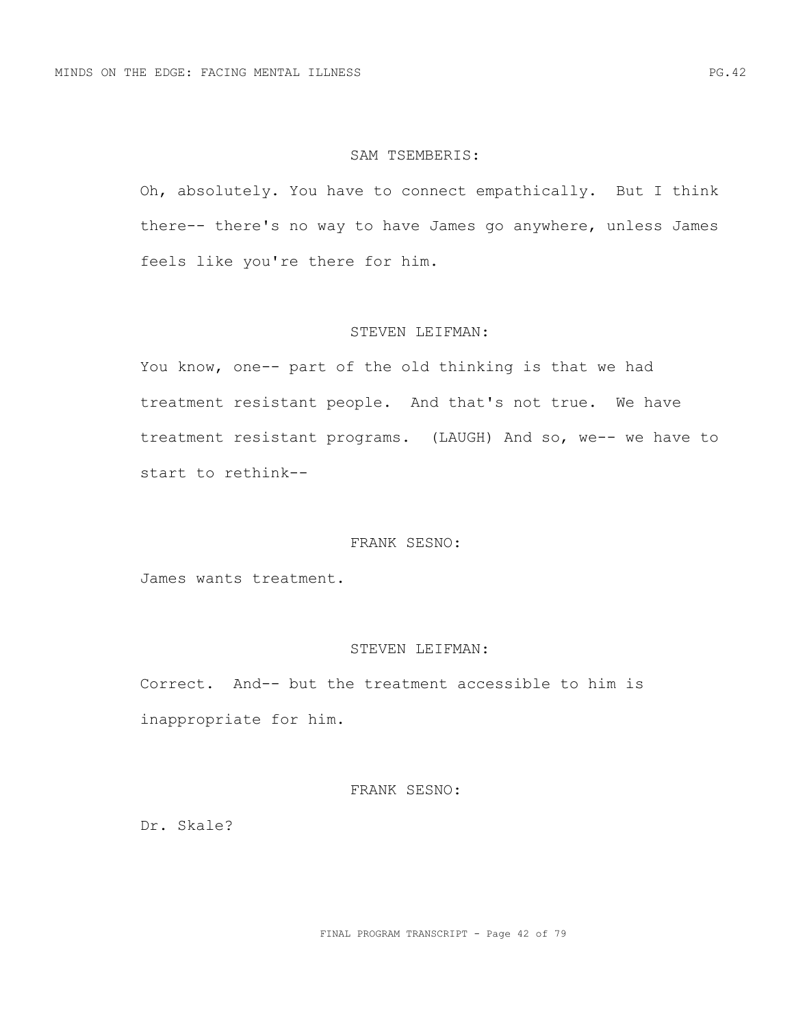SAM TSEMBERIS:

Oh, absolutely. You have to connect empathically. But I think there-- there's no way to have James go anywhere, unless James feels like you're there for him.

STEVEN LEIFMAN:

You know, one-- part of the old thinking is that we had treatment resistant people. And that's not true. We have treatment resistant programs. (LAUGH) And so, we-- we have to start to rethink--

FRANK SESNO:

James wants treatment.

STEVEN LEIFMAN:

Correct. And-- but the treatment accessible to him is inappropriate for him.

FRANK SESNO:

Dr. Skale?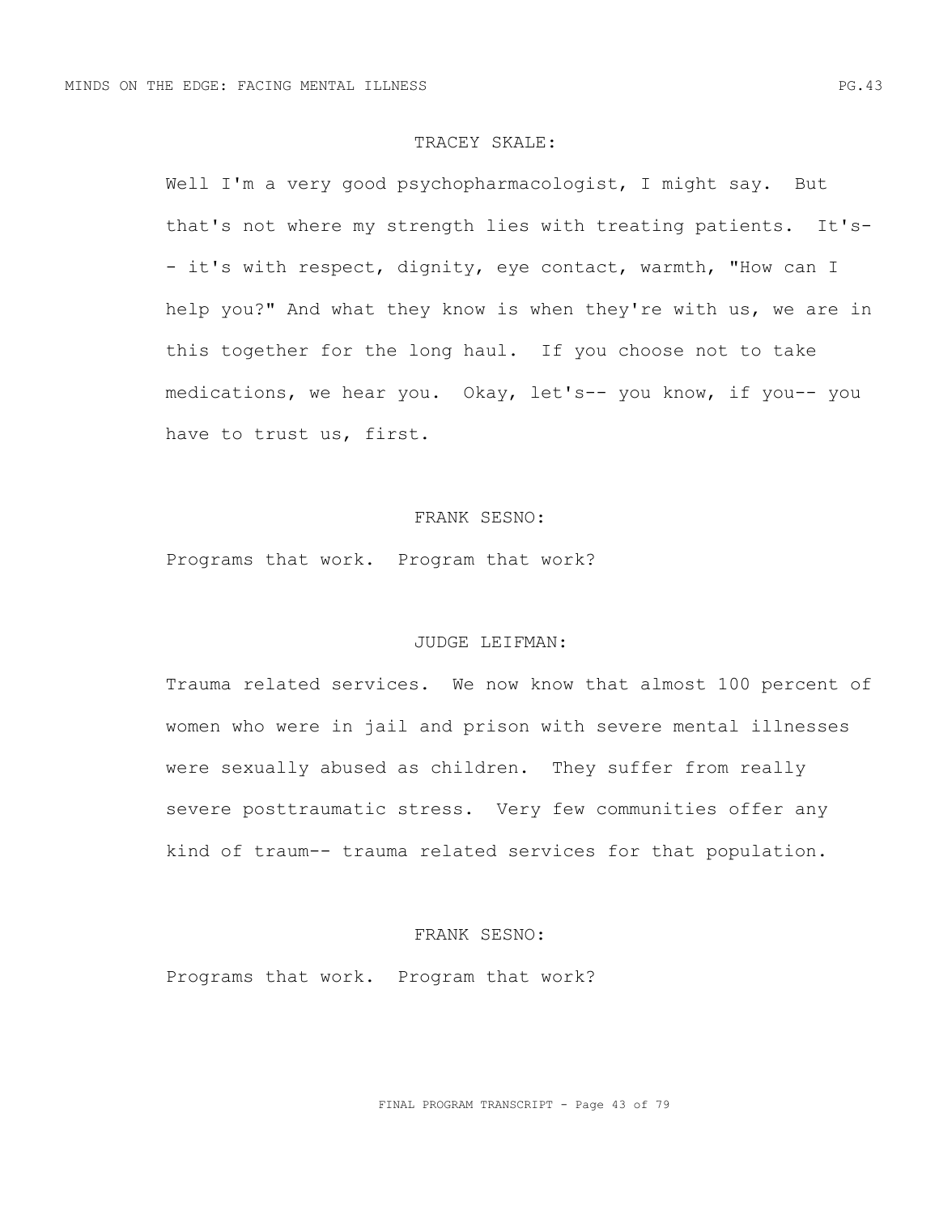TRACEY SKALE:

Well I'm a very good psychopharmacologist, I might say. But that's not where my strength lies with treating patients. It's-- it's with respect, dignity, eye contact, warmth, "How can I help you?" And what they know is when they're with us, we are in this together for the long haul. If you choose not to take medications, we hear you. Okay, let's-- you know, if you-- you have to trust us, first.

FRANK SESNO:

Programs that work. Program that work?

JUDGE LEIFMAN:

Trauma related services. We now know that almost 100 percent of women who were in jail and prison with severe mental illnesses were sexually abused as children. They suffer from really severe posttraumatic stress. Very few communities offer any kind of traum-- trauma related services for that population.

FRANK SESNO:

Programs that work. Program that work?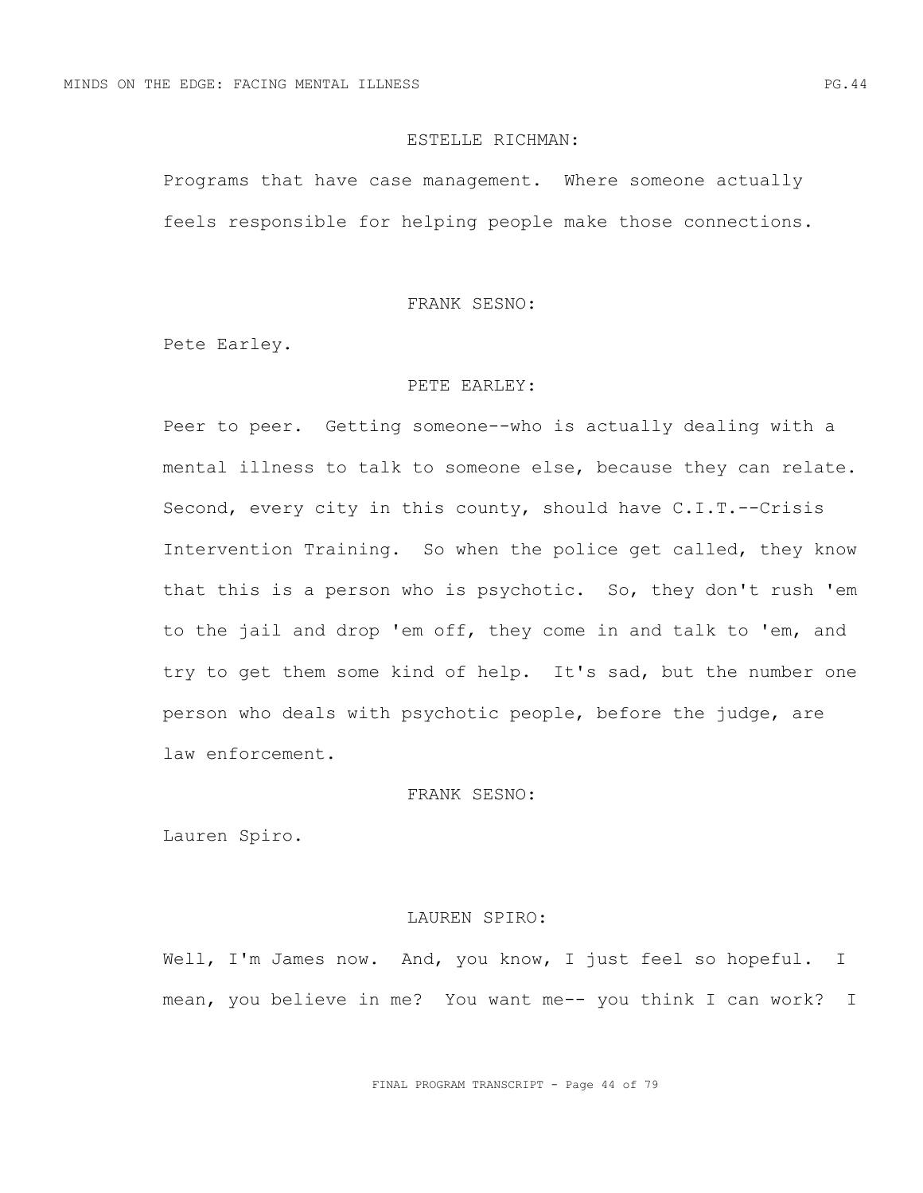ESTELLE RICHMAN:

Programs that have case management. Where someone actually feels responsible for helping people make those connections.

FRANK SESNO:

Pete Earley.

PETE EARLEY:

Peer to peer. Getting someone--who is actually dealing with a mental illness to talk to someone else, because they can relate. Second, every city in this county, should have C.I.T.--Crisis Intervention Training. So when the police get called, they know that this is a person who is psychotic. So, they don't rush 'em to the jail and drop 'em off, they come in and talk to 'em, and try to get them some kind of help. It's sad, but the number one person who deals with psychotic people, before the judge, are law enforcement.

FRANK SESNO:

Lauren Spiro.

LAUREN SPIRO:

Well, I'm James now. And, you know, I just feel so hopeful. I mean, you believe in me? You want me-- you think I can work? I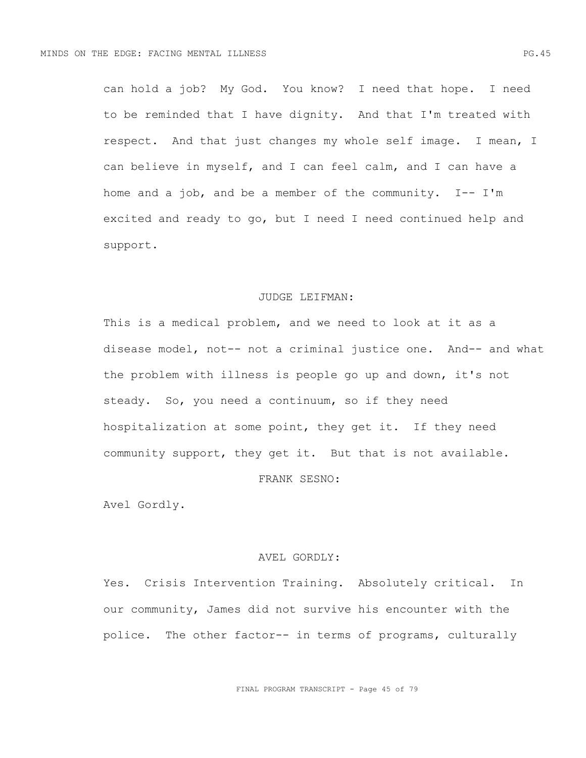can hold a job? My God. You know? I need that hope. I need to be reminded that I have dignity. And that I'm treated with respect. And that just changes my whole self image. I mean, I can believe in myself, and I can feel calm, and I can have a home and a job, and be a member of the community. I-- I'm excited and ready to go, but I need I need continued help and support.

JUDGE LEIFMAN:

This is a medical problem, and we need to look at it as a disease model, not-- not a criminal justice one. And-- and what the problem with illness is people go up and down, it's not steady. So, you need a continuum, so if they need hospitalization at some point, they get it. If they need community support, they get it. But that is not available.

FRANK SESNO:

Avel Gordly.

AVEL GORDLY:

Yes. Crisis Intervention Training. Absolutely critical. In our community, James did not survive his encounter with the police. The other factor-- in terms of programs, culturally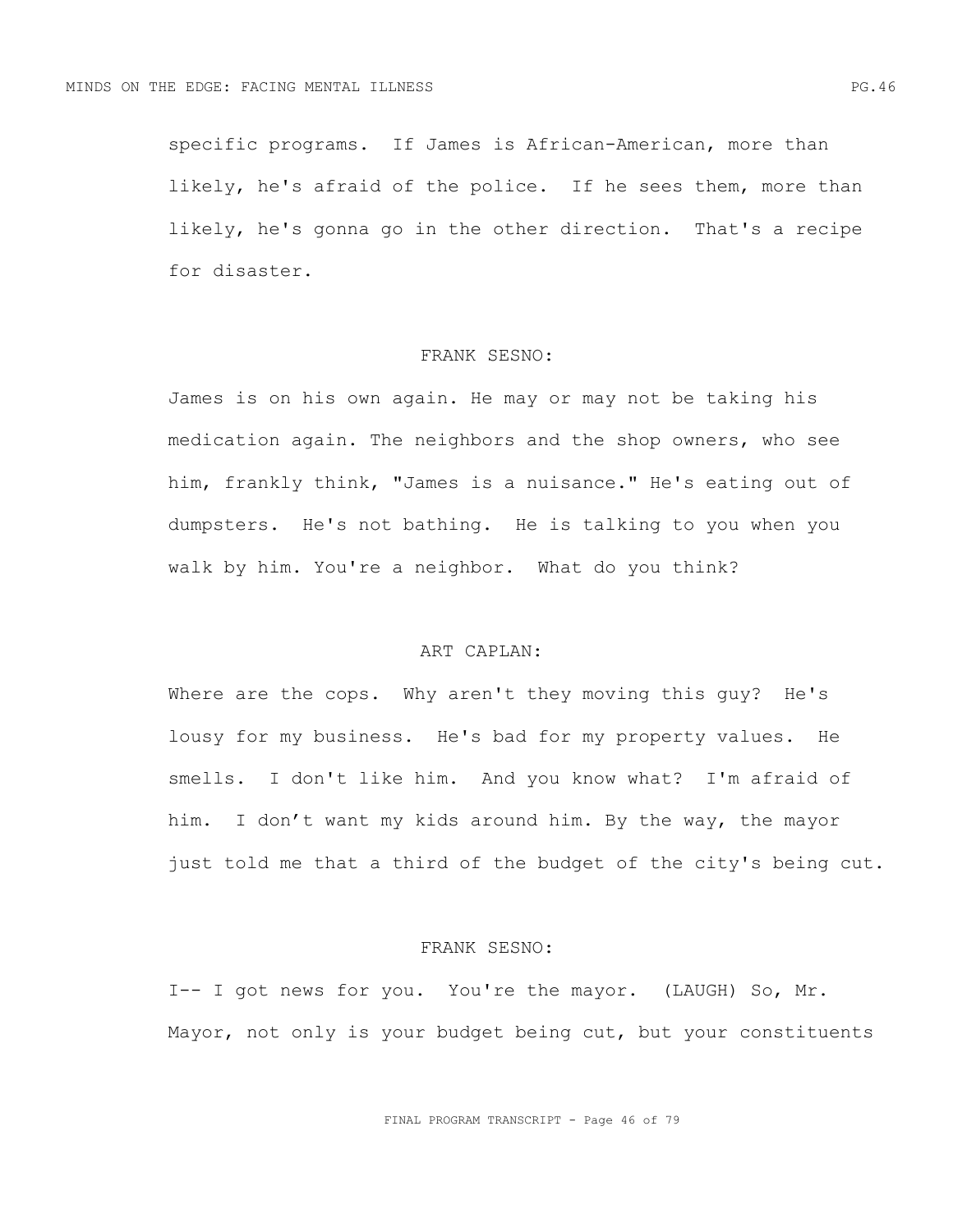specific programs. If James is African-American, more than likely, he's afraid of the police. If he sees them, more than likely, he's gonna go in the other direction. That's a recipe for disaster.

FRANK SESNO:

James is on his own again. He may or may not be taking his medication again. The neighbors and the shop owners, who see him, frankly think, "James is a nuisance." He's eating out of dumpsters. He's not bathing. He is talking to you when you walk by him. You're a neighbor. What do you think?

ART CAPLAN:

Where are the cops. Why aren't they moving this guy? He's lousy for my business. He's bad for my property values. He smells. I don't like him. And you know what? I'm afraid of him. I don't want my kids around him. By the way, the mayor just told me that a third of the budget of the city's being cut.

FRANK SESNO:

I-- I got news for you. You're the mayor. (LAUGH) So, Mr. Mayor, not only is your budget being cut, but your constituents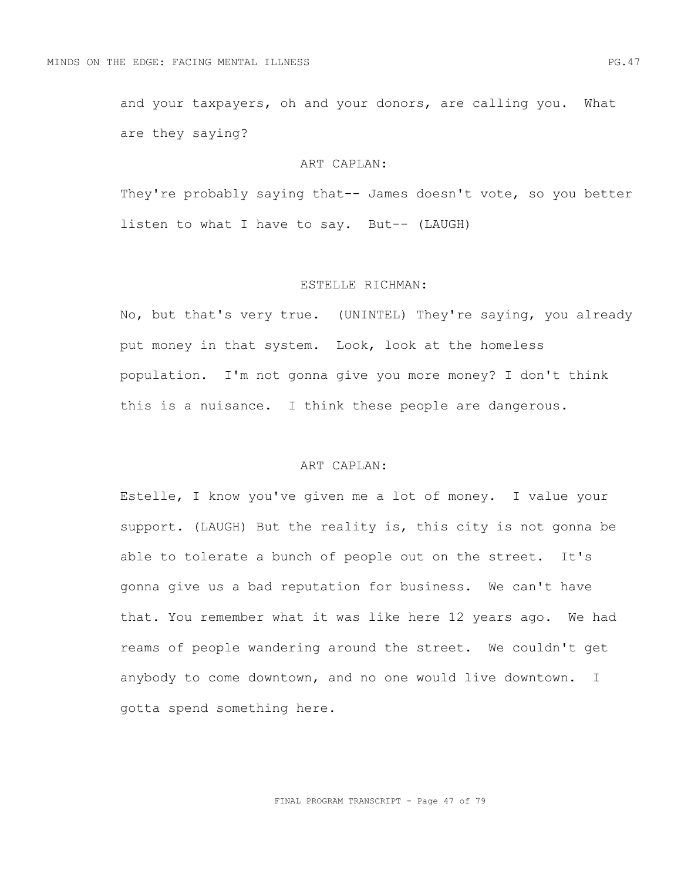and your taxpayers, oh and your donors, are calling you. What are they saying?

ART CAPLAN:

They're probably saying that-- James doesn't vote, so you better listen to what I have to say. But-- (LAUGH)

ESTELLE RICHMAN:

No, but that's very true. (UNINTEL) They're saying, you already put money in that system. Look, look at the homeless population. I'm not gonna give you more money? I don't think this is a nuisance. I think these people are dangerous.

ART CAPLAN:

Estelle, I know you've given me a lot of money. I value your support. (LAUGH) But the reality is, this city is not gonna be able to tolerate a bunch of people out on the street. It's gonna give us a bad reputation for business. We can't have that. You remember what it was like here 12 years ago. We had reams of people wandering around the street. We couldn't get anybody to come downtown, and no one would live downtown. I gotta spend something here.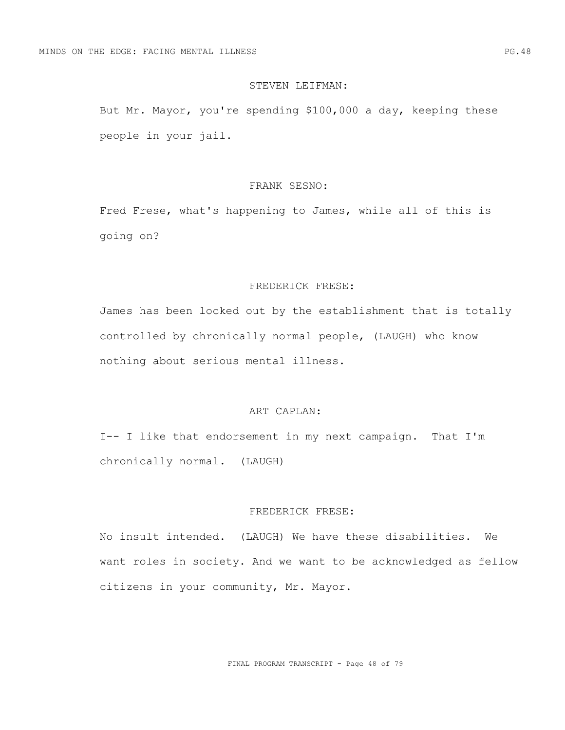STEVEN LEIFMAN:

But Mr. Mayor, you're spending $100,000 a day, keeping these people in your jail.

FRANK SESNO:

Fred Frese, what's happening to James, while all of this is going on?

FREDERICK FRESE:

James has been locked out by the establishment that is totally controlled by chronically normal people, (LAUGH) who know nothing about serious mental illness.

ART CAPLAN:

I-- I like that endorsement in my next campaign. That I'm chronically normal. (LAUGH)

FREDERICK FRESE:

No insult intended. (LAUGH) We have these disabilities. We want roles in society. And we want to be acknowledged as fellow citizens in your community, Mr. Mayor.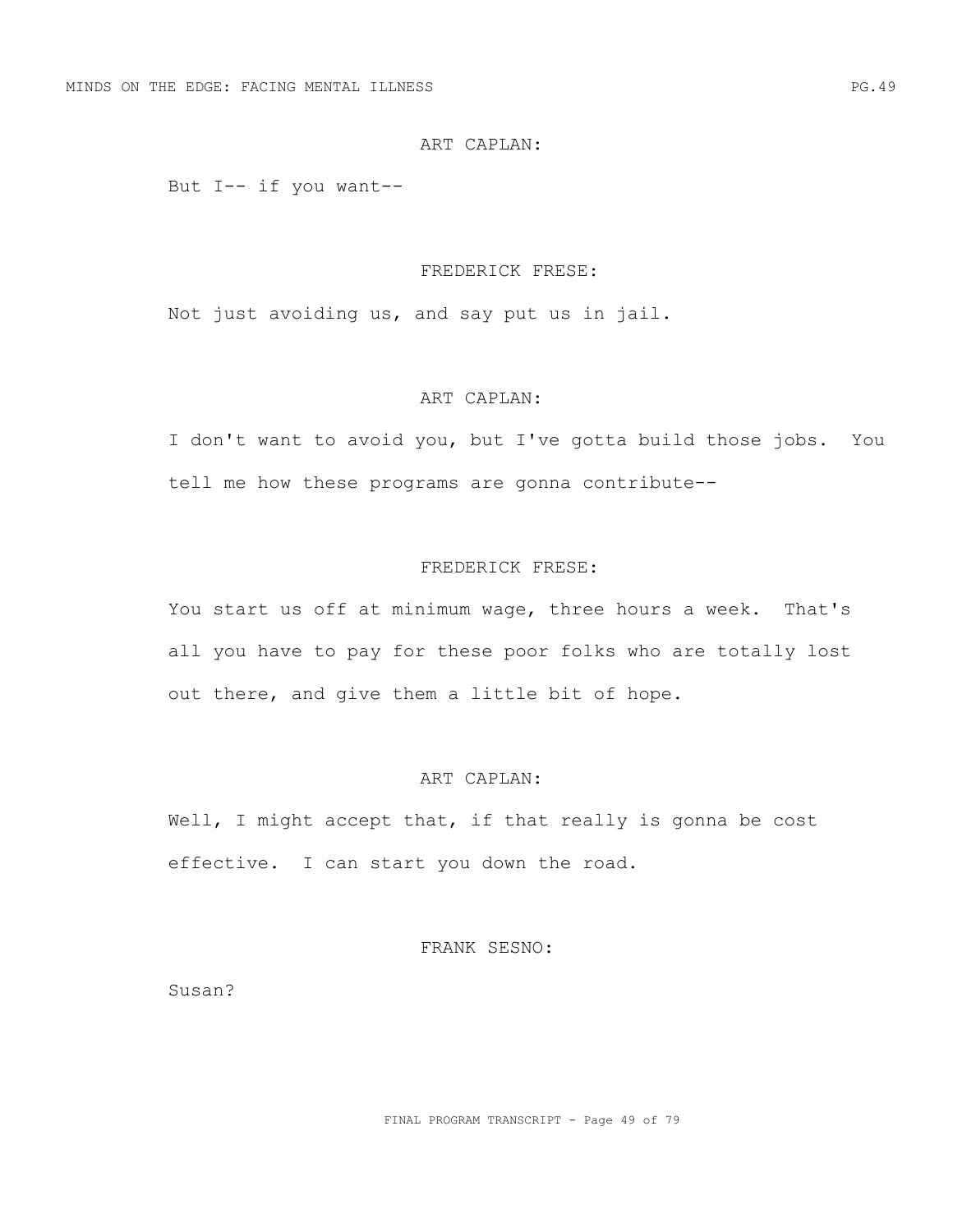ART CAPLAN:

But I-- if you want--

FREDERICK FRESE:

Not just avoiding us, and say put us in jail.

ART CAPLAN:

I don't want to avoid you, but I've gotta build those jobs. You tell me how these programs are gonna contribute--

FREDERICK FRESE:

You start us off at minimum wage, three hours a week. That's all you have to pay for these poor folks who are totally lost out there, and give them a little bit of hope.

ART CAPLAN:

Well, I might accept that, if that really is gonna be cost effective. I can start you down the road.

FRANK SESNO:

Susan?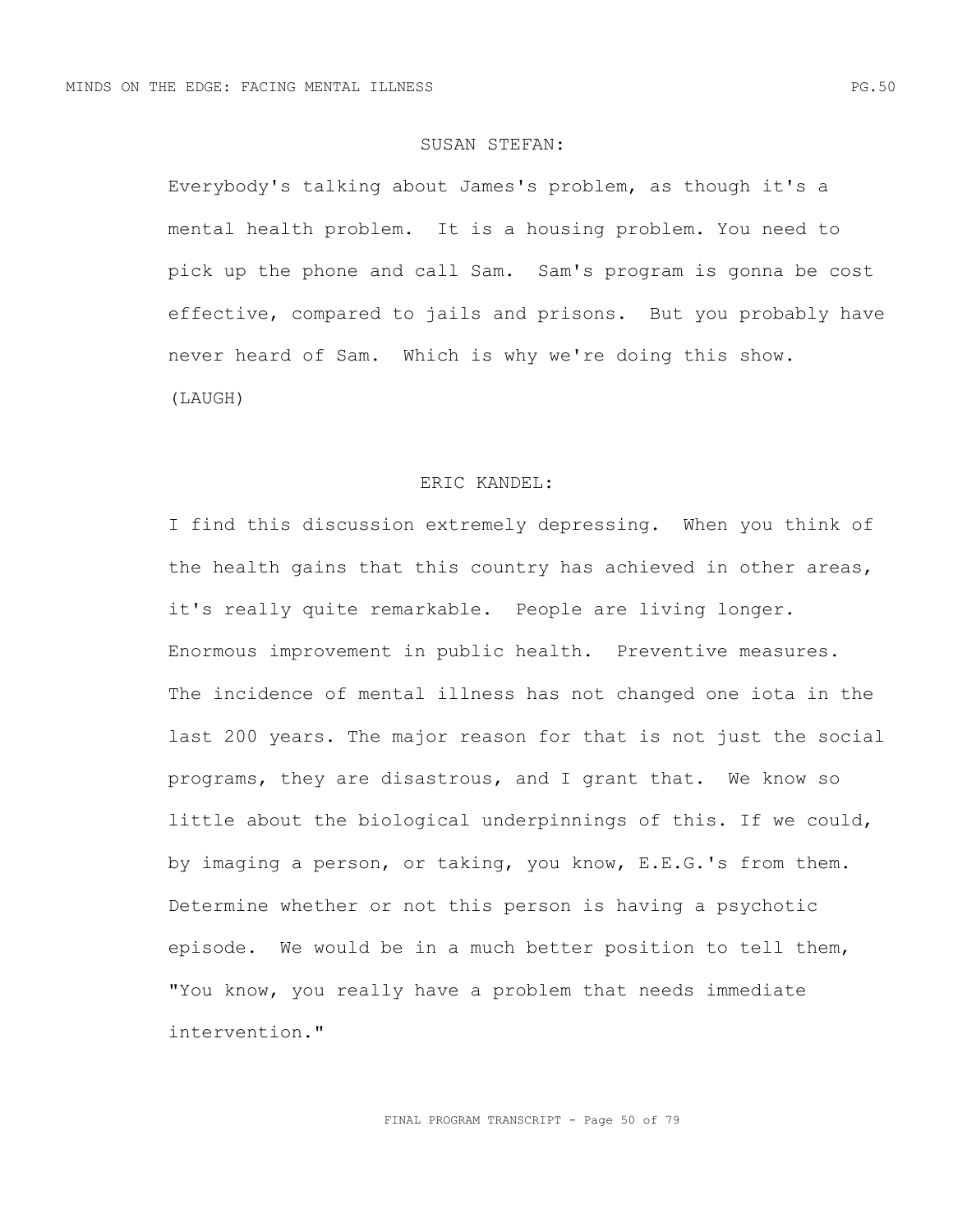SUSAN STEFAN:

Everybody's talking about James's problem, as though it's a mental health problem. It is a housing problem. You need to pick up the phone and call Sam. Sam's program is gonna be cost effective, compared to jails and prisons. But you probably have never heard of Sam. Which is why we're doing this show. (LAUGH)

ERIC KANDEL:

I find this discussion extremely depressing. When you think of the health gains that this country has achieved in other areas, it's really quite remarkable. People are living longer. Enormous improvement in public health. Preventive measures. The incidence of mental illness has not changed one iota in the last 200 years. The major reason for that is not just the social programs, they are disastrous, and I grant that. We know so little about the biological underpinnings of this. If we could, by imaging a person, or taking, you know, E.E.G.'s from them. Determine whether or not this person is having a psychotic episode. We would be in a much better position to tell them, "You know, you really have a problem that needs immediate intervention."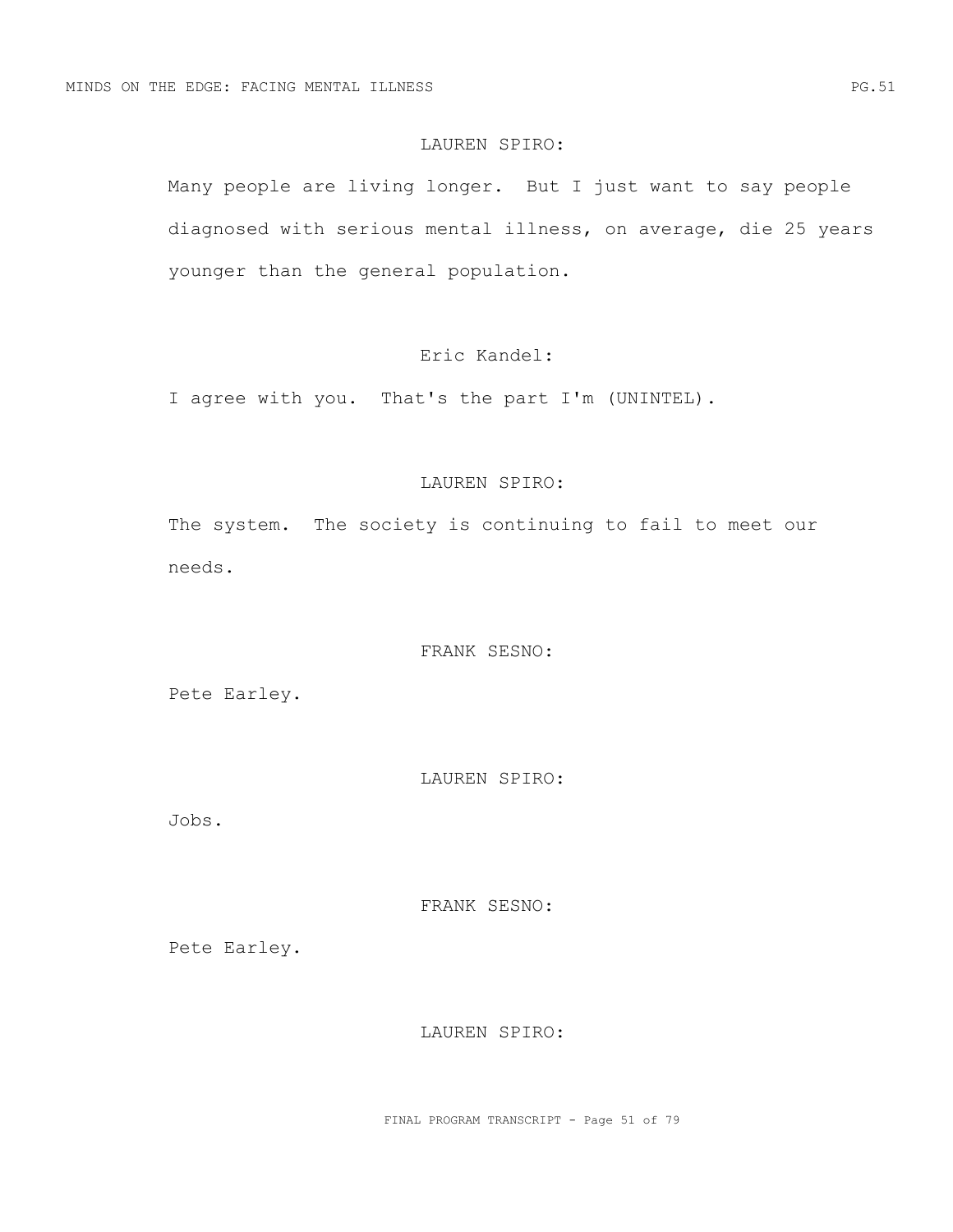LAUREN SPIRO:

Many people are living longer. But I just want to say people diagnosed with serious mental illness, on average, die 25 years younger than the general population.

Eric Kandel:

I agree with you. That's the part I'm (UNINTEL).

LAUREN SPIRO:

The system. The society is continuing to fail to meet our needs.

FRANK SESNO:

Pete Earley.

LAUREN SPIRO:

Jobs.

FRANK SESNO:

Pete Earley.

LAUREN SPIRO: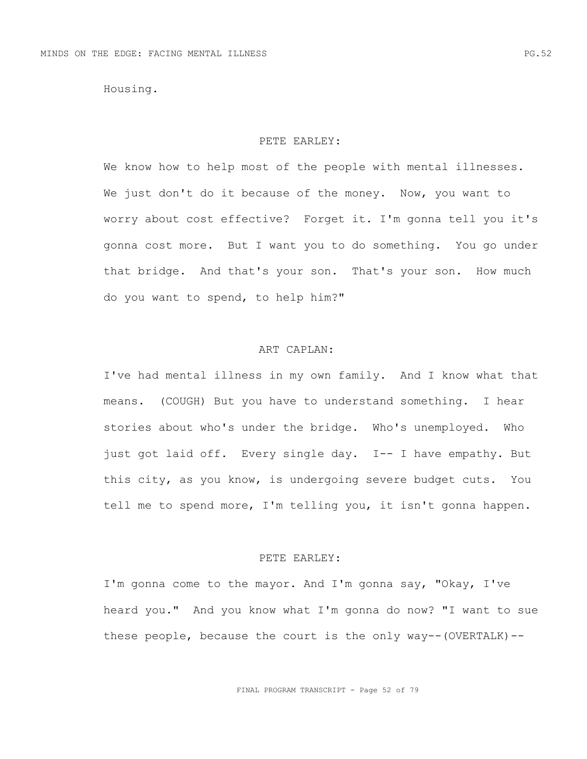Housing.

PETE EARLEY:

We know how to help most of the people with mental illnesses. We just don't do it because of the money. Now, you want to worry about cost effective? Forget it. I'm gonna tell you it's gonna cost more. But I want you to do something. You go under that bridge. And that's your son. That's your son. How much do you want to spend, to help him?"

ART CAPLAN:

I've had mental illness in my own family. And I know what that means. (COUGH) But you have to understand something. I hear stories about who's under the bridge. Who's unemployed. Who just got laid off. Every single day. I-- I have empathy. But this city, as you know, is undergoing severe budget cuts. You tell me to spend more, I'm telling you, it isn't gonna happen.

PETE EARLEY:

I'm gonna come to the mayor. And I'm gonna say, "Okay, I've heard you." And you know what I'm gonna do now? "I want to sue these people, because the court is the only way--(OVERTALK)--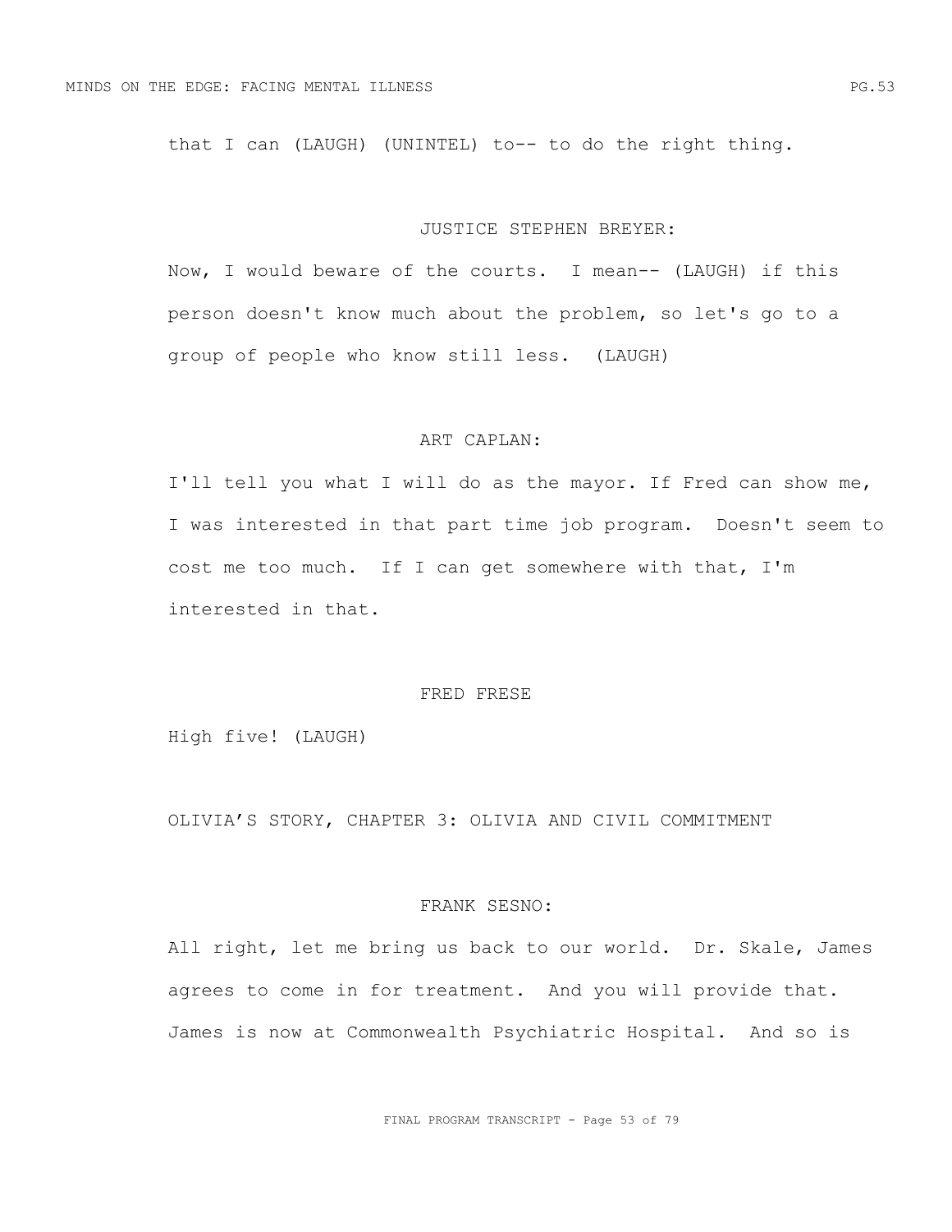that I can (LAUGH) (UNINTEL) to-- to do the right thing.

JUSTICE STEPHEN BREYER:

Now, I would beware of the courts. I mean-- (LAUGH) if this person doesn't know much about the problem, so let's go to a group of people who know still less. (LAUGH)

ART CAPLAN:

I'll tell you what I will do as the mayor. If Fred can show me, I was interested in that part time job program. Doesn't seem to cost me too much. If I can get somewhere with that, I'm interested in that.

FRED FRESE

High five! (LAUGH)

OLIVIA’S STORY, CHAPTER 3: OLIVIA AND CIVIL COMMITMENT

FRANK SESNO:

All right, let me bring us back to our world. Dr. Skale, James agrees to come in for treatment. And you will provide that. James is now at Commonwealth Psychiatric Hospital. And so is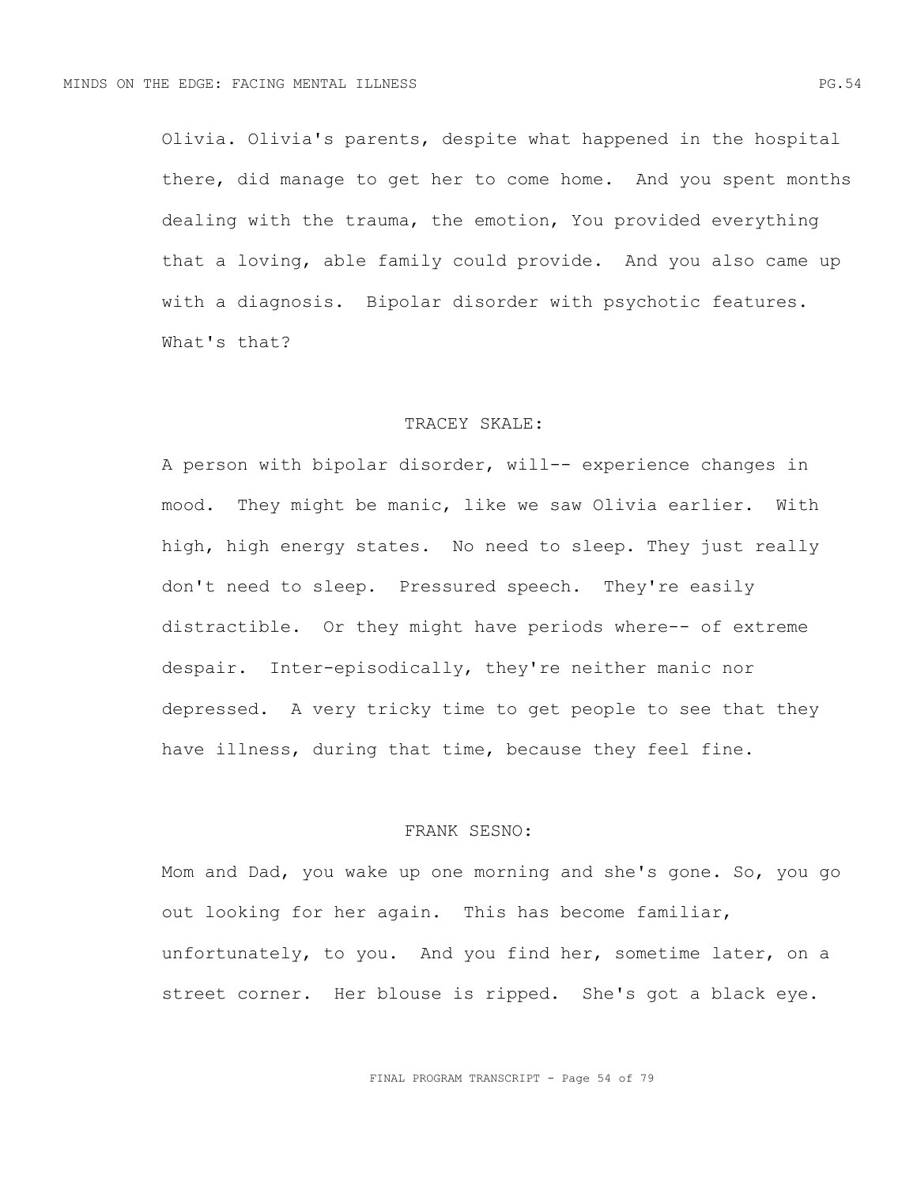Olivia. Olivia's parents, despite what happened in the hospital there, did manage to get her to come home. And you spent months dealing with the trauma, the emotion, You provided everything that a loving, able family could provide. And you also came up with a diagnosis. Bipolar disorder with psychotic features. What's that?

TRACEY SKALE:

A person with bipolar disorder, will-- experience changes in mood. They might be manic, like we saw Olivia earlier. With high, high energy states. No need to sleep. They just really don't need to sleep. Pressured speech. They're easily distractible. Or they might have periods where-- of extreme despair. Inter-episodically, they're neither manic nor depressed. A very tricky time to get people to see that they have illness, during that time, because they feel fine.

FRANK SESNO:

Mom and Dad, you wake up one morning and she's gone. So, you go out looking for her again. This has become familiar, unfortunately, to you. And you find her, sometime later, on a street corner. Her blouse is ripped. She's got a black eye.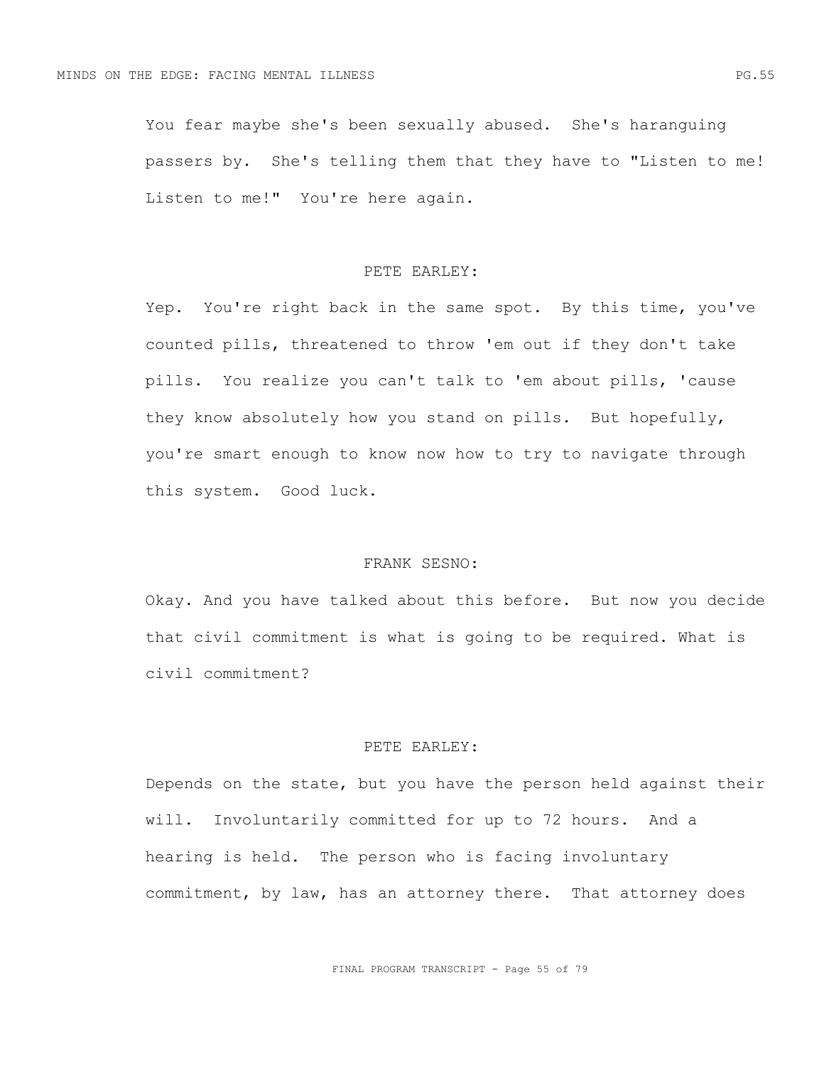You fear maybe she's been sexually abused. She's haranguing passers by. She's telling them that they have to "Listen to me! Listen to me!" You're here again.

PETE EARLEY:

Yep. You're right back in the same spot. By this time, you've counted pills, threatened to throw 'em out if they don't take pills. You realize you can't talk to 'em about pills, 'cause they know absolutely how you stand on pills. But hopefully, you're smart enough to know now how to try to navigate through this system. Good luck.

FRANK SESNO:

Okay. And you have talked about this before. But now you decide that civil commitment is what is going to be required. What is civil commitment?

PETE EARLEY:

Depends on the state, but you have the person held against their will. Involuntarily committed for up to 72 hours. And a hearing is held. The person who is facing involuntary commitment, by law, has an attorney there. That attorney does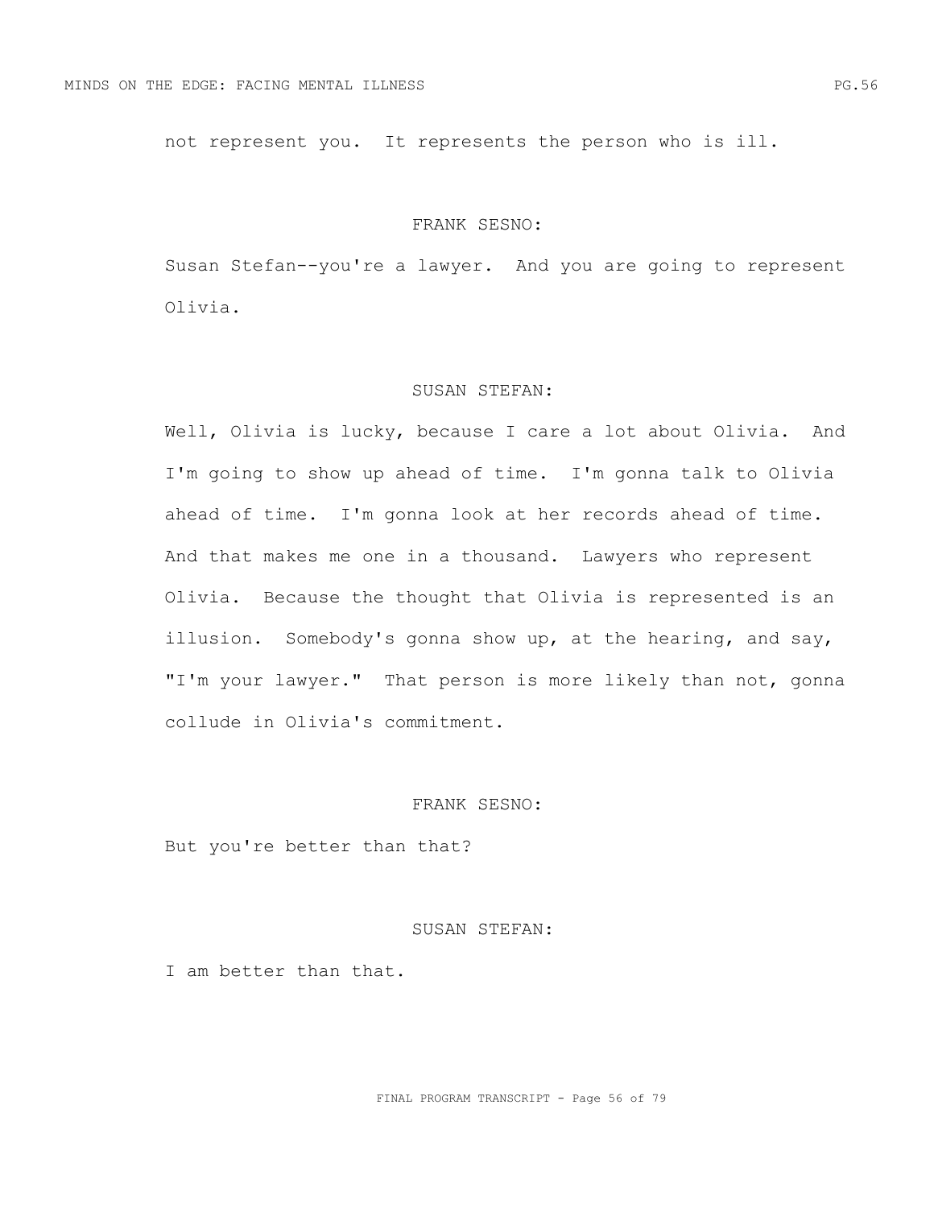not represent you. It represents the person who is ill.

FRANK SESNO:

Susan Stefan--you're a lawyer. And you are going to represent Olivia.

SUSAN STEFAN:

Well, Olivia is lucky, because I care a lot about Olivia. And I'm going to show up ahead of time. I'm gonna talk to Olivia ahead of time. I'm gonna look at her records ahead of time. And that makes me one in a thousand. Lawyers who represent Olivia. Because the thought that Olivia is represented is an illusion. Somebody's gonna show up, at the hearing, and say, "I'm your lawyer." That person is more likely than not, gonna collude in Olivia's commitment.

FRANK SESNO:

But you're better than that?

SUSAN STEFAN:

I am better than that.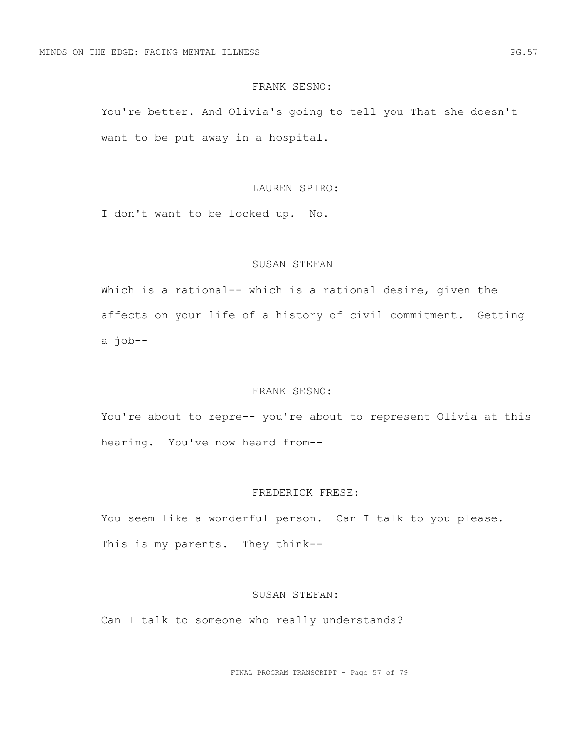FRANK SESNO:

You're better. And Olivia's going to tell you That she doesn't want to be put away in a hospital.

LAUREN SPIRO:

I don't want to be locked up.  No.

SUSAN STEFAN

Which is a rational-- which is a rational desire, given the affects on your life of a history of civil commitment.  Getting a job--

FRANK SESNO:

You're about to repre-- you're about to represent Olivia at this hearing.  You've now heard from--

FREDERICK FRESE:

You seem like a wonderful person.  Can I talk to you please. This is my parents.  They think--

SUSAN STEFAN:

Can I talk to someone who really understands?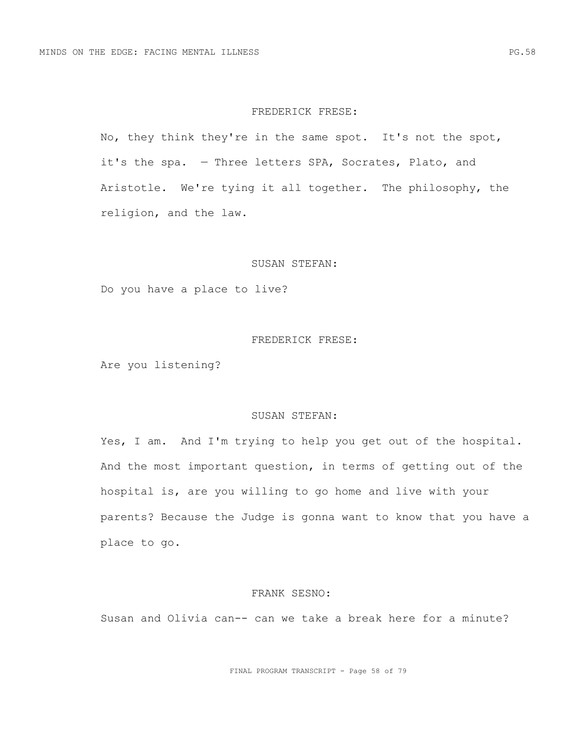FREDERICK FRESE:

No, they think they're in the same spot. It's not the spot, it's the spa. — Three letters SPA, Socrates, Plato, and Aristotle. We're tying it all together. The philosophy, the religion, and the law.

SUSAN STEFAN:

Do you have a place to live?

FREDERICK FRESE:

Are you listening?

SUSAN STEFAN:

Yes, I am. And I'm trying to help you get out of the hospital. And the most important question, in terms of getting out of the hospital is, are you willing to go home and live with your parents? Because the Judge is gonna want to know that you have a place to go.

FRANK SESNO:

Susan and Olivia can-- can we take a break here for a minute?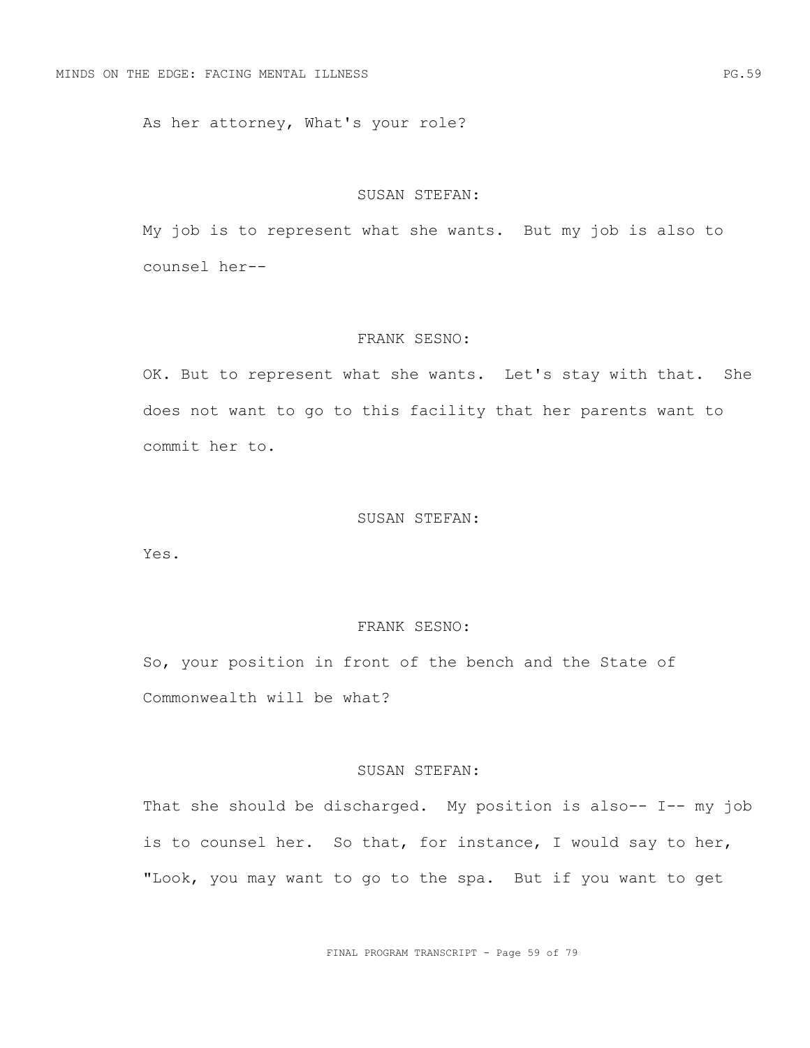As her attorney, What's your role?

SUSAN STEFAN:

My job is to represent what she wants. But my job is also to counsel her--

FRANK SESNO:

OK. But to represent what she wants. Let's stay with that. She does not want to go to this facility that her parents want to commit her to.

SUSAN STEFAN:

Yes.

FRANK SESNO:

So, your position in front of the bench and the State of Commonwealth will be what?

SUSAN STEFAN:

That she should be discharged. My position is also-- I-- my job is to counsel her. So that, for instance, I would say to her, "Look, you may want to go to the spa. But if you want to get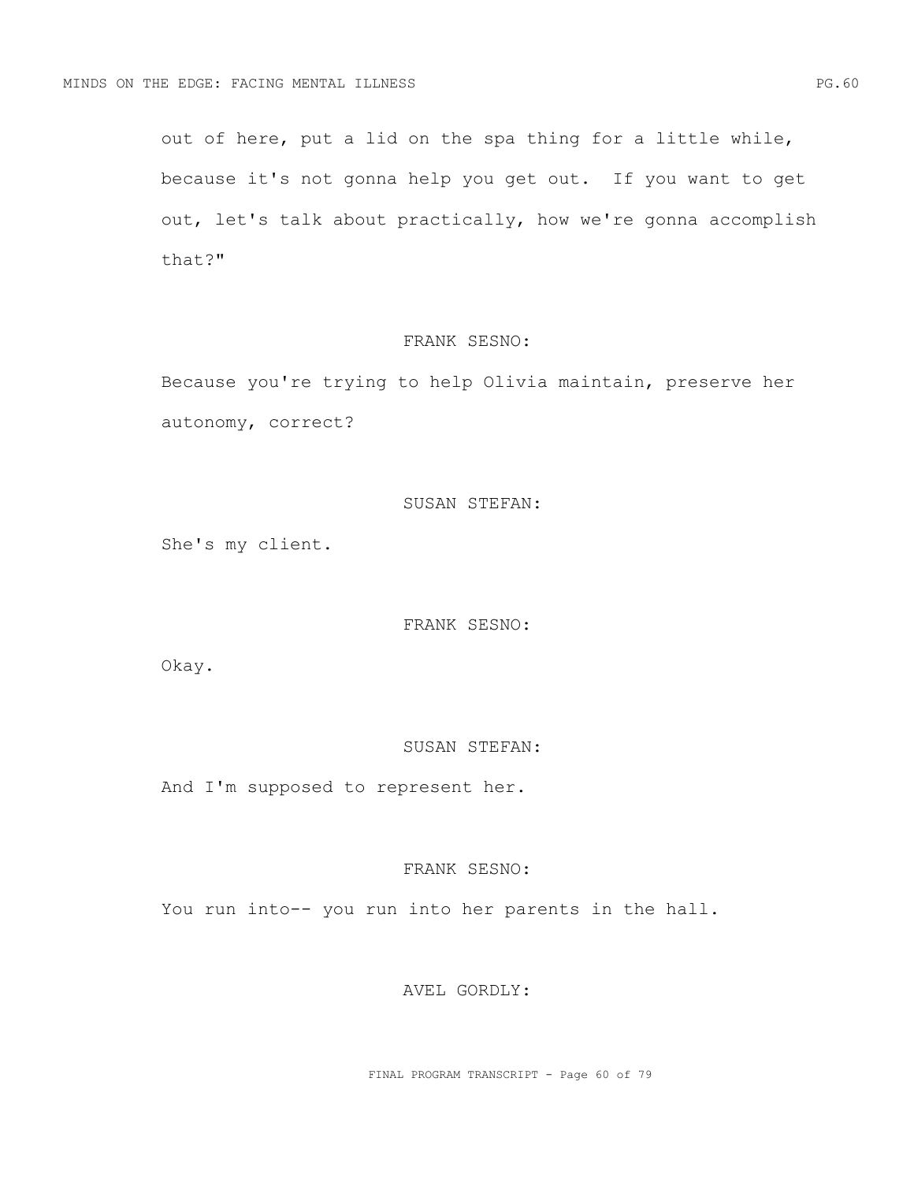out of here, put a lid on the spa thing for a little while, because it's not gonna help you get out. If you want to get out, let's talk about practically, how we're gonna accomplish that?"

FRANK SESNO:

Because you're trying to help Olivia maintain, preserve her autonomy, correct?

SUSAN STEFAN:

She's my client.

FRANK SESNO:

Okay.

SUSAN STEFAN:

And I'm supposed to represent her.

FRANK SESNO:

You run into-- you run into her parents in the hall.

AVEL GORDLY: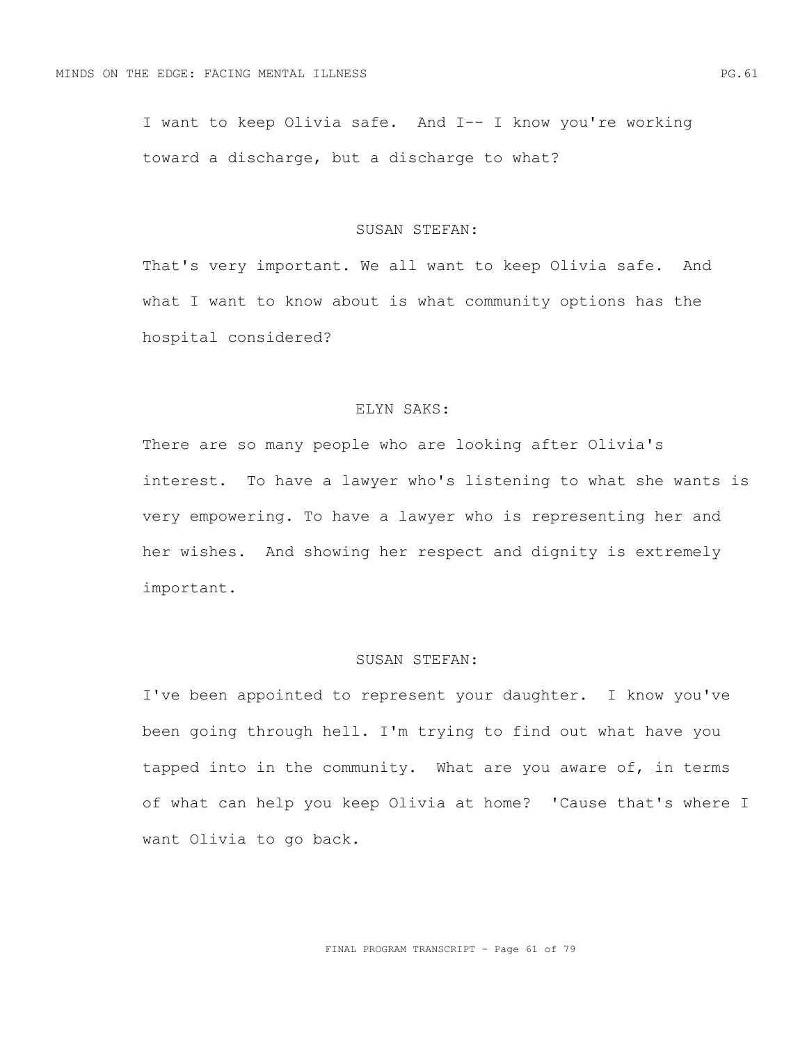I want to keep Olivia safe. And I-- I know you're working toward a discharge, but a discharge to what?

SUSAN STEFAN:

That's very important. We all want to keep Olivia safe. And what I want to know about is what community options has the hospital considered?

ELYN SAKS:

There are so many people who are looking after Olivia's interest. To have a lawyer who's listening to what she wants is very empowering. To have a lawyer who is representing her and her wishes. And showing her respect and dignity is extremely important.

SUSAN STEFAN:

I've been appointed to represent your daughter. I know you've been going through hell. I'm trying to find out what have you tapped into in the community. What are you aware of, in terms of what can help you keep Olivia at home? 'Cause that's where I want Olivia to go back.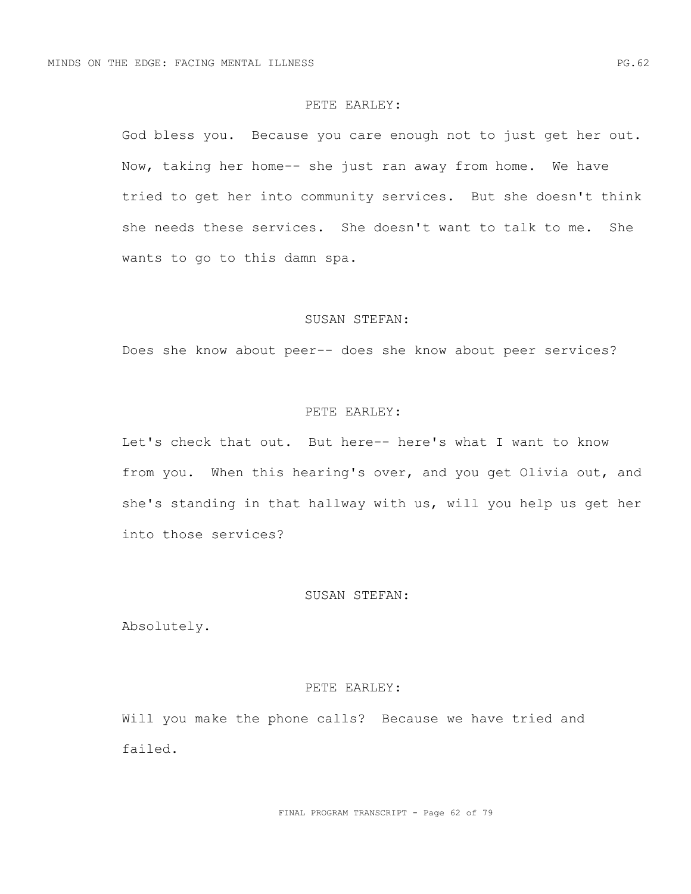PETE EARLEY:

God bless you. Because you care enough not to just get her out. Now, taking her home-- she just ran away from home. We have tried to get her into community services. But she doesn't think she needs these services. She doesn't want to talk to me. She wants to go to this damn spa.

SUSAN STEFAN:

Does she know about peer-- does she know about peer services?

PETE EARLEY:

Let's check that out. But here-- here's what I want to know from you. When this hearing's over, and you get Olivia out, and she's standing in that hallway with us, will you help us get her into those services?

SUSAN STEFAN:

Absolutely.

PETE EARLEY:

Will you make the phone calls? Because we have tried and failed.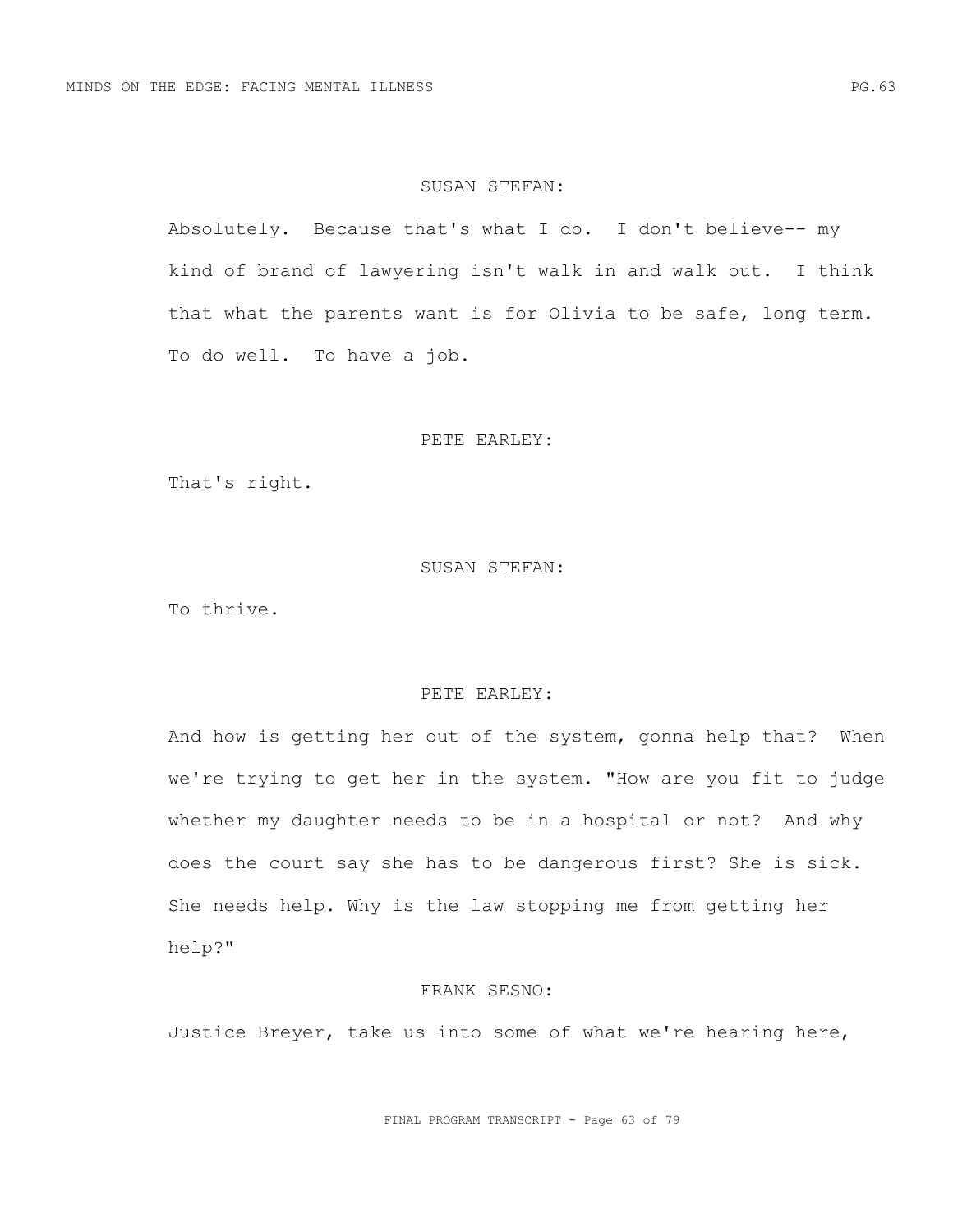SUSAN STEFAN:

Absolutely. Because that's what I do. I don't believe-- my kind of brand of lawyering isn't walk in and walk out. I think that what the parents want is for Olivia to be safe, long term. To do well. To have a job.

PETE EARLEY:

That's right.

SUSAN STEFAN:

To thrive.

PETE EARLEY:

And how is getting her out of the system, gonna help that? When we're trying to get her in the system. "How are you fit to judge whether my daughter needs to be in a hospital or not? And why does the court say she has to be dangerous first? She is sick. She needs help. Why is the law stopping me from getting her help?"

FRANK SESNO:

Justice Breyer, take us into some of what we're hearing here,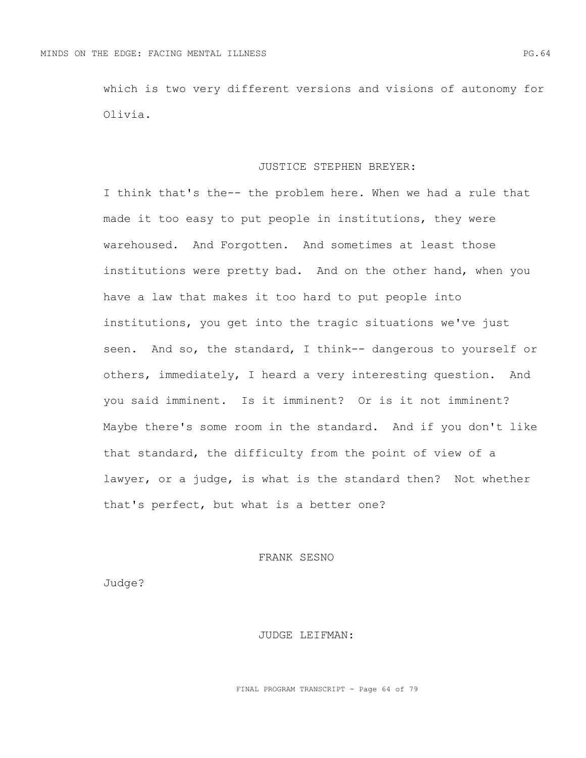which is two very different versions and visions of autonomy for Olivia.

JUSTICE STEPHEN BREYER:

I think that's the-- the problem here. When we had a rule that made it too easy to put people in institutions, they were warehoused. And Forgotten. And sometimes at least those institutions were pretty bad. And on the other hand, when you have a law that makes it too hard to put people into institutions, you get into the tragic situations we've just seen. And so, the standard, I think-- dangerous to yourself or others, immediately, I heard a very interesting question. And you said imminent. Is it imminent? Or is it not imminent? Maybe there's some room in the standard. And if you don't like that standard, the difficulty from the point of view of a lawyer, or a judge, is what is the standard then? Not whether that's perfect, but what is a better one?

FRANK SESNO

Judge?

JUDGE LEIFMAN: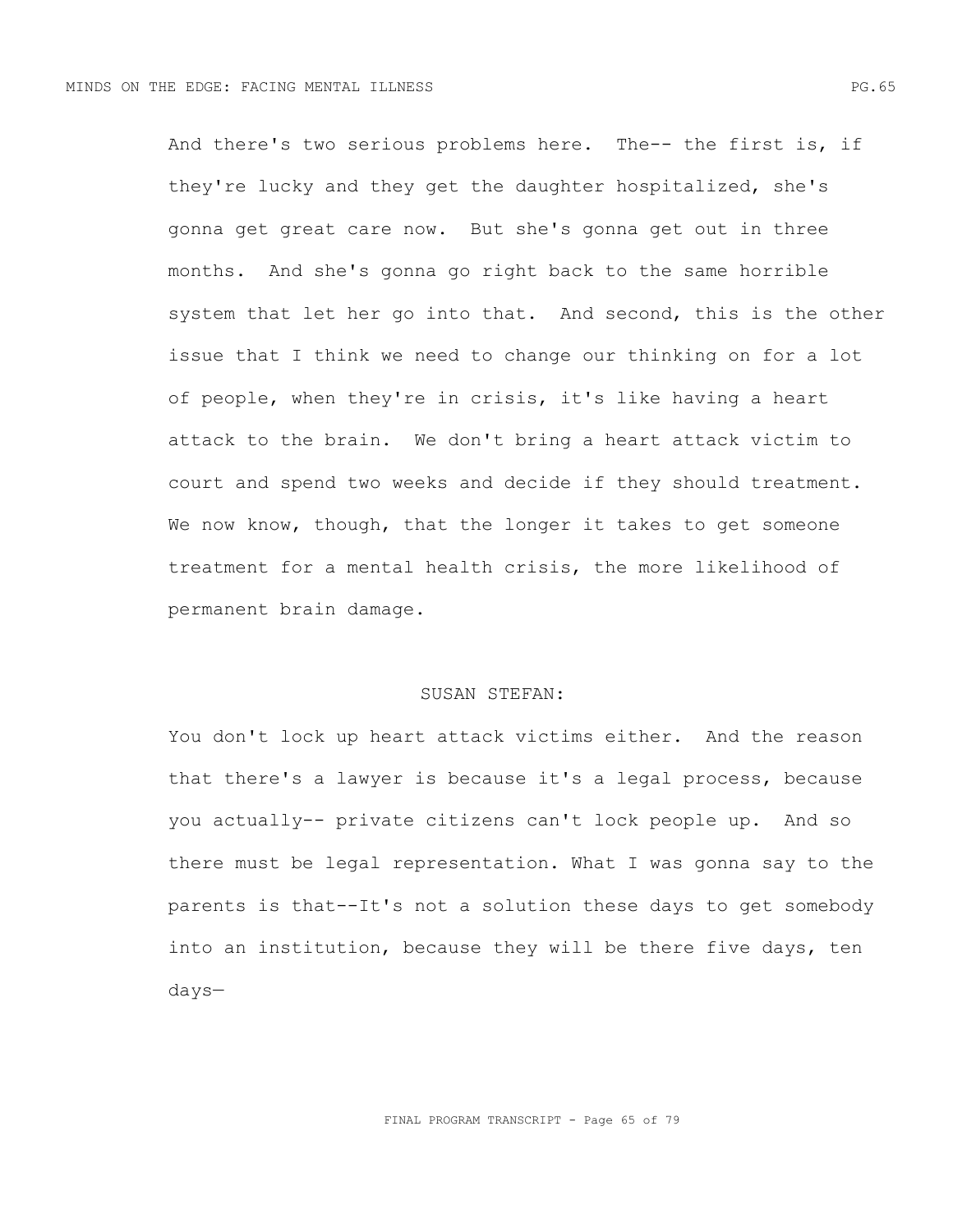And there's two serious problems here. The-- the first is, if they're lucky and they get the daughter hospitalized, she's gonna get great care now. But she's gonna get out in three months. And she's gonna go right back to the same horrible system that let her go into that. And second, this is the other issue that I think we need to change our thinking on for a lot of people, when they're in crisis, it's like having a heart attack to the brain. We don't bring a heart attack victim to court and spend two weeks and decide if they should treatment. We now know, though, that the longer it takes to get someone treatment for a mental health crisis, the more likelihood of permanent brain damage.

SUSAN STEFAN:

You don't lock up heart attack victims either. And the reason that there's a lawyer is because it's a legal process, because you actually-- private citizens can't lock people up. And so there must be legal representation. What I was gonna say to the parents is that--It's not a solution these days to get somebody into an institution, because they will be there five days, ten days—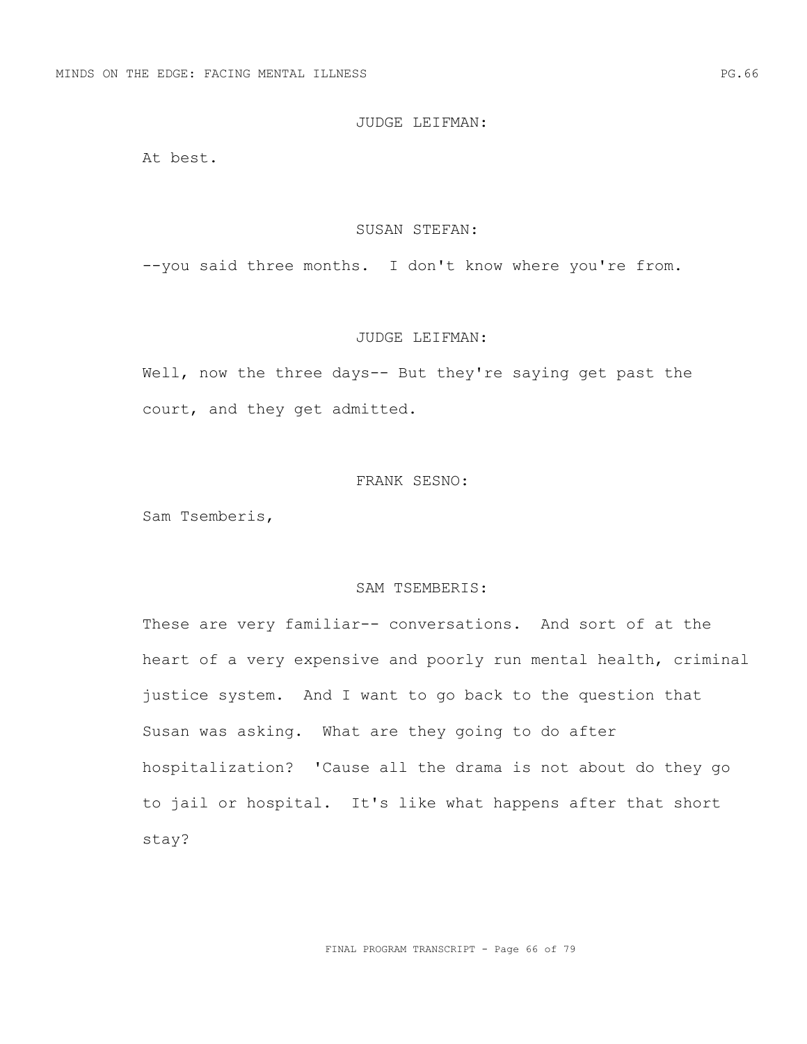JUDGE LEIFMAN:

At best.

SUSAN STEFAN:

--you said three months.  I don't know where you're from.

JUDGE LEIFMAN:

Well, now the three days-- But they're saying get past the court, and they get admitted.

FRANK SESNO:

Sam Tsemberis,

SAM TSEMBERIS:

These are very familiar-- conversations.  And sort of at the heart of a very expensive and poorly run mental health, criminal justice system.  And I want to go back to the question that Susan was asking.  What are they going to do after hospitalization?  'Cause all the drama is not about do they go to jail or hospital.  It's like what happens after that short stay?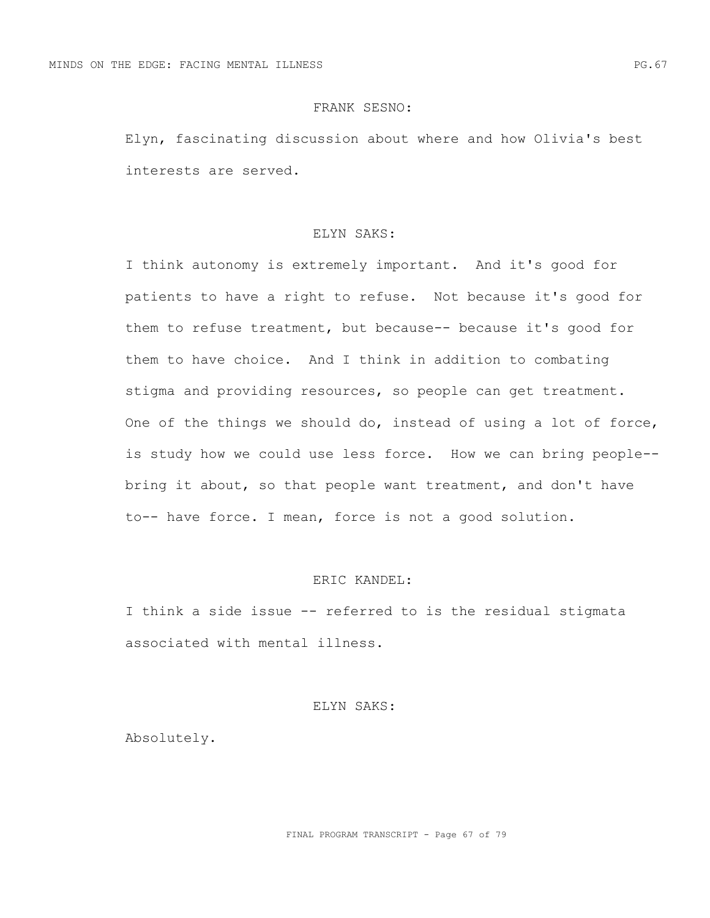FRANK SESNO:

Elyn, fascinating discussion about where and how Olivia's best interests are served.

ELYN SAKS:

I think autonomy is extremely important. And it's good for patients to have a right to refuse. Not because it's good for them to refuse treatment, but because-- because it's good for them to have choice. And I think in addition to combating stigma and providing resources, so people can get treatment. One of the things we should do, instead of using a lot of force, is study how we could use less force. How we can bring people-- bring it about, so that people want treatment, and don't have to-- have force. I mean, force is not a good solution.

ERIC KANDEL:

I think a side issue -- referred to is the residual stigmata associated with mental illness.

ELYN SAKS:

Absolutely.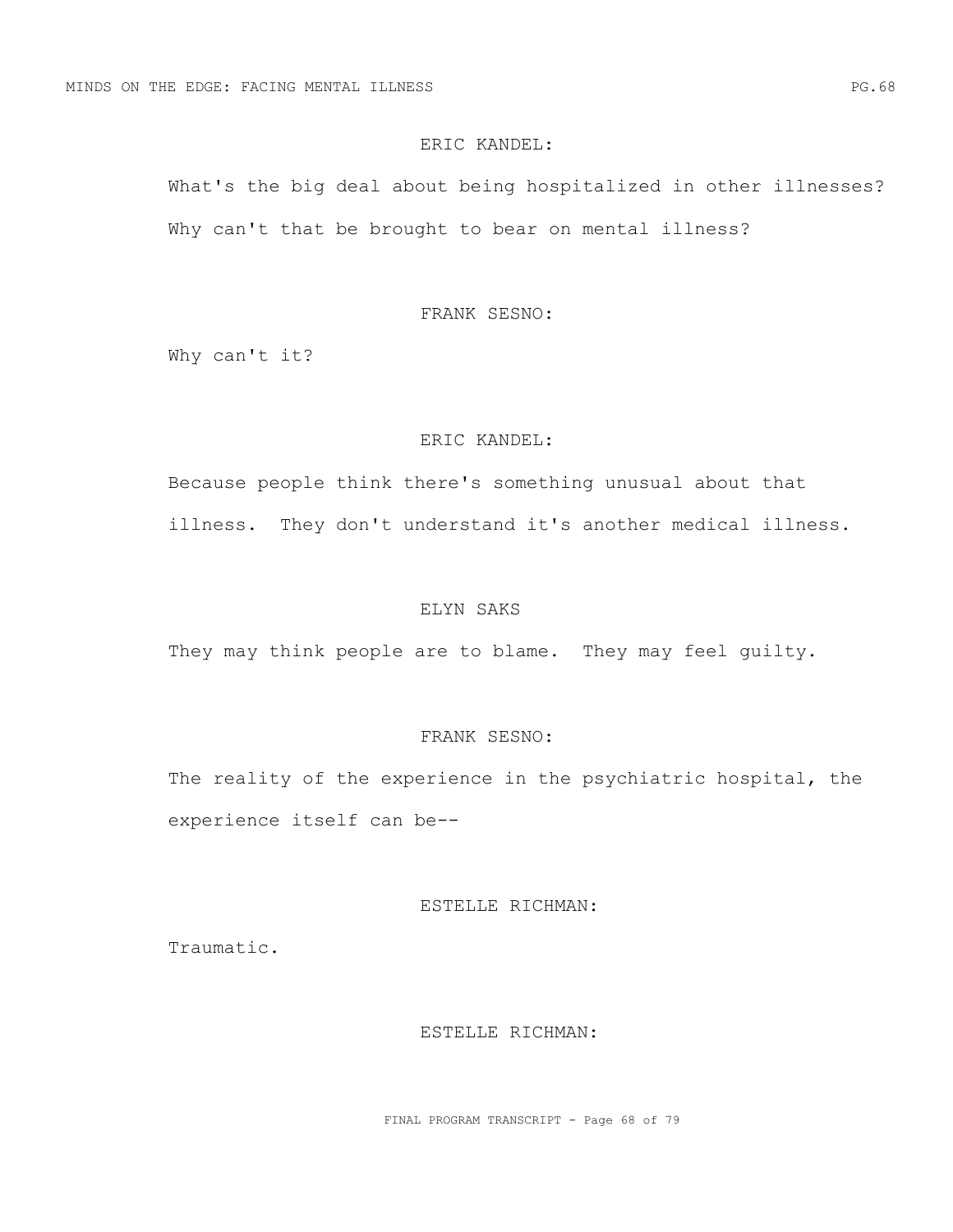ERIC KANDEL:

What's the big deal about being hospitalized in other illnesses? Why can't that be brought to bear on mental illness?

FRANK SESNO:

Why can't it?

ERIC KANDEL:

Because people think there's something unusual about that illness. They don't understand it's another medical illness.

ELYN SAKS

They may think people are to blame. They may feel guilty.

FRANK SESNO:

The reality of the experience in the psychiatric hospital, the experience itself can be--

ESTELLE RICHMAN:

Traumatic.

ESTELLE RICHMAN: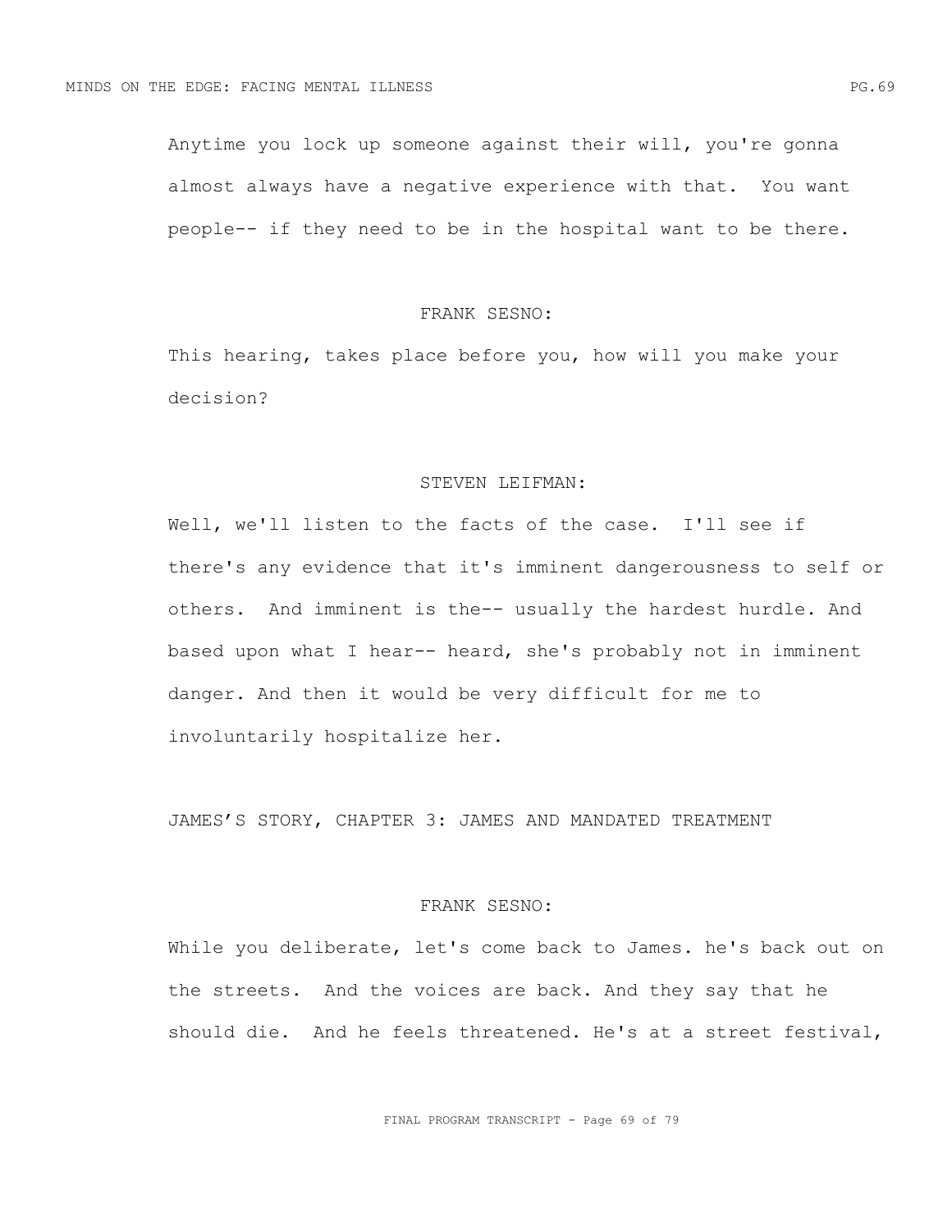Anytime you lock up someone against their will, you're gonna almost always have a negative experience with that. You want people-- if they need to be in the hospital want to be there.

FRANK SESNO:

This hearing, takes place before you, how will you make your decision?

STEVEN LEIFMAN:

Well, we'll listen to the facts of the case. I'll see if there's any evidence that it's imminent dangerousness to self or others. And imminent is the-- usually the hardest hurdle. And based upon what I hear-- heard, she's probably not in imminent danger. And then it would be very difficult for me to involuntarily hospitalize her.

JAMES'S STORY, CHAPTER 3: JAMES AND MANDATED TREATMENT

FRANK SESNO:

While you deliberate, let's come back to James. he's back out on the streets. And the voices are back. And they say that he should die. And he feels threatened. He's at a street festival,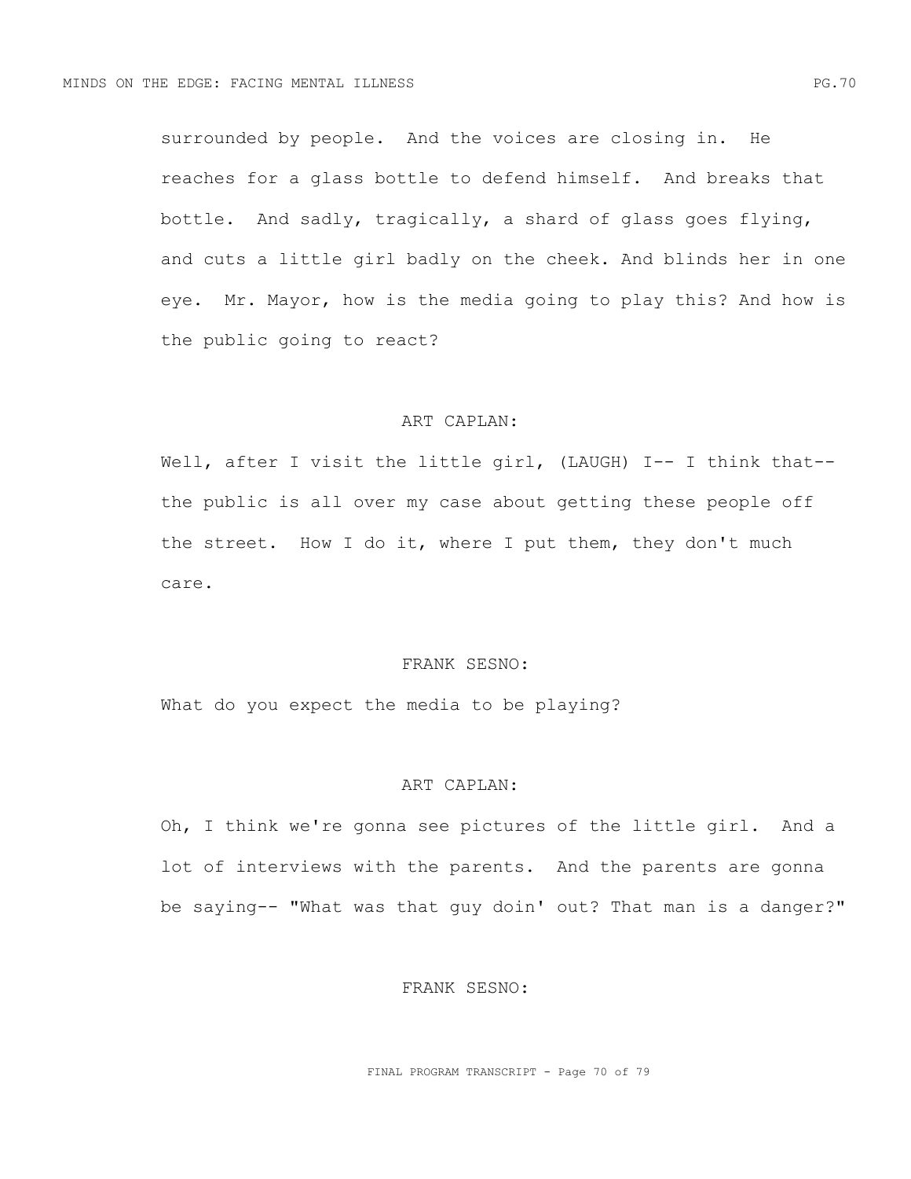surrounded by people. And the voices are closing in. He reaches for a glass bottle to defend himself. And breaks that bottle. And sadly, tragically, a shard of glass goes flying, and cuts a little girl badly on the cheek. And blinds her in one eye. Mr. Mayor, how is the media going to play this? And how is the public going to react?

ART CAPLAN:

Well, after I visit the little girl, (LAUGH) I-- I think that-- the public is all over my case about getting these people off the street. How I do it, where I put them, they don't much care.

FRANK SESNO:

What do you expect the media to be playing?

ART CAPLAN:

Oh, I think we're gonna see pictures of the little girl. And a lot of interviews with the parents. And the parents are gonna be saying-- "What was that guy doin' out? That man is a danger?"

FRANK SESNO: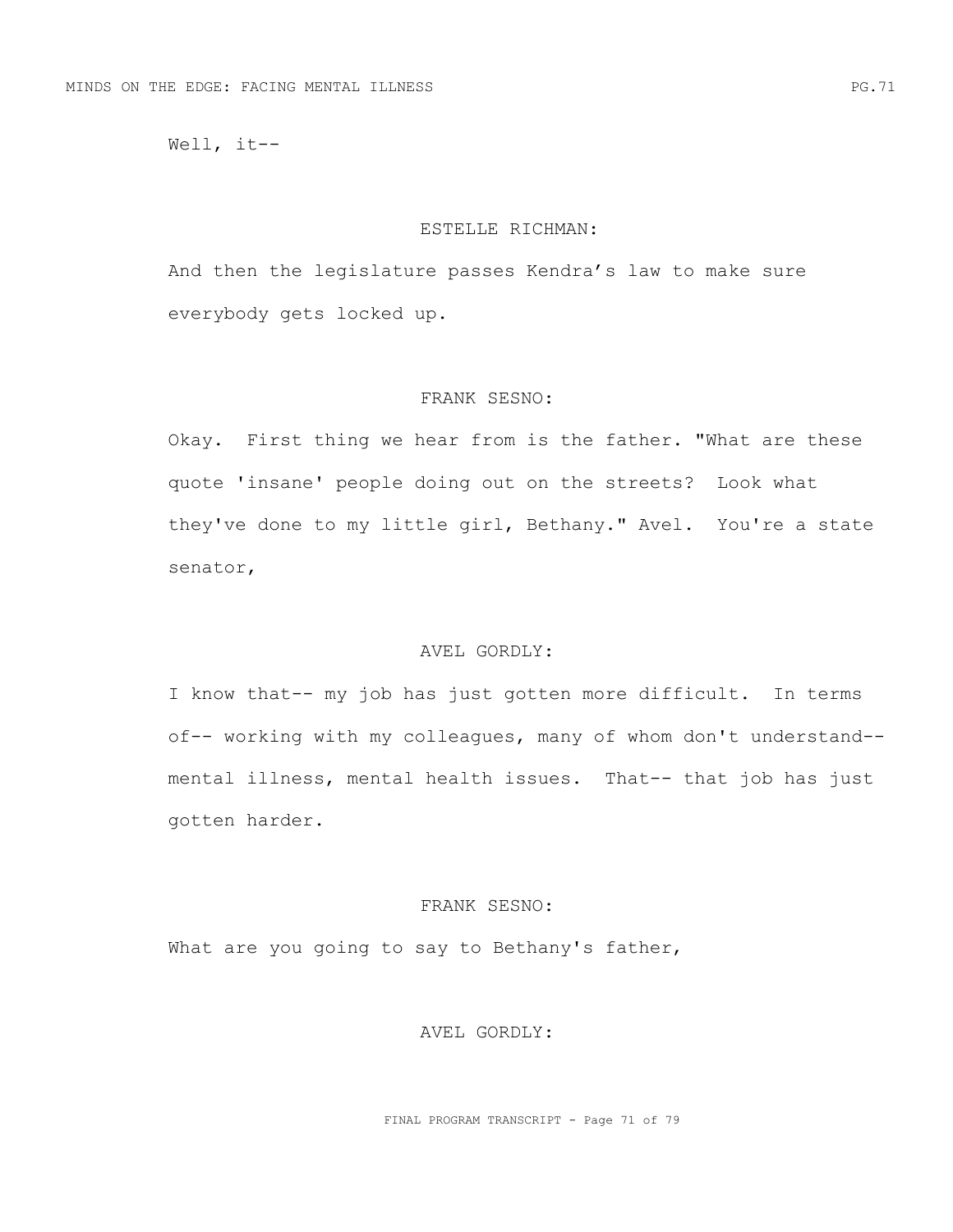Well, it--

ESTELLE RICHMAN:

And then the legislature passes Kendra's law to make sure everybody gets locked up.

FRANK SESNO:

Okay. First thing we hear from is the father. "What are these quote 'insane' people doing out on the streets? Look what they've done to my little girl, Bethany." Avel. You're a state senator,

AVEL GORDLY:

I know that-- my job has just gotten more difficult. In terms of-- working with my colleagues, many of whom don't understand-- mental illness, mental health issues. That-- that job has just gotten harder.

FRANK SESNO:

What are you going to say to Bethany's father,

AVEL GORDLY: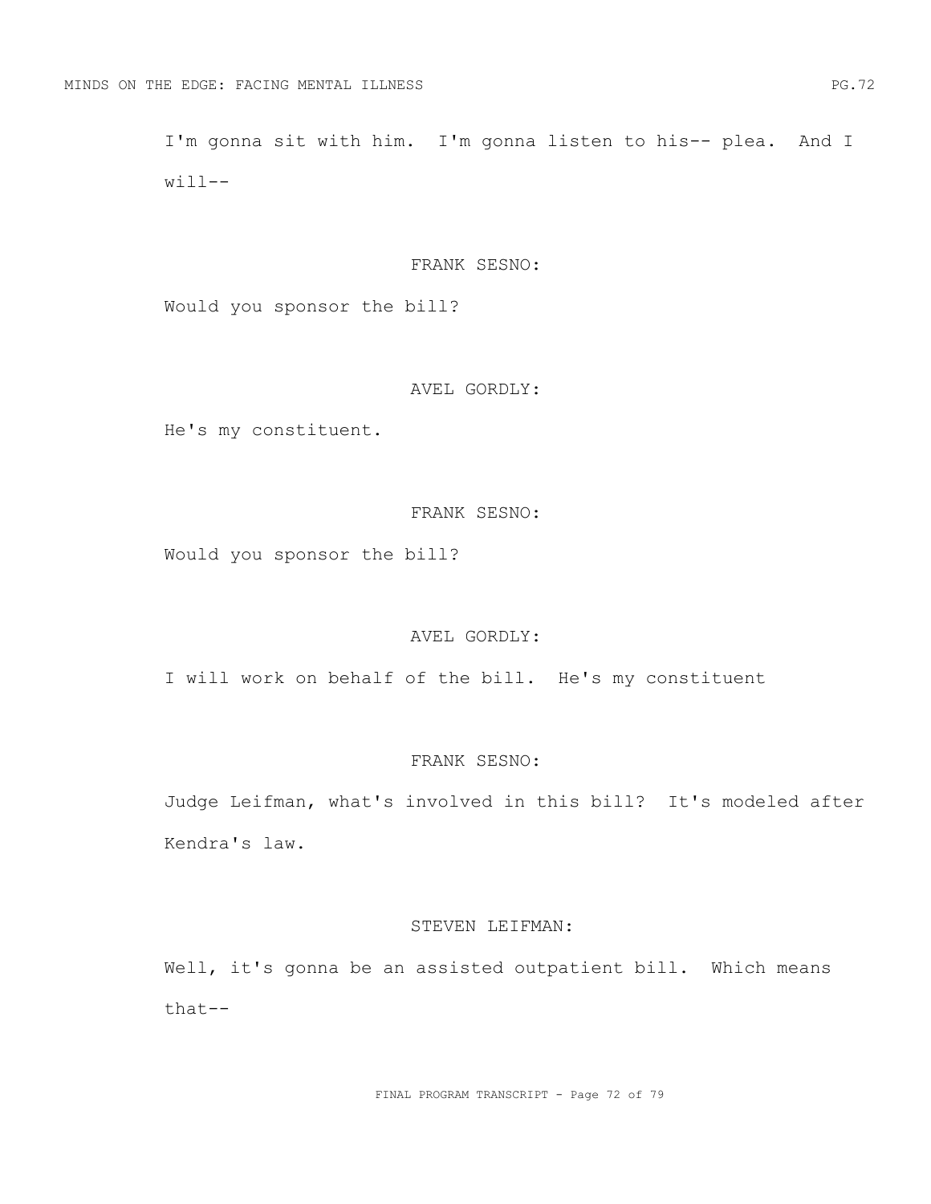I'm gonna sit with him. I'm gonna listen to his-- plea. And I will--

FRANK SESNO:

Would you sponsor the bill?

AVEL GORDLY:

He's my constituent.

FRANK SESNO:

Would you sponsor the bill?

AVEL GORDLY:

I will work on behalf of the bill. He's my constituent

FRANK SESNO:

Judge Leifman, what's involved in this bill? It's modeled after Kendra's law.

STEVEN LEIFMAN:

Well, it's gonna be an assisted outpatient bill. Which means that--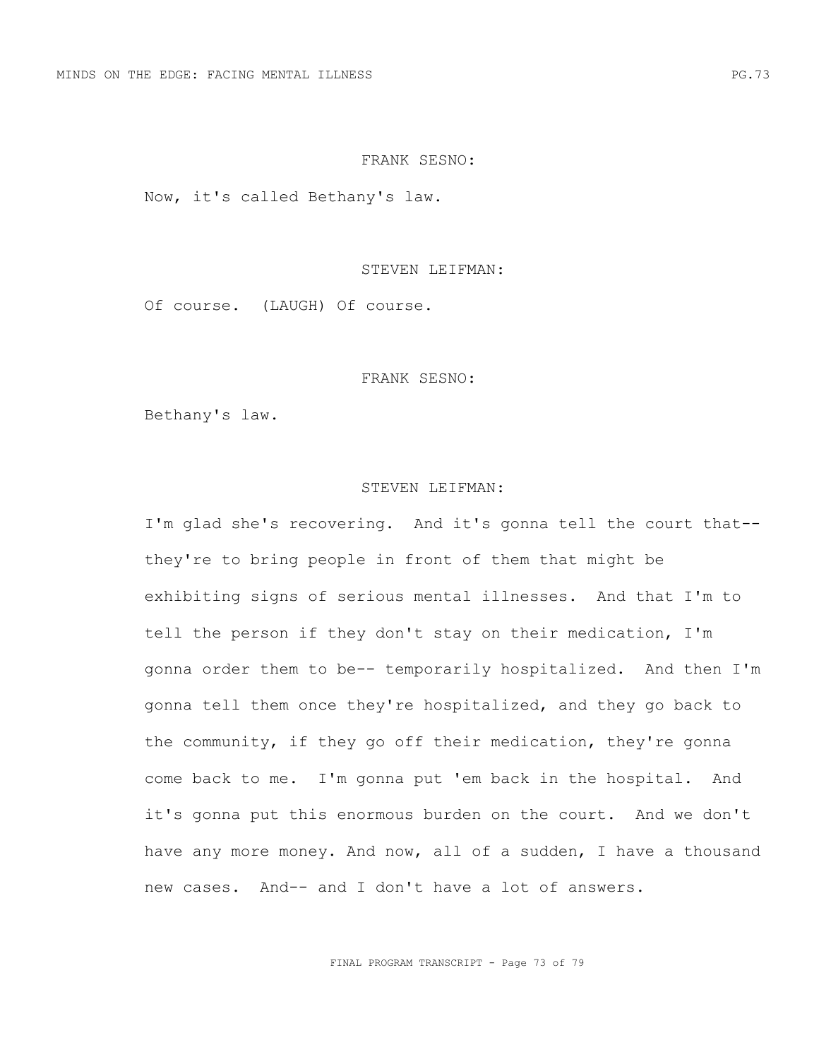FRANK SESNO:

Now, it's called Bethany's law.

STEVEN LEIFMAN:

Of course. (LAUGH) Of course.

FRANK SESNO:

Bethany's law.

STEVEN LEIFMAN:

I'm glad she's recovering. And it's gonna tell the court that-- they're to bring people in front of them that might be exhibiting signs of serious mental illnesses. And that I'm to tell the person if they don't stay on their medication, I'm gonna order them to be-- temporarily hospitalized. And then I'm gonna tell them once they're hospitalized, and they go back to the community, if they go off their medication, they're gonna come back to me. I'm gonna put 'em back in the hospital. And it's gonna put this enormous burden on the court. And we don't have any more money. And now, all of a sudden, I have a thousand new cases. And-- and I don't have a lot of answers.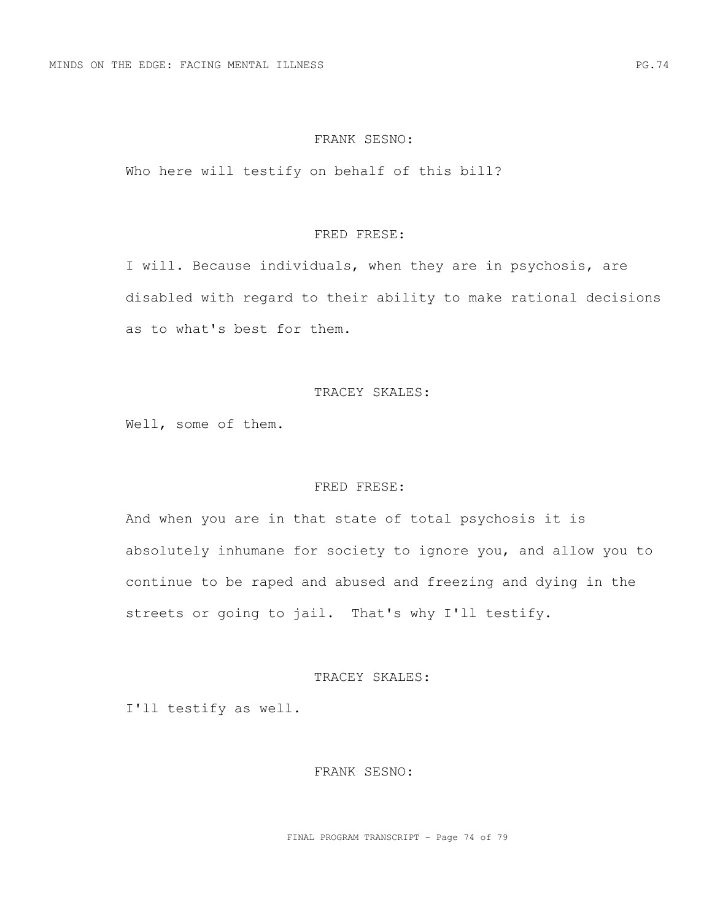FRANK SESNO:

Who here will testify on behalf of this bill?

FRED FRESE:

I will. Because individuals, when they are in psychosis, are disabled with regard to their ability to make rational decisions as to what's best for them.

TRACEY SKALES:

Well, some of them.

FRED FRESE:

And when you are in that state of total psychosis it is absolutely inhumane for society to ignore you, and allow you to continue to be raped and abused and freezing and dying in the streets or going to jail. That's why I'll testify.

TRACEY SKALES:

I'll testify as well.

FRANK SESNO: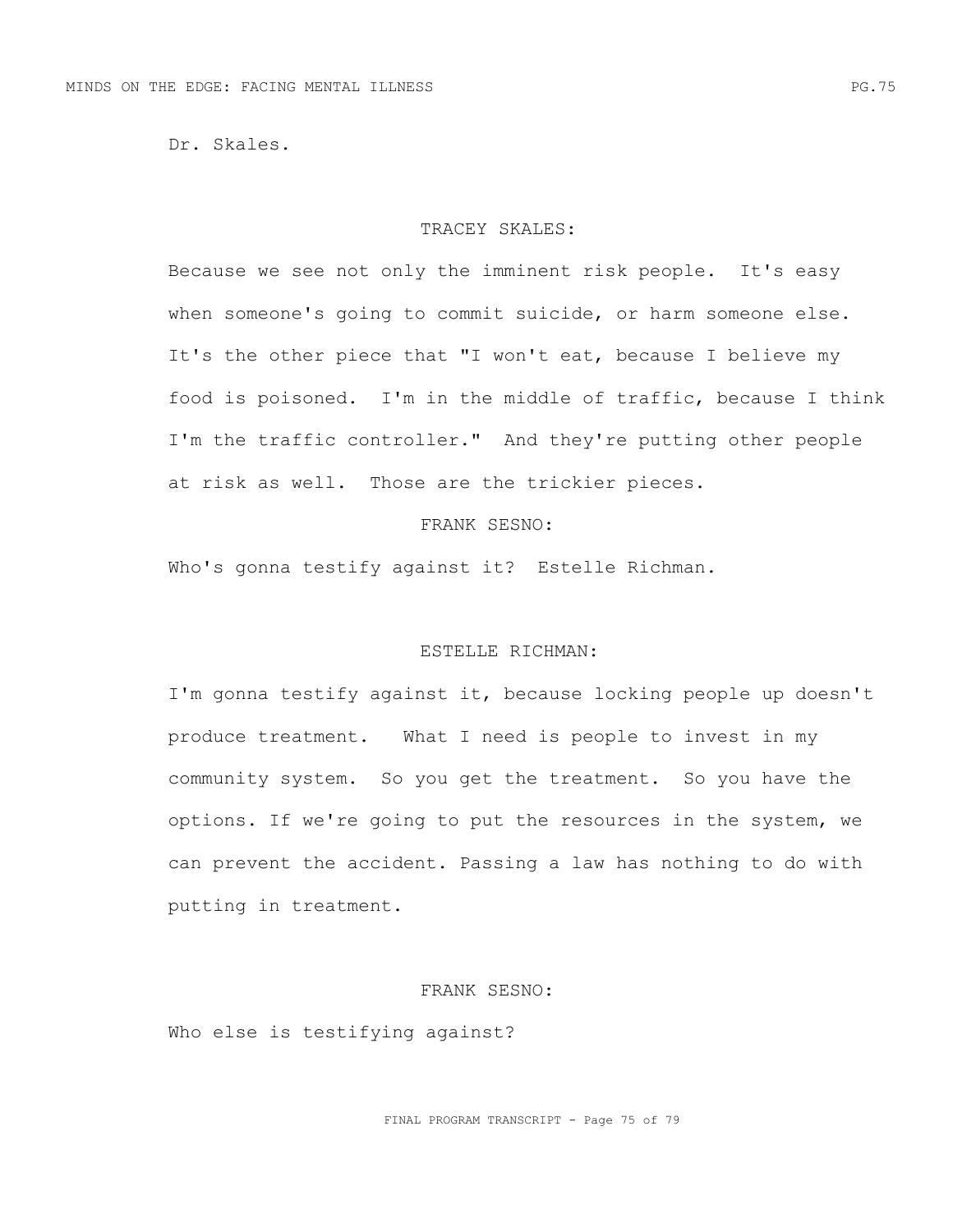Dr. Skales.

TRACEY SKALES:

Because we see not only the imminent risk people. It's easy when someone's going to commit suicide, or harm someone else. It's the other piece that "I won't eat, because I believe my food is poisoned. I'm in the middle of traffic, because I think I'm the traffic controller." And they're putting other people at risk as well. Those are the trickier pieces.

FRANK SESNO:

Who's gonna testify against it? Estelle Richman.

ESTELLE RICHMAN:

I'm gonna testify against it, because locking people up doesn't produce treatment. What I need is people to invest in my community system. So you get the treatment. So you have the options. If we're going to put the resources in the system, we can prevent the accident. Passing a law has nothing to do with putting in treatment.

FRANK SESNO:

Who else is testifying against?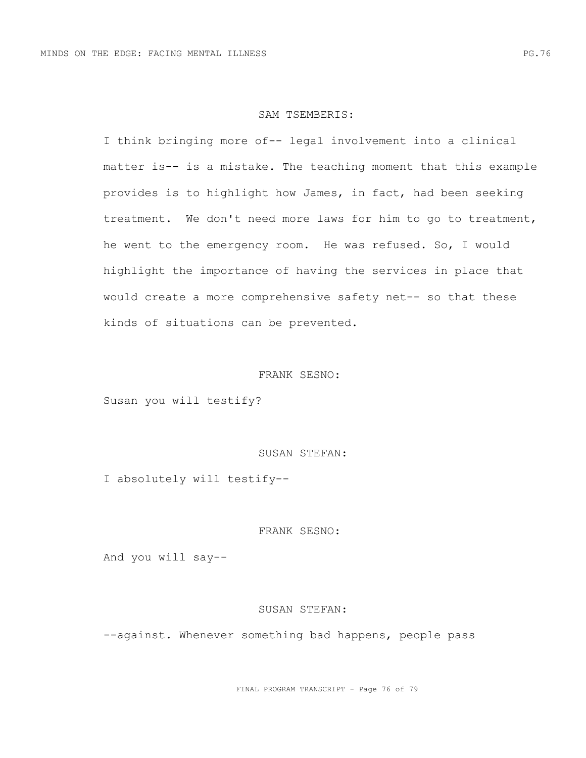SAM TSEMBERIS:

I think bringing more of-- legal involvement into a clinical matter is-- is a mistake. The teaching moment that this example provides is to highlight how James, in fact, had been seeking treatment. We don't need more laws for him to go to treatment, he went to the emergency room. He was refused. So, I would highlight the importance of having the services in place that would create a more comprehensive safety net-- so that these kinds of situations can be prevented.

FRANK SESNO:

Susan you will testify?

SUSAN STEFAN:

I absolutely will testify--

FRANK SESNO:

And you will say--

SUSAN STEFAN:

--against. Whenever something bad happens, people pass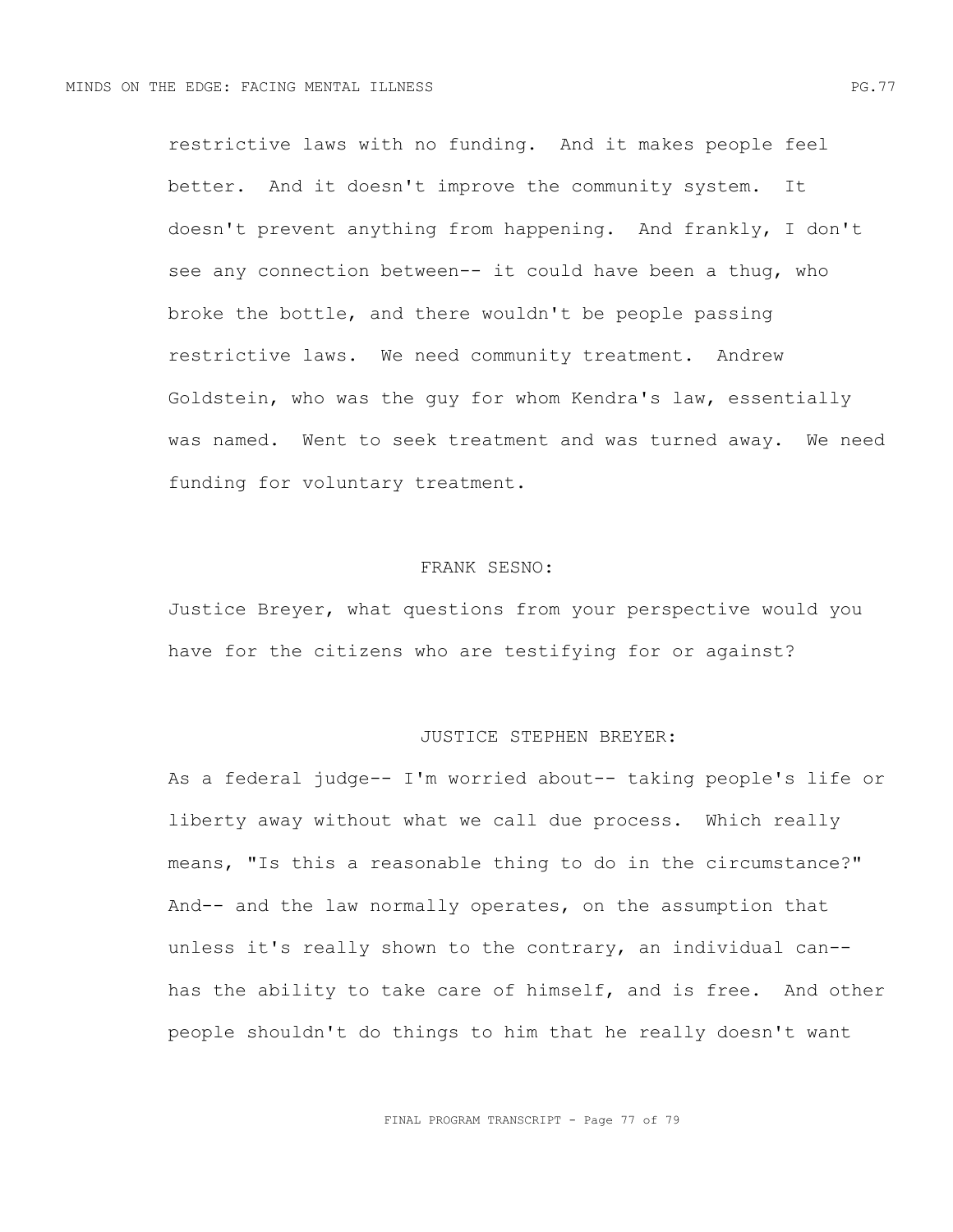restrictive laws with no funding. And it makes people feel better. And it doesn't improve the community system. It doesn't prevent anything from happening. And frankly, I don't see any connection between-- it could have been a thug, who broke the bottle, and there wouldn't be people passing restrictive laws. We need community treatment. Andrew Goldstein, who was the guy for whom Kendra's law, essentially was named. Went to seek treatment and was turned away. We need funding for voluntary treatment.

FRANK SESNO:

Justice Breyer, what questions from your perspective would you have for the citizens who are testifying for or against?

JUSTICE STEPHEN BREYER:

As a federal judge-- I'm worried about-- taking people's life or liberty away without what we call due process. Which really means, "Is this a reasonable thing to do in the circumstance?" And-- and the law normally operates, on the assumption that unless it's really shown to the contrary, an individual can-- has the ability to take care of himself, and is free. And other people shouldn't do things to him that he really doesn't want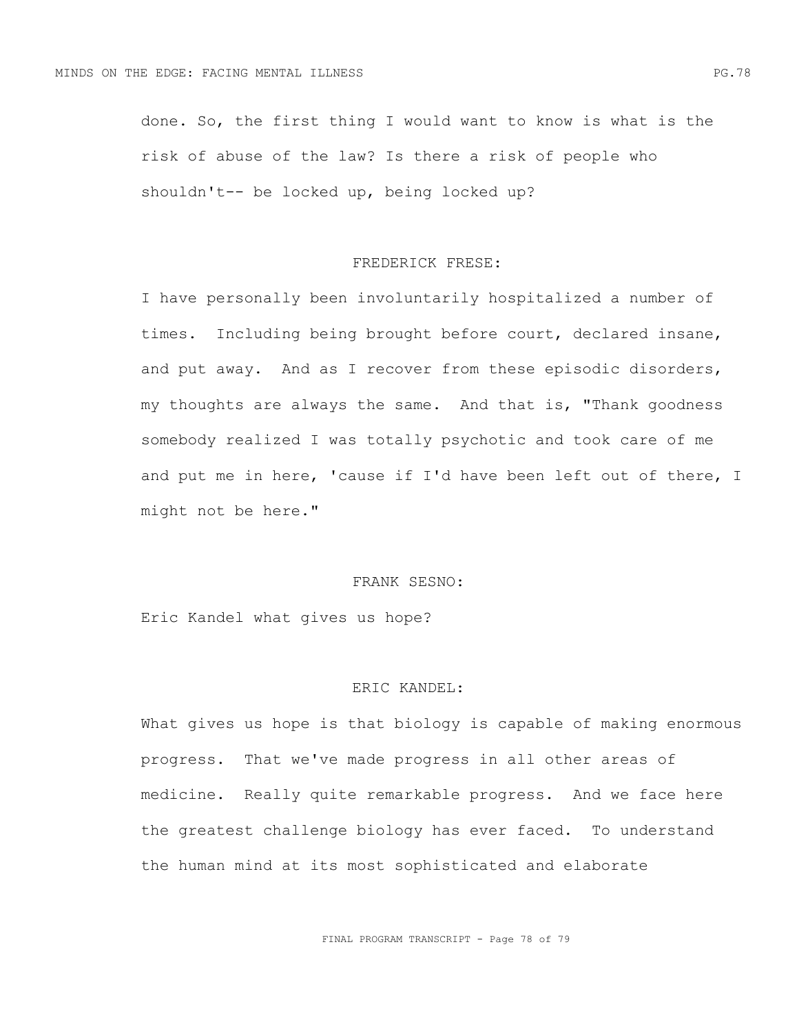done. So, the first thing I would want to know is what is the risk of abuse of the law? Is there a risk of people who shouldn't-- be locked up, being locked up?

FREDERICK FRESE:

I have personally been involuntarily hospitalized a number of times. Including being brought before court, declared insane, and put away. And as I recover from these episodic disorders, my thoughts are always the same. And that is, "Thank goodness somebody realized I was totally psychotic and took care of me and put me in here, 'cause if I'd have been left out of there, I might not be here."

FRANK SESNO:

Eric Kandel what gives us hope?

ERIC KANDEL:

What gives us hope is that biology is capable of making enormous progress. That we've made progress in all other areas of medicine. Really quite remarkable progress. And we face here the greatest challenge biology has ever faced. To understand the human mind at its most sophisticated and elaborate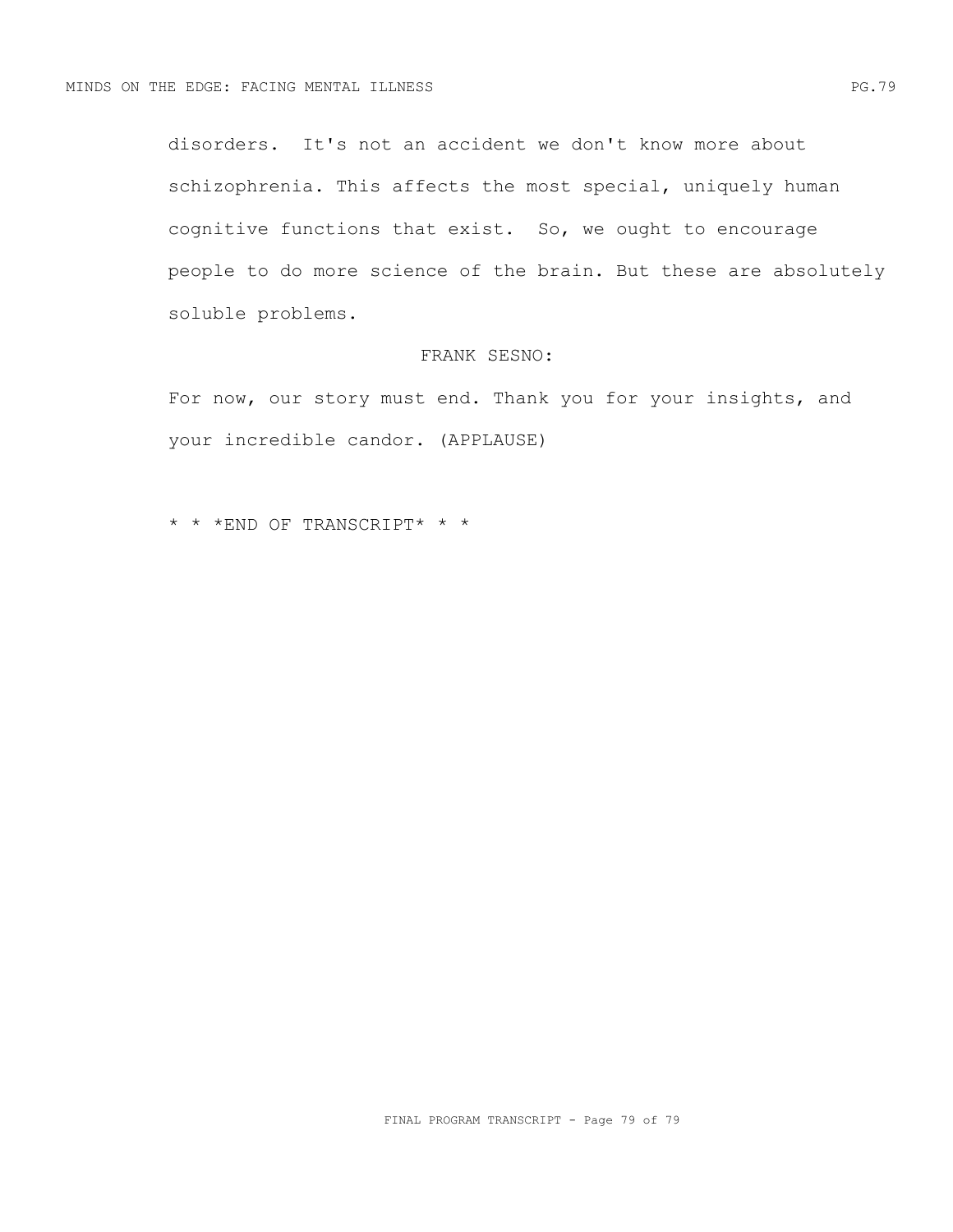disorders. It's not an accident we don't know more about schizophrenia. This affects the most special, uniquely human cognitive functions that exist. So, we ought to encourage people to do more science of the brain. But these are absolutely soluble problems.

FRANK SESNO:

For now, our story must end. Thank you for your insights, and your incredible candor. (APPLAUSE)

* * *END OF TRANSCRIPT* * *